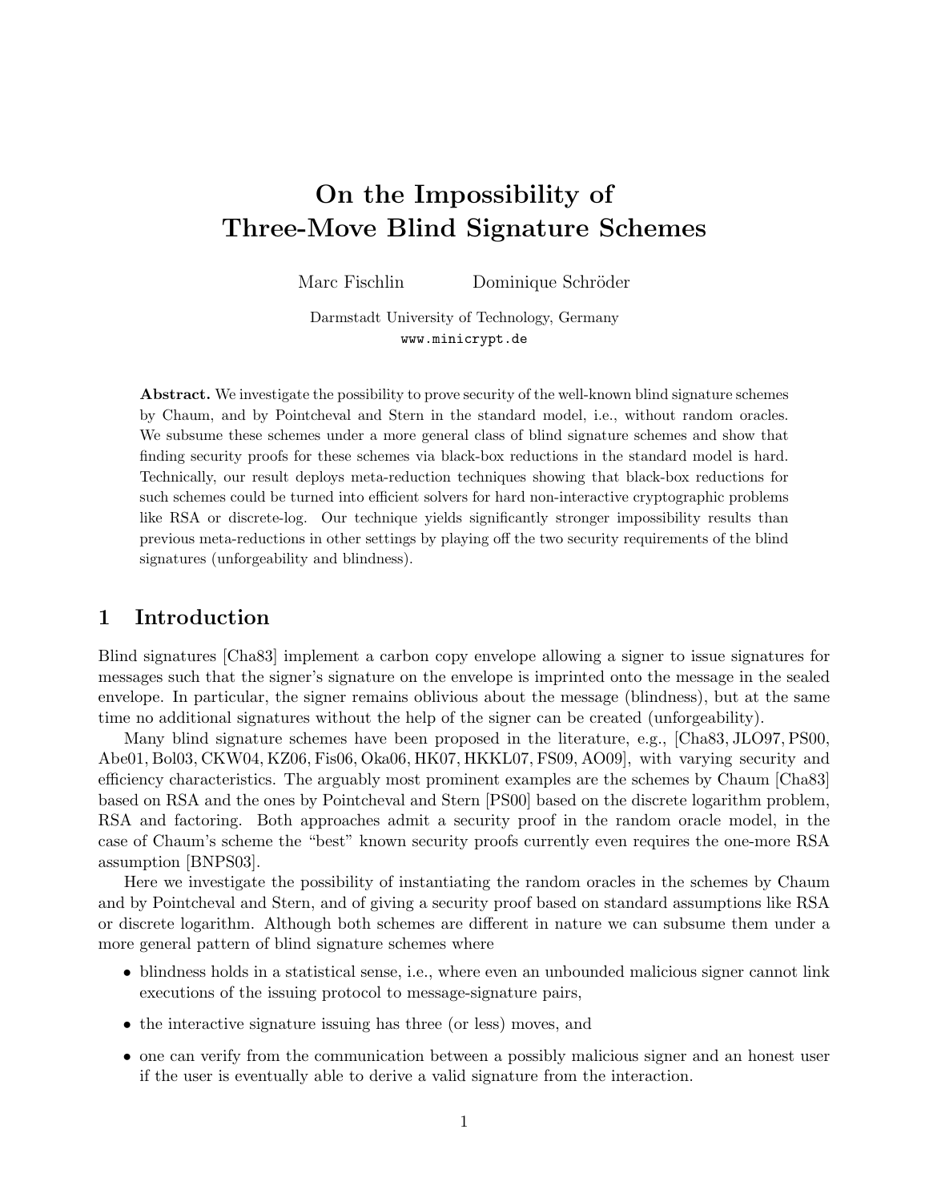# On the Impossibility of Three-Move Blind Signature Schemes

Marc Fischlin Dominique Schröder

Darmstadt University of Technology, Germany
www.minicrypt.de

**Abstract.** We investigate the possibility to prove security of the well-known blind signature schemes by Chaum, and by Pointcheval and Stern in the standard model, i.e., without random oracles. We subsume these schemes under a more general class of blind signature schemes and show that finding security proofs for these schemes via black-box reductions in the standard model is hard. Technically, our result deploys meta-reduction techniques showing that black-box reductions for such schemes could be turned into efficient solvers for hard non-interactive cryptographic problems like RSA or discrete-log. Our technique yields significantly stronger impossibility results than previous meta-reductions in other settings by playing off the two security requirements of the blind signatures (unforgeability and blindness).

## 1 Introduction

Blind signatures [Cha83] implement a carbon copy envelope allowing a signer to issue signatures for messages such that the signer's signature on the envelope is imprinted onto the message in the sealed envelope. In particular, the signer remains oblivious about the message (blindness), but at the same time no additional signatures without the help of the signer can be created (unforgeability).

Many blind signature schemes have been proposed in the literature, e.g., [Cha83, JLO97, PS00, Abe01, Bol03, CKW04, KZ06, Fis06, Oka06, HK07, HKKL07, FS09, AO09], with varying security and efficiency characteristics. The arguably most prominent examples are the schemes by Chaum [Cha83] based on RSA and the ones by Pointcheval and Stern [PS00] based on the discrete logarithm problem, RSA and factoring. Both approaches admit a security proof in the random oracle model, in the case of Chaum's scheme the "best" known security proofs currently even requires the one-more RSA assumption [BNPS03].

Here we investigate the possibility of instantiating the random oracles in the schemes by Chaum and by Pointcheval and Stern, and of giving a security proof based on standard assumptions like RSA or discrete logarithm. Although both schemes are different in nature we can subsume them under a more general pattern of blind signature schemes where

- blindness holds in a statistical sense, i.e., where even an unbounded malicious signer cannot link executions of the issuing protocol to message-signature pairs,
- the interactive signature issuing has three (or less) moves, and
- one can verify from the communication between a possibly malicious signer and an honest user if the user is eventually able to derive a valid signature from the interaction.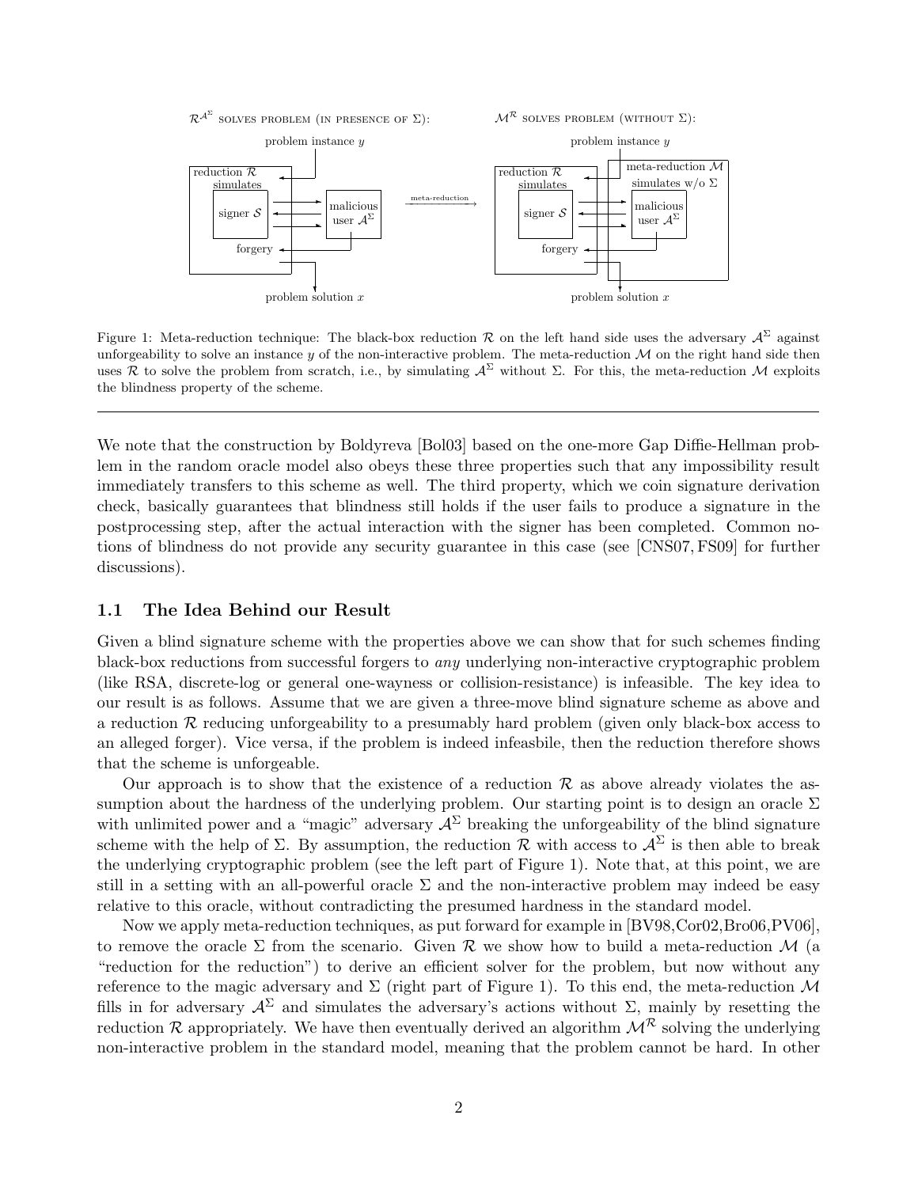Figure 1: Meta-reduction technique: The black-box reduction $\mathcal{R}$ on the left hand side uses the adversary $\mathcal{A}^\Sigma$ against unforgeability to solve an instance $y$ of the non-interactive problem. The meta-reduction $\mathcal{M}$ on the right hand side then uses $\mathcal{R}$ to solve the problem from scratch, i.e., by simulating $\mathcal{A}^\Sigma$ without $\Sigma$. For this, the meta-reduction $\mathcal{M}$ exploits the blindness property of the scheme.

---

We note that the construction by Boldyreva [Bol03] based on the one-more Gap Diffie-Hellman problem in the random oracle model also obeys these three properties such that any impossibility result immediately transfers to this scheme as well. The third property, which we coin signature derivation check, basically guarantees that blindness still holds if the user fails to produce a signature in the postprocessing step, after the actual interaction with the signer has been completed. Common notions of blindness do not provide any security guarantee in this case (see [CNS07, FS09] for further discussions).

## 1.1 The Idea Behind our Result

Given a blind signature scheme with the properties above we can show that for such schemes finding black-box reductions from successful forgers to *any* underlying non-interactive cryptographic problem (like RSA, discrete-log or general one-wayness or collision-resistance) is infeasible. The key idea to our result is as follows. Assume that we are given a three-move blind signature scheme as above and a reduction $\mathcal{R}$ reducing unforgeability to a presumably hard problem (given only black-box access to an alleged forger). Vice versa, if the problem is indeed infeasbile, then the reduction therefore shows that the scheme is unforgeable.

Our approach is to show that the existence of a reduction $\mathcal{R}$ as above already violates the assumption about the hardness of the underlying problem. Our starting point is to design an oracle $\Sigma$ with unlimited power and a "magic" adversary $\mathcal{A}^\Sigma$ breaking the unforgeability of the blind signature scheme with the help of $\Sigma$. By assumption, the reduction $\mathcal{R}$ with access to $\mathcal{A}^\Sigma$ is then able to break the underlying cryptographic problem (see the left part of Figure 1). Note that, at this point, we are still in a setting with an all-powerful oracle $\Sigma$ and the non-interactive problem may indeed be easy relative to this oracle, without contradicting the presumed hardness in the standard model.

Now we apply meta-reduction techniques, as put forward for example in [BV98, Cor02, Bro06, PV06], to remove the oracle $\Sigma$ from the scenario. Given $\mathcal{R}$ we show how to build a meta-reduction $\mathcal{M}$ (a "reduction for the reduction") to derive an efficient solver for the problem, but now without any reference to the magic adversary and $\Sigma$ (right part of Figure 1). To this end, the meta-reduction $\mathcal{M}$ fills in for adversary $\mathcal{A}^\Sigma$ and simulates the adversary's actions without $\Sigma$, mainly by resetting the reduction $\mathcal{R}$ appropriately. We have then eventually derived an algorithm $\mathcal{M}^\mathcal{R}$ solving the underlying non-interactive problem in the standard model, meaning that the problem cannot be hard. In other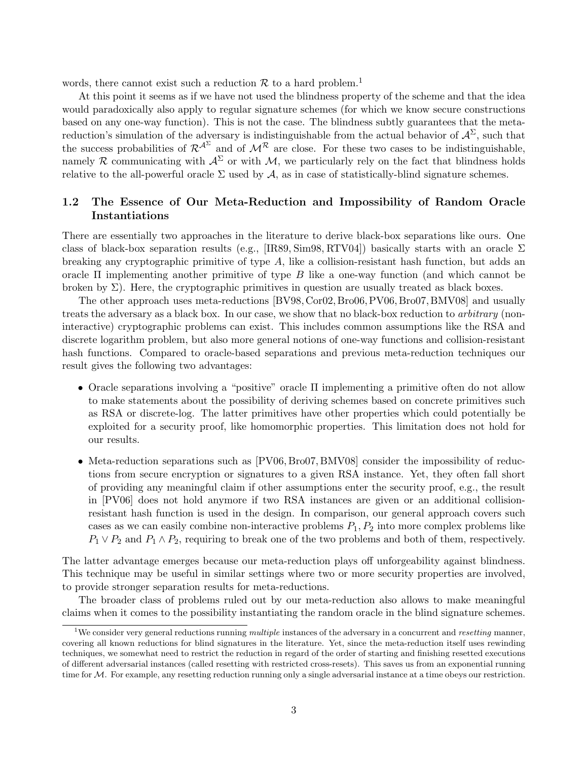words, there cannot exist such a reduction $\mathcal{R}$ to a hard problem.[1]

At this point it seems as if we have not used the blindness property of the scheme and that the idea would paradoxically also apply to regular signature schemes (for which we know secure constructions based on any one-way function). This is not the case. The blindness subtly guarantees that the meta-reduction's simulation of the adversary is indistinguishable from the actual behavior of $\mathcal{A}^\Sigma$, such that the success probabilities of $\mathcal{R}^{\mathcal{A}^\Sigma}$ and of $\mathcal{M}^{\mathcal{R}}$ are close. For these two cases to be indistinguishable, namely $\mathcal{R}$ communicating with $\mathcal{A}^\Sigma$ or with $\mathcal{M}$, we particularly rely on the fact that blindness holds relative to the all-powerful oracle $\Sigma$ used by $\mathcal{A}$, as in case of statistically-blind signature schemes.

## 1.2 The Essence of Our Meta-Reduction and Impossibility of Random Oracle Instantiations

There are essentially two approaches in the literature to derive black-box separations like ours. One class of black-box separation results (e.g., [IR89, Sim98, RTV04]) basically starts with an oracle $\Sigma$ breaking any cryptographic primitive of type $A$, like a collision-resistant hash function, but adds an oracle $\Pi$ implementing another primitive of type $B$ like a one-way function (and which cannot be broken by $\Sigma$). Here, the cryptographic primitives in question are usually treated as black boxes.

The other approach uses meta-reductions [BV98, Cor02, Bro06, PV06, Bro07, BMV08] and usually treats the adversary as a black box. In our case, we show that no black-box reduction to *arbitrary* (non-interactive) cryptographic problems can exist. This includes common assumptions like the RSA and discrete logarithm problem, but also more general notions of one-way functions and collision-resistant hash functions. Compared to oracle-based separations and previous meta-reduction techniques our result gives the following two advantages:

- Oracle separations involving a "positive" oracle $\Pi$ implementing a primitive often do not allow to make statements about the possibility of deriving schemes based on concrete primitives such as RSA or discrete-log. The latter primitives have other properties which could potentially be exploited for a security proof, like homomorphic properties. This limitation does not hold for our results.
- Meta-reduction separations such as [PV06, Bro07, BMV08] consider the impossibility of reductions from secure encryption or signatures to a given RSA instance. Yet, they often fall short of providing any meaningful claim if other assumptions enter the security proof, e.g., the result in [PV06] does not hold anymore if two RSA instances are given or an additional collision-resistant hash function is used in the design. In comparison, our general approach covers such cases as we can easily combine non-interactive problems $P_1, P_2$ into more complex problems like $P_1 \vee P_2$ and $P_1 \wedge P_2$, requiring to break one of the two problems and both of them, respectively.

The latter advantage emerges because our meta-reduction plays off unforgeability against blindness. This technique may be useful in similar settings where two or more security properties are involved, to provide stronger separation results for meta-reductions.

The broader class of problems ruled out by our meta-reduction also allows to make meaningful claims when it comes to the possibility instantiating the random oracle in the blind signature schemes.

[1] We consider very general reductions running *multiple* instances of the adversary in a concurrent and *resetting* manner, covering all known reductions for blind signatures in the literature. Yet, since the meta-reduction itself uses rewinding techniques, we somewhat need to restrict the reduction in regard of the order of starting and finishing resetted executions of different adversarial instances (called resetting with restricted cross-resets). This saves us from an exponential running time for $\mathcal{M}$. For example, any resetting reduction running only a single adversarial instance at a time obeys our restriction.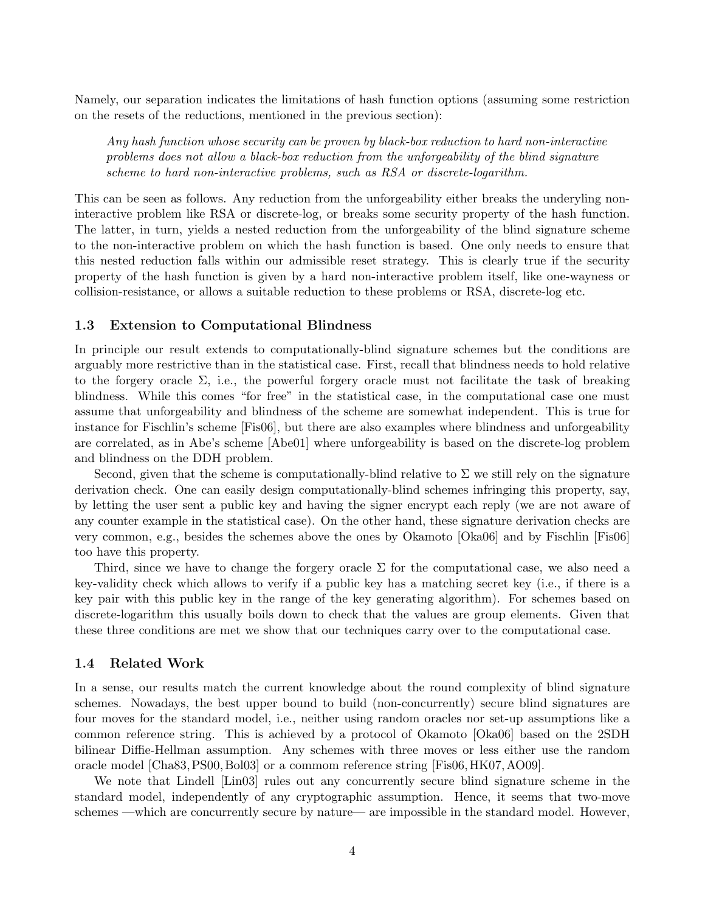Namely, our separation indicates the limitations of hash function options (assuming some restriction on the resets of the reductions, mentioned in the previous section):

> *Any hash function whose security can be proven by black-box reduction to hard non-interactive problems does not allow a black-box reduction from the unforgeability of the blind signature scheme to hard non-interactive problems, such as RSA or discrete-logarithm.*

This can be seen as follows. Any reduction from the unforgeability either breaks the underyling non-interactive problem like RSA or discrete-log, or breaks some security property of the hash function. The latter, in turn, yields a nested reduction from the unforgeability of the blind signature scheme to the non-interactive problem on which the hash function is based. One only needs to ensure that this nested reduction falls within our admissible reset strategy. This is clearly true if the security property of the hash function is given by a hard non-interactive problem itself, like one-wayness or collision-resistance, or allows a suitable reduction to these problems or RSA, discrete-log etc.

### 1.3 Extension to Computational Blindness

In principle our result extends to computationally-blind signature schemes but the conditions are arguably more restrictive than in the statistical case. First, recall that blindness needs to hold relative to the forgery oracle $\Sigma$, i.e., the powerful forgery oracle must not facilitate the task of breaking blindness. While this comes "for free" in the statistical case, in the computational case one must assume that unforgeability and blindness of the scheme are somewhat independent. This is true for instance for Fischlin's scheme [Fis06], but there are also examples where blindness and unforgeability are correlated, as in Abe's scheme [Abe01] where unforgeability is based on the discrete-log problem and blindness on the DDH problem.

Second, given that the scheme is computationally-blind relative to $\Sigma$ we still rely on the signature derivation check. One can easily design computationally-blind schemes infringing this property, say, by letting the user sent a public key and having the signer encrypt each reply (we are not aware of any counter example in the statistical case). On the other hand, these signature derivation checks are very common, e.g., besides the schemes above the ones by Okamoto [Oka06] and by Fischlin [Fis06] too have this property.

Third, since we have to change the forgery oracle $\Sigma$ for the computational case, we also need a key-validity check which allows to verify if a public key has a matching secret key (i.e., if there is a key pair with this public key in the range of the key generating algorithm). For schemes based on discrete-logarithm this usually boils down to check that the values are group elements. Given that these three conditions are met we show that our techniques carry over to the computational case.

### 1.4 Related Work

In a sense, our results match the current knowledge about the round complexity of blind signature schemes. Nowadays, the best upper bound to build (non-concurrently) secure blind signatures are four moves for the standard model, i.e., neither using random oracles nor set-up assumptions like a common reference string. This is achieved by a protocol of Okamoto [Oka06] based on the 2SDH bilinear Diffie-Hellman assumption. Any schemes with three moves or less either use the random oracle model [Cha83, PS00, Bol03] or a commom reference string [Fis06, HK07, AO09].

We note that Lindell [Lin03] rules out any concurrently secure blind signature scheme in the standard model, independently of any cryptographic assumption. Hence, it seems that two-move schemes —which are concurrently secure by nature— are impossible in the standard model. However,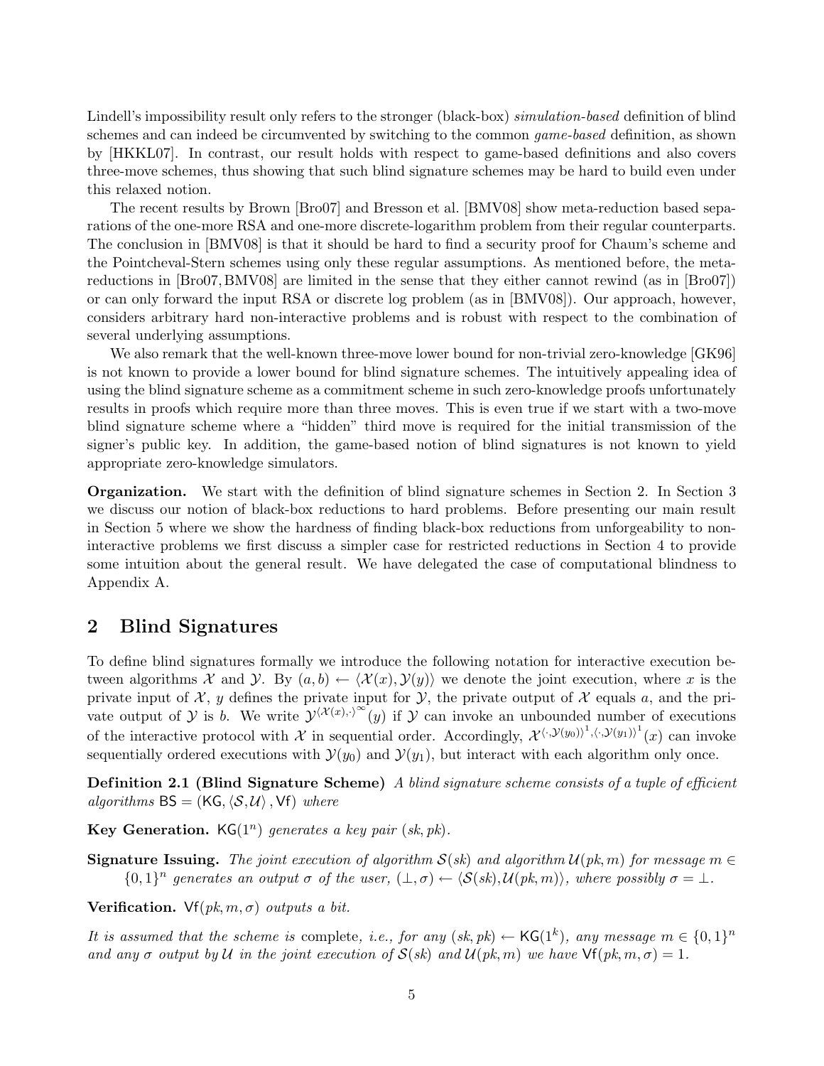Lindell's impossibility result only refers to the stronger (black-box) *simulation-based* definition of blind schemes and can indeed be circumvented by switching to the common *game-based* definition, as shown by [HKKL07]. In contrast, our result holds with respect to game-based definitions and also covers three-move schemes, thus showing that such blind signature schemes may be hard to build even under this relaxed notion.

The recent results by Brown [Bro07] and Bresson et al. [BMV08] show meta-reduction based separations of the one-more RSA and one-more discrete-logarithm problem from their regular counterparts. The conclusion in [BMV08] is that it should be hard to find a security proof for Chaum's scheme and the Pointcheval-Stern schemes using only these regular assumptions. As mentioned before, the meta-reductions in [Bro07, BMV08] are limited in the sense that they either cannot rewind (as in [Bro07]) or can only forward the input RSA or discrete log problem (as in [BMV08]). Our approach, however, considers arbitrary hard non-interactive problems and is robust with respect to the combination of several underlying assumptions.

We also remark that the well-known three-move lower bound for non-trivial zero-knowledge [GK96] is not known to provide a lower bound for blind signature schemes. The intuitively appealing idea of using the blind signature scheme as a commitment scheme in such zero-knowledge proofs unfortunately results in proofs which require more than three moves. This is even true if we start with a two-move blind signature scheme where a "hidden" third move is required for the initial transmission of the signer's public key. In addition, the game-based notion of blind signatures is not known to yield appropriate zero-knowledge simulators.

**Organization.** We start with the definition of blind signature schemes in Section 2. In Section 3 we discuss our notion of black-box reductions to hard problems. Before presenting our main result in Section 5 where we show the hardness of finding black-box reductions from unforgeability to non-interactive problems we first discuss a simpler case for restricted reductions in Section 4 to provide some intuition about the general result. We have delegated the case of computational blindness to Appendix A.

## 2 Blind Signatures

To define blind signatures formally we introduce the following notation for interactive execution between algorithms $\mathcal{X}$ and $\mathcal{Y}$. By $(a,b) \leftarrow \langle \mathcal{X}(x), \mathcal{Y}(y) \rangle$ we denote the joint execution, where $x$ is the private input of $\mathcal{X}$, $y$ defines the private input for $\mathcal{Y}$, the private output of $\mathcal{X}$ equals $a$, and the private output of $\mathcal{Y}$ is $b$. We write $\mathcal{Y}^{\langle \mathcal{X}(x), \cdot \rangle^{\infty}}(y)$ if $\mathcal{Y}$ can invoke an unbounded number of executions of the interactive protocol with $\mathcal{X}$ in sequential order. Accordingly, $\mathcal{X}^{\langle \cdot, \mathcal{Y}(y_0) \rangle^1, \langle \cdot, \mathcal{Y}(y_1) \rangle^1}(x)$ can invoke sequentially ordered executions with $\mathcal{Y}(y_0)$ and $\mathcal{Y}(y_1)$, but interact with each algorithm only once.

**Definition 2.1 (Blind Signature Scheme)** *A blind signature scheme consists of a tuple of efficient algorithms* $\mathsf{BS} = (\mathsf{KG}, \langle \mathcal{S}, \mathcal{U} \rangle, \mathsf{Vf})$ *where*

**Key Generation.** $\mathsf{KG}(1^n)$ *generates a key pair* $(sk, pk)$.

**Signature Issuing.** *The joint execution of algorithm* $\mathcal{S}(sk)$ *and algorithm* $\mathcal{U}(pk, m)$ *for message* $m \in \{0,1\}^n$ *generates an output* $\sigma$ *of the user,* $(\perp, \sigma) \leftarrow \langle \mathcal{S}(sk), \mathcal{U}(pk, m) \rangle$*, where possibly* $\sigma = \perp$.

**Verification.** $\mathsf{Vf}(pk, m, \sigma)$ *outputs a bit.*

*It is assumed that the scheme is* complete*, i.e., for any* $(sk, pk) \leftarrow \mathsf{KG}(1^k)$*, any message* $m \in \{0,1\}^n$ *and any* $\sigma$ *output by* $\mathcal{U}$ *in the joint execution of* $\mathcal{S}(sk)$ *and* $\mathcal{U}(pk, m)$ *we have* $\mathsf{Vf}(pk, m, \sigma) = 1$.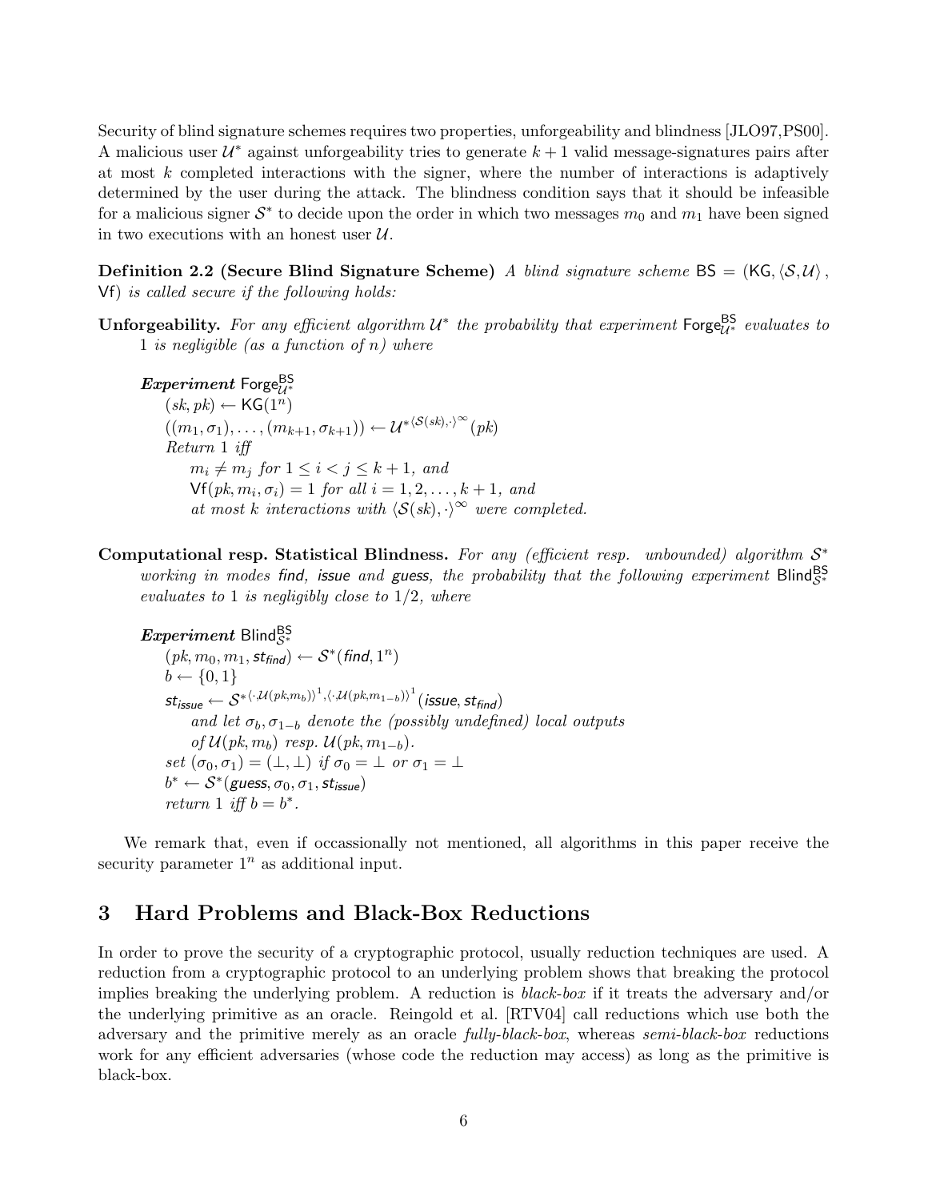Security of blind signature schemes requires two properties, unforgeability and blindness [JLO97,PS00]. A malicious user $\mathcal{U}^*$ against unforgeability tries to generate $k+1$ valid message-signatures pairs after at most $k$ completed interactions with the signer, where the number of interactions is adaptively determined by the user during the attack. The blindness condition says that it should be infeasible for a malicious signer $\mathcal{S}^*$ to decide upon the order in which two messages $m_0$ and $m_1$ have been signed in two executions with an honest user $\mathcal{U}$.

**Definition 2.2 (Secure Blind Signature Scheme)** *A blind signature scheme* $\mathsf{BS} = (\mathsf{KG}, \langle \mathcal{S}, \mathcal{U} \rangle, \mathsf{Vf})$ *is called secure if the following holds:*

**Unforgeability.** *For any efficient algorithm* $\mathcal{U}^*$ *the probability that experiment* $\mathsf{Forge}^{\mathsf{BS}}_{\mathcal{U}^*}$ *evaluates to* 1 *is negligible (as a function of* $n$*) where*

> ***Experiment*** $\mathsf{Forge}^{\mathsf{BS}}_{\mathcal{U}^*}$
> $(sk, pk) \leftarrow \mathsf{KG}(1^n)$
> $((m_1, \sigma_1), \ldots, (m_{k+1}, \sigma_{k+1})) \leftarrow \mathcal{U}^{*\langle \mathcal{S}(sk), \cdot \rangle^\infty}(pk)$
> *Return* 1 *iff*
> $m_i \neq m_j$ *for* $1 \leq i < j \leq k+1$*, and*
> $\mathsf{Vf}(pk, m_i, \sigma_i) = 1$ *for all* $i = 1, 2, \ldots, k+1$*, and*
> *at most* $k$ *interactions with* $\langle \mathcal{S}(sk), \cdot \rangle^\infty$ *were completed.*

**Computational resp. Statistical Blindness.** *For any (efficient resp. unbounded) algorithm* $\mathcal{S}^*$ *working in modes* find*,* issue *and* guess*, the probability that the following experiment* $\mathsf{Blind}^{\mathsf{BS}}_{\mathcal{S}^*}$ *evaluates to* 1 *is negligibly close to* $1/2$*, where*

> ***Experiment*** $\mathsf{Blind}^{\mathsf{BS}}_{\mathcal{S}^*}$
> $(pk, m_0, m_1, st_{\mathit{find}}) \leftarrow \mathcal{S}^*(\mathit{find}, 1^n)$
> $b \leftarrow \{0, 1\}$
> $st_{\mathit{issue}} \leftarrow \mathcal{S}^{*\langle \cdot, \mathcal{U}(pk, m_b) \rangle^1, \langle \cdot, \mathcal{U}(pk, m_{1-b}) \rangle^1}(\mathit{issue}, st_{\mathit{find}})$
> *and let* $\sigma_b, \sigma_{1-b}$ *denote the (possibly undefined) local outputs of* $\mathcal{U}(pk, m_b)$ *resp.* $\mathcal{U}(pk, m_{1-b})$.
> *set* $(\sigma_0, \sigma_1) = (\bot, \bot)$ *if* $\sigma_0 = \bot$ *or* $\sigma_1 = \bot$
> $b^* \leftarrow \mathcal{S}^*(\mathit{guess}, \sigma_0, \sigma_1, st_{\mathit{issue}})$
> *return* 1 *iff* $b = b^*$.

We remark that, even if occassionally not mentioned, all algorithms in this paper receive the security parameter $1^n$ as additional input.

# 3 Hard Problems and Black-Box Reductions

In order to prove the security of a cryptographic protocol, usually reduction techniques are used. A reduction from a cryptographic protocol to an underlying problem shows that breaking the protocol implies breaking the underlying problem. A reduction is *black-box* if it treats the adversary and/or the underlying primitive as an oracle. Reingold et al. [RTV04] call reductions which use both the adversary and the primitive merely as an oracle *fully-black-box*, whereas *semi-black-box* reductions work for any efficient adversaries (whose code the reduction may access) as long as the primitive is black-box.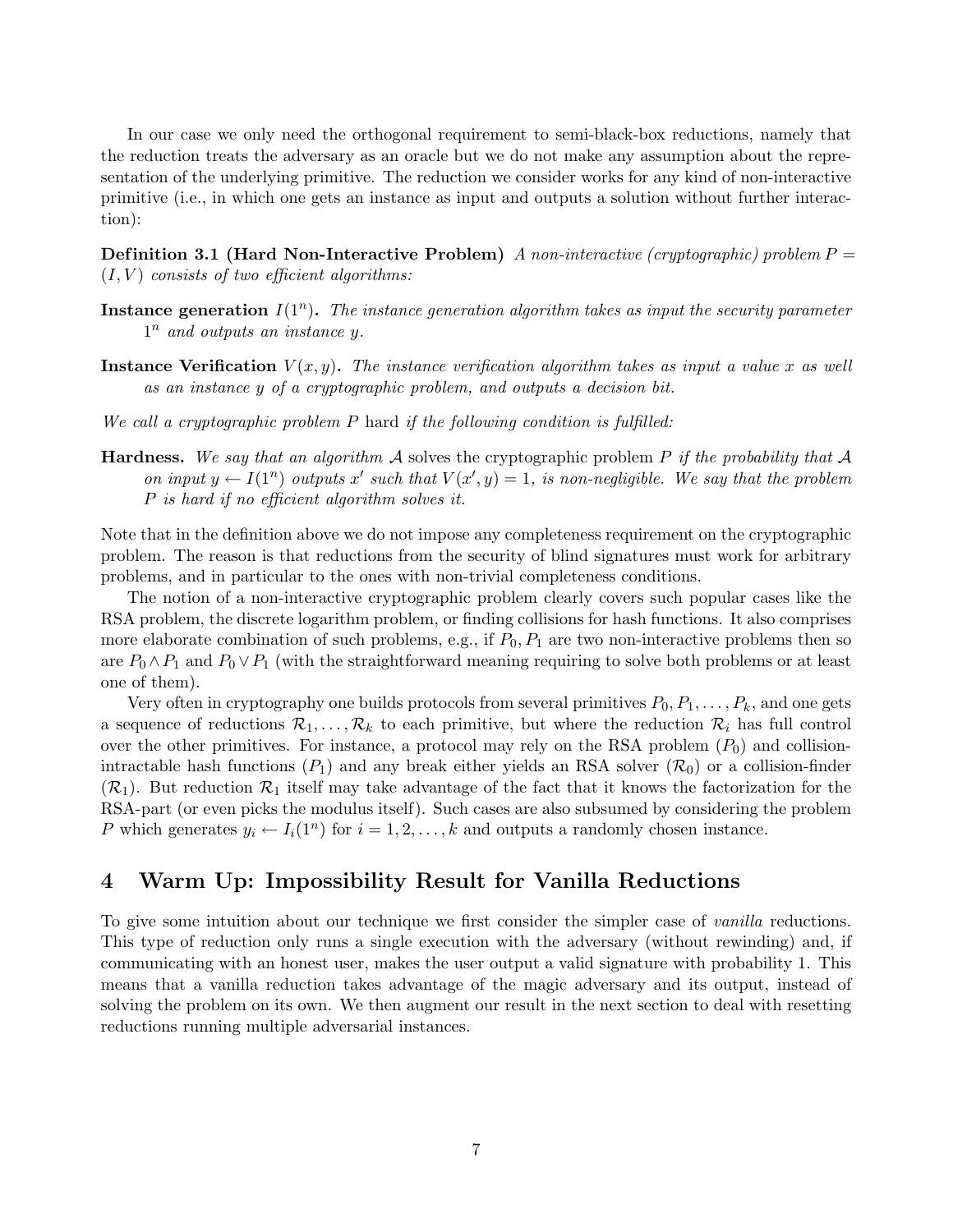In our case we only need the orthogonal requirement to semi-black-box reductions, namely that the reduction treats the adversary as an oracle but we do not make any assumption about the representation of the underlying primitive. The reduction we consider works for any kind of non-interactive primitive (i.e., in which one gets an instance as input and outputs a solution without further interaction):

**Definition 3.1 (Hard Non-Interactive Problem)** *A non-interactive (cryptographic) problem $P = (I, V)$ consists of two efficient algorithms:*

**Instance generation** $I(1^n)$**.** *The instance generation algorithm takes as input the security parameter $1^n$ and outputs an instance $y$.*

**Instance Verification** $V(x, y)$**.** *The instance verification algorithm takes as input a value $x$ as well as an instance $y$ of a cryptographic problem, and outputs a decision bit.*

*We call a cryptographic problem $P$* hard *if the following condition is fulfilled:*

**Hardness.** *We say that an algorithm $\mathcal{A}$* solves the cryptographic problem *$P$ if the probability that $\mathcal{A}$ on input $y \leftarrow I(1^n)$ outputs $x'$ such that $V(x', y) = 1$, is non-negligible. We say that the problem $P$ is hard if no efficient algorithm solves it.*

Note that in the definition above we do not impose any completeness requirement on the cryptographic problem. The reason is that reductions from the security of blind signatures must work for arbitrary problems, and in particular to the ones with non-trivial completeness conditions.

The notion of a non-interactive cryptographic problem clearly covers such popular cases like the RSA problem, the discrete logarithm problem, or finding collisions for hash functions. It also comprises more elaborate combination of such problems, e.g., if $P_0, P_1$ are two non-interactive problems then so are $P_0 \wedge P_1$ and $P_0 \vee P_1$ (with the straightforward meaning requiring to solve both problems or at least one of them).

Very often in cryptography one builds protocols from several primitives $P_0, P_1, \ldots, P_k$, and one gets a sequence of reductions $\mathcal{R}_1, \ldots, \mathcal{R}_k$ to each primitive, but where the reduction $\mathcal{R}_i$ has full control over the other primitives. For instance, a protocol may rely on the RSA problem ($P_0$) and collision-intractable hash functions ($P_1$) and any break either yields an RSA solver ($\mathcal{R}_0$) or a collision-finder ($\mathcal{R}_1$). But reduction $\mathcal{R}_1$ itself may take advantage of the fact that it knows the factorization for the RSA-part (or even picks the modulus itself). Such cases are also subsumed by considering the problem $P$ which generates $y_i \leftarrow I_i(1^n)$ for $i = 1, 2, \ldots, k$ and outputs a randomly chosen instance.

## 4 Warm Up: Impossibility Result for Vanilla Reductions

To give some intuition about our technique we first consider the simpler case of *vanilla* reductions. This type of reduction only runs a single execution with the adversary (without rewinding) and, if communicating with an honest user, makes the user output a valid signature with probability 1. This means that a vanilla reduction takes advantage of the magic adversary and its output, instead of solving the problem on its own. We then augment our result in the next section to deal with resetting reductions running multiple adversarial instances.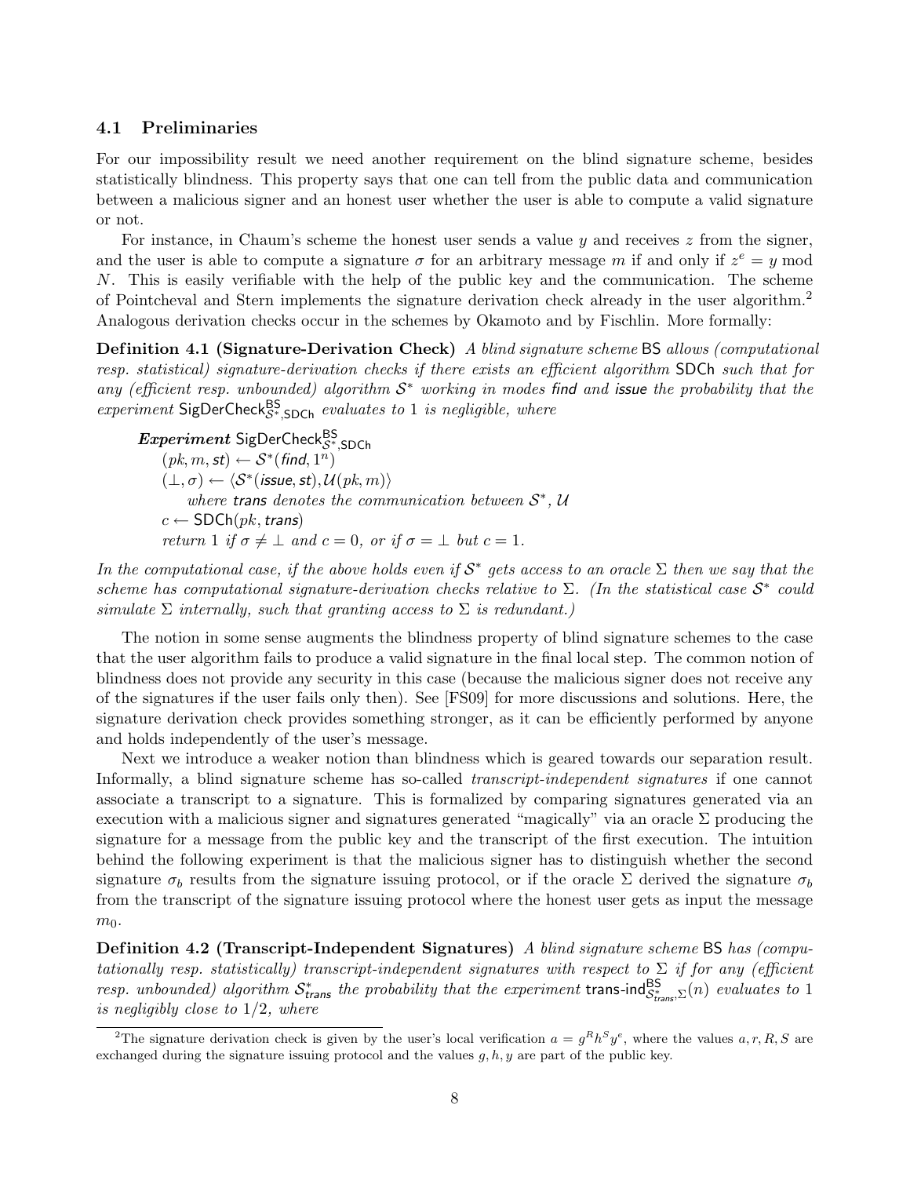### 4.1 Preliminaries

For our impossibility result we need another requirement on the blind signature scheme, besides statistically blindness. This property says that one can tell from the public data and communication between a malicious signer and an honest user whether the user is able to compute a valid signature or not.

For instance, in Chaum's scheme the honest user sends a value $y$ and receives $z$ from the signer, and the user is able to compute a signature $\sigma$ for an arbitrary message $m$ if and only if $z^e = y \bmod N$. This is easily verifiable with the help of the public key and the communication. The scheme of Pointcheval and Stern implements the signature derivation check already in the user algorithm.[2] Analogous derivation checks occur in the schemes by Okamoto and by Fischlin. More formally:

**Definition 4.1 (Signature-Derivation Check)** *A blind signature scheme* $\mathsf{BS}$ *allows (computational resp. statistical) signature-derivation checks if there exists an efficient algorithm* $\mathsf{SDCh}$ *such that for any (efficient resp. unbounded) algorithm* $\mathcal{S}^*$ *working in modes* $\mathit{find}$ *and* $\mathit{issue}$ *the probability that the experiment* $\mathsf{SigDerCheck}^{\mathsf{BS}}_{\mathcal{S}^*,\mathsf{SDCh}}$ *evaluates to 1 is negligible, where*

> ***Experiment*** $\mathsf{SigDerCheck}^{\mathsf{BS}}_{\mathcal{S}^*,\mathsf{SDCh}}$
> $(pk, m, \mathit{st}) \leftarrow \mathcal{S}^*(\mathit{find}, 1^n)$
> $(\perp, \sigma) \leftarrow \langle \mathcal{S}^*(\mathit{issue}, \mathit{st}), \mathcal{U}(pk, m)\rangle$
> *where* $\mathit{trans}$ *denotes the communication between* $\mathcal{S}^*$, $\mathcal{U}$
> $c \leftarrow \mathsf{SDCh}(pk, \mathit{trans})$
> *return 1 if* $\sigma \neq \perp$ *and* $c = 0$, *or if* $\sigma = \perp$ *but* $c = 1$.

*In the computational case, if the above holds even if* $\mathcal{S}^*$ *gets access to an oracle* $\Sigma$ *then we say that the scheme has computational signature-derivation checks relative to* $\Sigma$. *(In the statistical case* $\mathcal{S}^*$ *could simulate* $\Sigma$ *internally, such that granting access to* $\Sigma$ *is redundant.)*

The notion in some sense augments the blindness property of blind signature schemes to the case that the user algorithm fails to produce a valid signature in the final local step. The common notion of blindness does not provide any security in this case (because the malicious signer does not receive any of the signatures if the user fails only then). See [FS09] for more discussions and solutions. Here, the signature derivation check provides something stronger, as it can be efficiently performed by anyone and holds independently of the user's message.

Next we introduce a weaker notion than blindness which is geared towards our separation result. Informally, a blind signature scheme has so-called *transcript-independent signatures* if one cannot associate a transcript to a signature. This is formalized by comparing signatures generated via an execution with a malicious signer and signatures generated "magically" via an oracle $\Sigma$ producing the signature for a message from the public key and the transcript of the first execution. The intuition behind the following experiment is that the malicious signer has to distinguish whether the second signature $\sigma_b$ results from the signature issuing protocol, or if the oracle $\Sigma$ derived the signature $\sigma_b$ from the transcript of the signature issuing protocol where the honest user gets as input the message $m_0$.

**Definition 4.2 (Transcript-Independent Signatures)** *A blind signature scheme* $\mathsf{BS}$ *has (computationally resp. statistically) transcript-independent signatures with respect to* $\Sigma$ *if for any (efficient resp. unbounded) algorithm* $\mathcal{S}^*_{\mathit{trans}}$ *the probability that the experiment* $\mathsf{trans\text{-}ind}^{\mathsf{BS}}_{\mathcal{S}^*_{\mathit{trans}},\Sigma}(n)$ *evaluates to 1 is negligibly close to 1/2, where*

---

[2] The signature derivation check is given by the user's local verification $a = g^R h^S y^e$, where the values $a, r, R, S$ are exchanged during the signature issuing protocol and the values $g, h, y$ are part of the public key.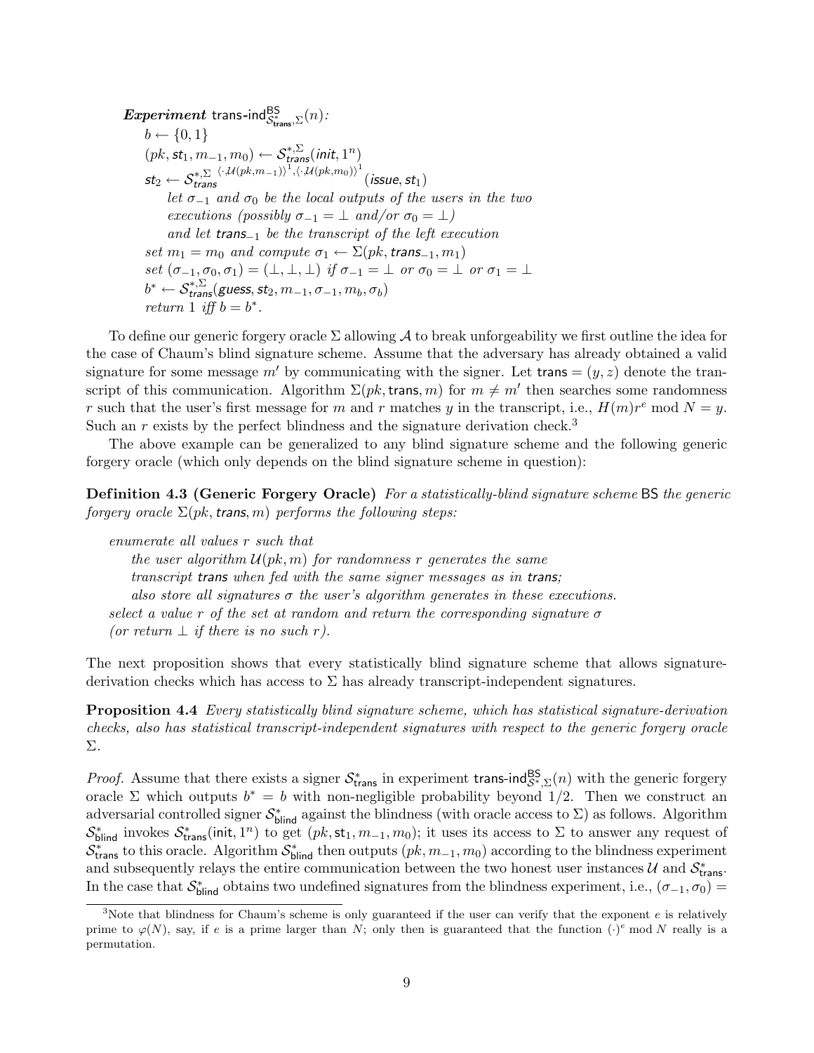***Experiment*** $\mathsf{trans\text{-}ind}^{\mathsf{BS}}_{\mathcal{S}^*_{\mathsf{trans}},\Sigma}(n)$*:*

$b \leftarrow \{0,1\}$

$(pk, \mathsf{st}_1, m_{-1}, m_0) \leftarrow \mathcal{S}^{*,\Sigma}_{trans}(\mathit{init}, 1^n)$

$\mathsf{st}_2 \leftarrow \mathcal{S}^{*,\Sigma}_{trans}{}^{\langle \cdot, \mathcal{U}(pk,m_{-1})\rangle^1, \langle \cdot, \mathcal{U}(pk,m_0)\rangle^1}(\mathit{issue}, \mathsf{st}_1)$

*let $\sigma_{-1}$ and $\sigma_0$ be the local outputs of the users in the two executions (possibly $\sigma_{-1} = \perp$ and/or $\sigma_0 = \perp$)*

*and let $\mathsf{trans}_{-1}$ be the transcript of the left execution*

*set $m_1 = m_0$ and compute $\sigma_1 \leftarrow \Sigma(pk, \mathsf{trans}_{-1}, m_1)$*

*set $(\sigma_{-1}, \sigma_0, \sigma_1) = (\perp, \perp, \perp)$ if $\sigma_{-1} = \perp$ or $\sigma_0 = \perp$ or $\sigma_1 = \perp$*

$b^* \leftarrow \mathcal{S}^{*,\Sigma}_{trans}(\mathit{guess}, \mathsf{st}_2, m_{-1}, \sigma_{-1}, m_b, \sigma_b)$

*return 1 iff $b = b^*$.*

To define our generic forgery oracle $\Sigma$ allowing $\mathcal{A}$ to break unforgeability we first outline the idea for the case of Chaum's blind signature scheme. Assume that the adversary has already obtained a valid signature for some message $m'$ by communicating with the signer. Let $\mathsf{trans} = (y, z)$ denote the transcript of this communication. Algorithm $\Sigma(pk, \mathsf{trans}, m)$ for $m \neq m'$ then searches some randomness $r$ such that the user's first message for $m$ and $r$ matches $y$ in the transcript, i.e., $H(m)r^e \bmod N = y$. Such an $r$ exists by the perfect blindness and the signature derivation check.[3]

The above example can be generalized to any blind signature scheme and the following generic forgery oracle (which only depends on the blind signature scheme in question):

**Definition 4.3 (Generic Forgery Oracle)** *For a statistically-blind signature scheme* $\mathsf{BS}$ *the generic forgery oracle* $\Sigma(pk, \mathsf{trans}, m)$ *performs the following steps:*

*enumerate all values $r$ such that*

*the user algorithm $\mathcal{U}(pk, m)$ for randomness $r$ generates the same transcript $\mathsf{trans}$ when fed with the same signer messages as in $\mathsf{trans}$;*

*also store all signatures $\sigma$ the user's algorithm generates in these executions.*

*select a value $r$ of the set at random and return the corresponding signature $\sigma$ (or return $\perp$ if there is no such $r$).*

The next proposition shows that every statistically blind signature scheme that allows signature-derivation checks which has access to $\Sigma$ has already transcript-independent signatures.

**Proposition 4.4** *Every statistically blind signature scheme, which has statistical signature-derivation checks, also has statistical transcript-independent signatures with respect to the generic forgery oracle $\Sigma$.*

*Proof.* Assume that there exists a signer $\mathcal{S}^*_{\mathsf{trans}}$ in experiment $\mathsf{trans\text{-}ind}^{\mathsf{BS}}_{\mathcal{S}^*,\Sigma}(n)$ with the generic forgery oracle $\Sigma$ which outputs $b^* = b$ with non-negligible probability beyond 1/2. Then we construct an adversarial controlled signer $\mathcal{S}^*_{\mathsf{blind}}$ against the blindness (with oracle access to $\Sigma$) as follows. Algorithm $\mathcal{S}^*_{\mathsf{blind}}$ invokes $\mathcal{S}^*_{\mathsf{trans}}(\mathsf{init}, 1^n)$ to get $(pk, \mathsf{st}_1, m_{-1}, m_0)$; it uses its access to $\Sigma$ to answer any request of $\mathcal{S}^*_{\mathsf{trans}}$ to this oracle. Algorithm $\mathcal{S}^*_{\mathsf{blind}}$ then outputs $(pk, m_{-1}, m_0)$ according to the blindness experiment and subsequently relays the entire communication between the two honest user instances $\mathcal{U}$ and $\mathcal{S}^*_{\mathsf{trans}}$. In the case that $\mathcal{S}^*_{\mathsf{blind}}$ obtains two undefined signatures from the blindness experiment, i.e., $(\sigma_{-1}, \sigma_0) =$

[3] Note that blindness for Chaum's scheme is only guaranteed if the user can verify that the exponent $e$ is relatively prime to $\varphi(N)$, say, if $e$ is a prime larger than $N$; only then is guaranteed that the function $(\cdot)^e \bmod N$ really is a permutation.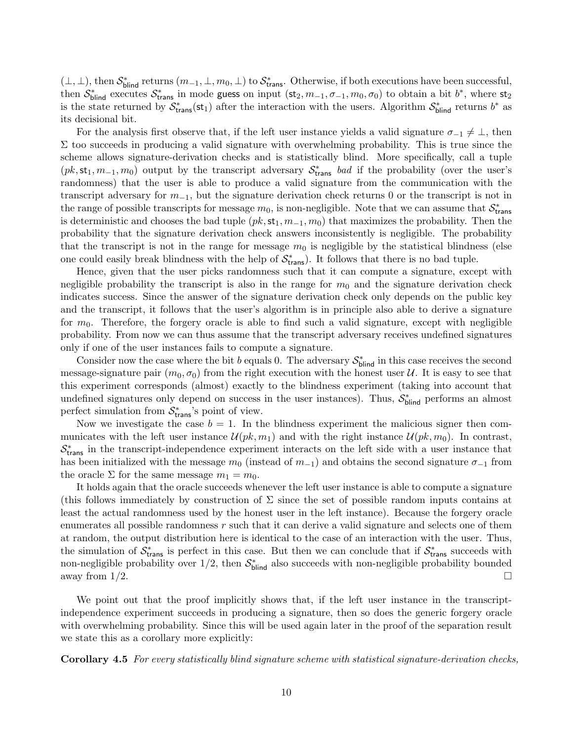$(\bot, \bot)$, then $\mathcal{S}^*_{\mathsf{blind}}$ returns $(m_{-1}, \bot, m_0, \bot)$ to $\mathcal{S}^*_{\mathsf{trans}}$. Otherwise, if both executions have been successful, then $\mathcal{S}^*_{\mathsf{blind}}$ executes $\mathcal{S}^*_{\mathsf{trans}}$ in mode $\mathsf{guess}$ on input $(\mathsf{st}_2, m_{-1}, \sigma_{-1}, m_0, \sigma_0)$ to obtain a bit $b^*$, where $\mathsf{st}_2$ is the state returned by $\mathcal{S}^*_{\mathsf{trans}}(\mathsf{st}_1)$ after the interaction with the users. Algorithm $\mathcal{S}^*_{\mathsf{blind}}$ returns $b^*$ as its decisional bit.

For the analysis first observe that, if the left user instance yields a valid signature $\sigma_{-1} \neq \bot$, then $\Sigma$ too succeeds in producing a valid signature with overwhelming probability. This is true since the scheme allows signature-derivation checks and is statistically blind. More specifically, call a tuple $(pk, \mathsf{st}_1, m_{-1}, m_0)$ output by the transcript adversary $\mathcal{S}^*_{\mathsf{trans}}$ *bad* if the probability (over the user's randomness) that the user is able to produce a valid signature from the communication with the transcript adversary for $m_{-1}$, but the signature derivation check returns 0 or the transcript is not in the range of possible transcripts for message $m_0$, is non-negligible. Note that we can assume that $\mathcal{S}^*_{\mathsf{trans}}$ is deterministic and chooses the bad tuple $(pk, \mathsf{st}_1, m_{-1}, m_0)$ that maximizes the probability. Then the probability that the signature derivation check answers inconsistently is negligible. The probability that the transcript is not in the range for message $m_0$ is negligible by the statistical blindness (else one could easily break blindness with the help of $\mathcal{S}^*_{\mathsf{trans}}$). It follows that there is no bad tuple.

Hence, given that the user picks randomness such that it can compute a signature, except with negligible probability the transcript is also in the range for $m_0$ and the signature derivation check indicates success. Since the answer of the signature derivation check only depends on the public key and the transcript, it follows that the user's algorithm is in principle also able to derive a signature for $m_0$. Therefore, the forgery oracle is able to find such a valid signature, except with negligible probability. From now we can thus assume that the transcript adversary receives undefined signatures only if one of the user instances fails to compute a signature.

Consider now the case where the bit $b$ equals 0. The adversary $\mathcal{S}^*_{\mathsf{blind}}$ in this case receives the second message-signature pair $(m_0, \sigma_0)$ from the right execution with the honest user $\mathcal{U}$. It is easy to see that this experiment corresponds (almost) exactly to the blindness experiment (taking into account that undefined signatures only depend on success in the user instances). Thus, $\mathcal{S}^*_{\mathsf{blind}}$ performs an almost perfect simulation from $\mathcal{S}^*_{\mathsf{trans}}$'s point of view.

Now we investigate the case $b = 1$. In the blindness experiment the malicious signer then communicates with the left user instance $\mathcal{U}(pk, m_1)$ and with the right instance $\mathcal{U}(pk, m_0)$. In contrast, $\mathcal{S}^*_{\mathsf{trans}}$ in the transcript-independence experiment interacts on the left side with a user instance that has been initialized with the message $m_0$ (instead of $m_{-1}$) and obtains the second signature $\sigma_{-1}$ from the oracle $\Sigma$ for the same message $m_1 = m_0$.

It holds again that the oracle succeeds whenever the left user instance is able to compute a signature (this follows immediately by construction of $\Sigma$ since the set of possible random inputs contains at least the actual randomness used by the honest user in the left instance). Because the forgery oracle enumerates all possible randomness $r$ such that it can derive a valid signature and selects one of them at random, the output distribution here is identical to the case of an interaction with the user. Thus, the simulation of $\mathcal{S}^*_{\mathsf{trans}}$ is perfect in this case. But then we can conclude that if $\mathcal{S}^*_{\mathsf{trans}}$ succeeds with non-negligible probability over 1/2, then $\mathcal{S}^*_{\mathsf{blind}}$ also succeeds with non-negligible probability bounded away from 1/2. $\square$

We point out that the proof implicitly shows that, if the left user instance in the transcript-independence experiment succeeds in producing a signature, then so does the generic forgery oracle with overwhelming probability. Since this will be used again later in the proof of the separation result we state this as a corollary more explicitly:

**Corollary 4.5** *For every statistically blind signature scheme with statistical signature-derivation checks,*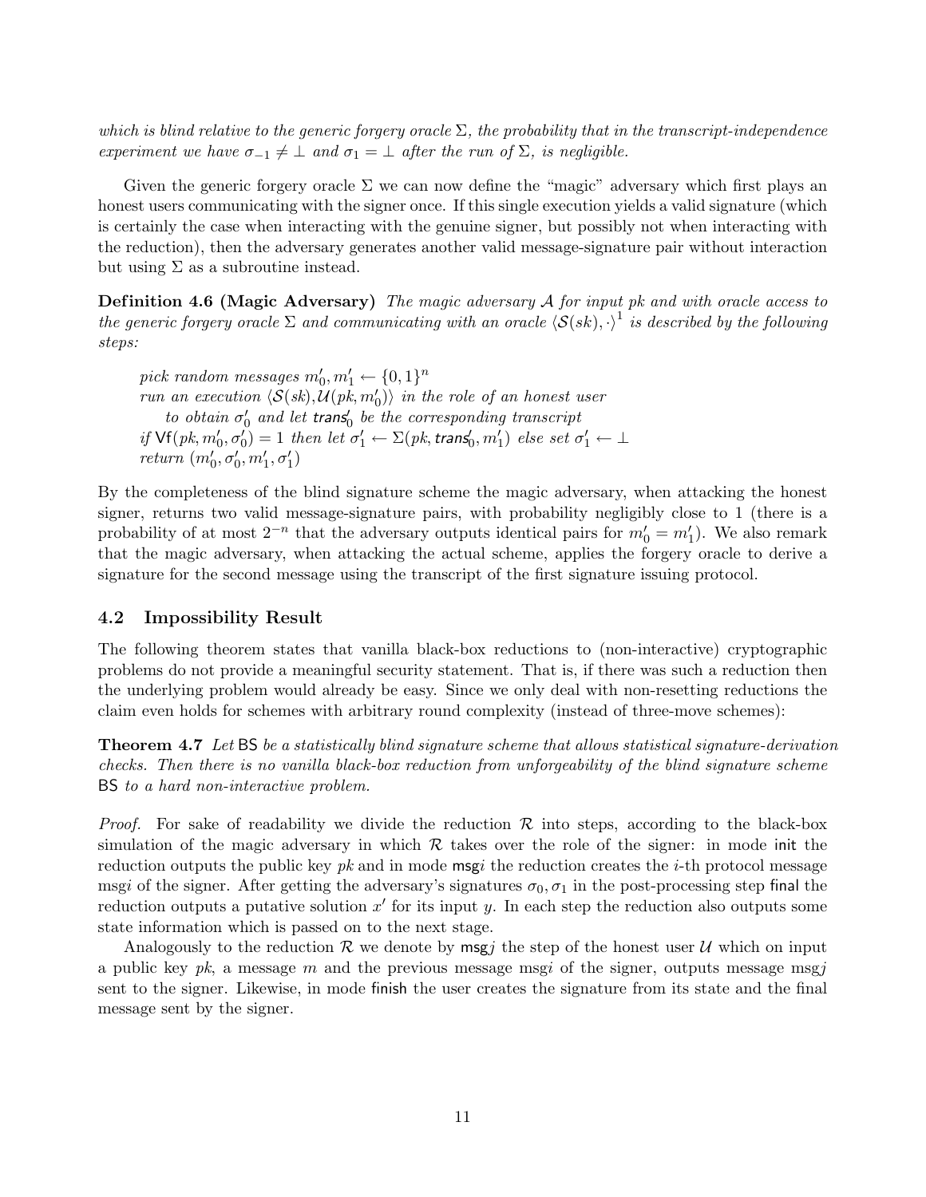*which is blind relative to the generic forgery oracle $\Sigma$, the probability that in the transcript-independence experiment we have $\sigma_{-1} \neq \bot$ and $\sigma_1 = \bot$ after the run of $\Sigma$, is negligible.*

Given the generic forgery oracle $\Sigma$ we can now define the "magic" adversary which first plays an honest users communicating with the signer once. If this single execution yields a valid signature (which is certainly the case when interacting with the genuine signer, but possibly not when interacting with the reduction), then the adversary generates another valid message-signature pair without interaction but using $\Sigma$ as a subroutine instead.

**Definition 4.6 (Magic Adversary)** *The magic adversary $\mathcal{A}$ for input $pk$ and with oracle access to the generic forgery oracle $\Sigma$ and communicating with an oracle $\langle \mathcal{S}(sk), \cdot \rangle^1$ is described by the following steps:*

> *pick random messages $m'_0, m'_1 \leftarrow \{0,1\}^n$*
> *run an execution $\langle \mathcal{S}(sk), \mathcal{U}(pk, m'_0) \rangle$ in the role of an honest user*
> *to obtain $\sigma'_0$ and let $\mathsf{trans}'_0$ be the corresponding transcript*
> *if $\mathsf{Vf}(pk, m'_0, \sigma'_0) = 1$ then let $\sigma'_1 \leftarrow \Sigma(pk, \mathsf{trans}'_0, m'_1)$ else set $\sigma'_1 \leftarrow \bot$*
> *return $(m'_0, \sigma'_0, m'_1, \sigma'_1)$*

By the completeness of the blind signature scheme the magic adversary, when attacking the honest signer, returns two valid message-signature pairs, with probability negligibly close to 1 (there is a probability of at most $2^{-n}$ that the adversary outputs identical pairs for $m'_0 = m'_1$). We also remark that the magic adversary, when attacking the actual scheme, applies the forgery oracle to derive a signature for the second message using the transcript of the first signature issuing protocol.

## 4.2 Impossibility Result

The following theorem states that vanilla black-box reductions to (non-interactive) cryptographic problems do not provide a meaningful security statement. That is, if there was such a reduction then the underlying problem would already be easy. Since we only deal with non-resetting reductions the claim even holds for schemes with arbitrary round complexity (instead of three-move schemes):

**Theorem 4.7** *Let $\mathsf{BS}$ be a statistically blind signature scheme that allows statistical signature-derivation checks. Then there is no vanilla black-box reduction from unforgeability of the blind signature scheme $\mathsf{BS}$ to a hard non-interactive problem.*

*Proof.* For sake of readability we divide the reduction $\mathcal{R}$ into steps, according to the black-box simulation of the magic adversary in which $\mathcal{R}$ takes over the role of the signer: in mode $\mathsf{init}$ the reduction outputs the public key $pk$ and in mode $\mathsf{msg}i$ the reduction creates the $i$-th protocol message msg$i$ of the signer. After getting the adversary's signatures $\sigma_0, \sigma_1$ in the post-processing step $\mathsf{final}$ the reduction outputs a putative solution $x'$ for its input $y$. In each step the reduction also outputs some state information which is passed on to the next stage.

Analogously to the reduction $\mathcal{R}$ we denote by $\mathsf{msg}j$ the step of the honest user $\mathcal{U}$ which on input a public key $pk$, a message $m$ and the previous message msg$i$ of the signer, outputs message msg$j$ sent to the signer. Likewise, in mode $\mathsf{finish}$ the user creates the signature from its state and the final message sent by the signer.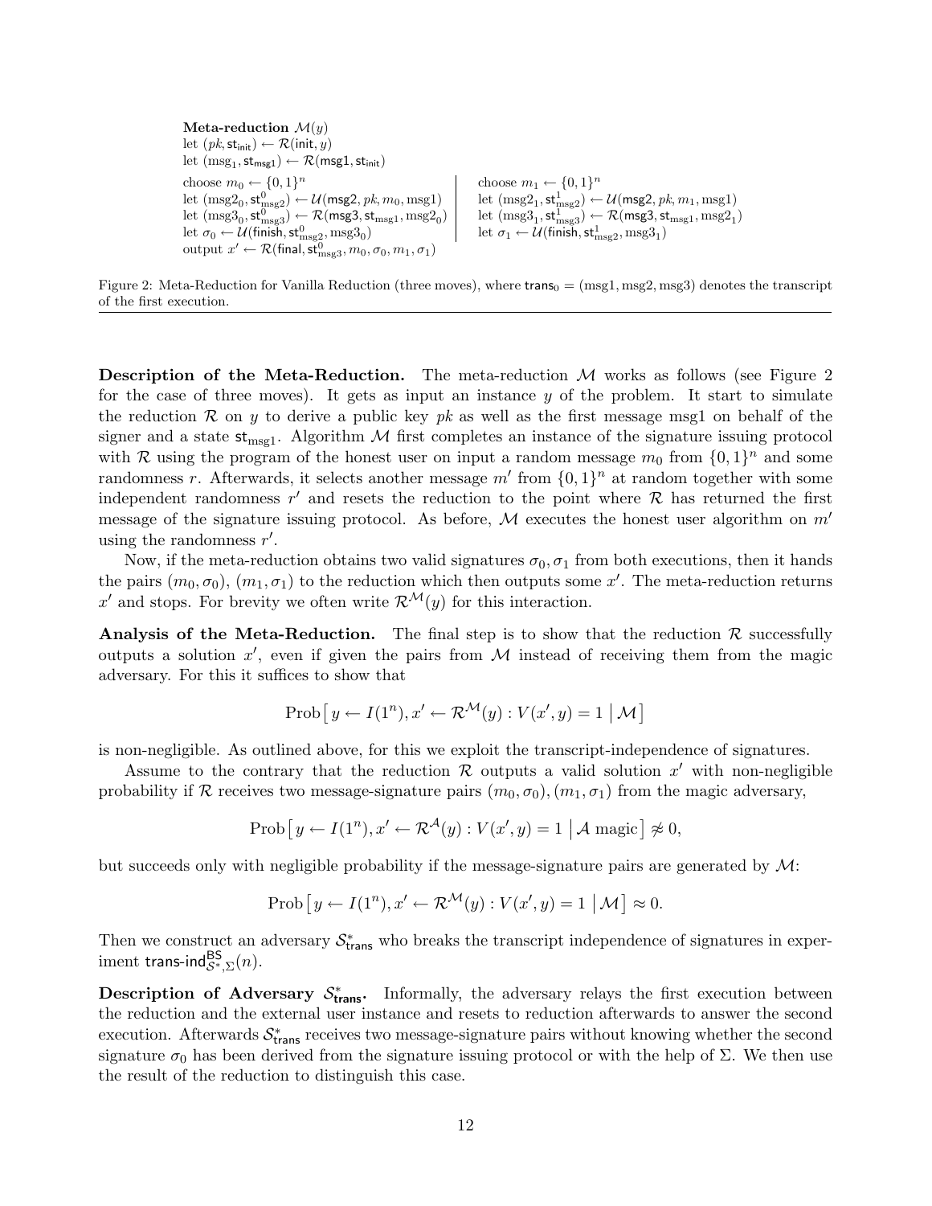**Meta-reduction** $\mathcal{M}(y)$
let $(pk, \mathsf{st}_{\mathsf{init}}) \leftarrow \mathcal{R}(\mathsf{init}, y)$
let $(\mathrm{msg}_1, \mathsf{st}_{\mathsf{msg1}}) \leftarrow \mathcal{R}(\mathsf{msg1}, \mathsf{st}_{\mathsf{init}})$

| | |
|---|---|
| choose $m_0 \leftarrow \{0,1\}^n$ | choose $m_1 \leftarrow \{0,1\}^n$ |
| let $(\mathrm{msg2}_0, \mathsf{st}^0_{\mathrm{msg2}}) \leftarrow \mathcal{U}(\mathsf{msg2}, pk, m_0, \mathrm{msg1})$ | let $(\mathrm{msg2}_1, \mathsf{st}^1_{\mathrm{msg2}}) \leftarrow \mathcal{U}(\mathsf{msg2}, pk, m_1, \mathrm{msg1})$ |
| let $(\mathrm{msg3}_0, \mathsf{st}^0_{\mathrm{msg3}}) \leftarrow \mathcal{R}(\mathsf{msg3}, \mathsf{st}_{\mathrm{msg1}}, \mathrm{msg2}_0)$ | let $(\mathrm{msg3}_1, \mathsf{st}^1_{\mathrm{msg3}}) \leftarrow \mathcal{R}(\mathsf{msg3}, \mathsf{st}_{\mathrm{msg1}}, \mathrm{msg2}_1)$ |
| let $\sigma_0 \leftarrow \mathcal{U}(\mathsf{finish}, \mathsf{st}^0_{\mathrm{msg2}}, \mathrm{msg3}_0)$ | let $\sigma_1 \leftarrow \mathcal{U}(\mathsf{finish}, \mathsf{st}^1_{\mathrm{msg2}}, \mathrm{msg3}_1)$ |

output $x' \leftarrow \mathcal{R}(\mathsf{final}, \mathsf{st}^0_{\mathrm{msg3}}, m_0, \sigma_0, m_1, \sigma_1)$

Figure 2: Meta-Reduction for Vanilla Reduction (three moves), where $\mathsf{trans}_0 = (\mathrm{msg1}, \mathrm{msg2}, \mathrm{msg3})$ denotes the transcript of the first execution.

**Description of the Meta-Reduction.** The meta-reduction $\mathcal{M}$ works as follows (see Figure 2 for the case of three moves). It gets as input an instance $y$ of the problem. It start to simulate the reduction $\mathcal{R}$ on $y$ to derive a public key $pk$ as well as the first message msg1 on behalf of the signer and a state $\mathsf{st}_{\mathrm{msg1}}$. Algorithm $\mathcal{M}$ first completes an instance of the signature issuing protocol with $\mathcal{R}$ using the program of the honest user on input a random message $m_0$ from $\{0,1\}^n$ and some randomness $r$. Afterwards, it selects another message $m'$ from $\{0,1\}^n$ at random together with some independent randomness $r'$ and resets the reduction to the point where $\mathcal{R}$ has returned the first message of the signature issuing protocol. As before, $\mathcal{M}$ executes the honest user algorithm on $m'$ using the randomness $r'$.

Now, if the meta-reduction obtains two valid signatures $\sigma_0, \sigma_1$ from both executions, then it hands the pairs $(m_0, \sigma_0)$, $(m_1, \sigma_1)$ to the reduction which then outputs some $x'$. The meta-reduction returns $x'$ and stops. For brevity we often write $\mathcal{R}^{\mathcal{M}}(y)$ for this interaction.

**Analysis of the Meta-Reduction.** The final step is to show that the reduction $\mathcal{R}$ successfully outputs a solution $x'$, even if given the pairs from $\mathcal{M}$ instead of receiving them from the magic adversary. For this it suffices to show that

$$\mathrm{Prob}\left[\, y \leftarrow I(1^n), x' \leftarrow \mathcal{R}^{\mathcal{M}}(y) : V(x', y) = 1 \;\middle|\; \mathcal{M} \right]$$

is non-negligible. As outlined above, for this we exploit the transcript-independence of signatures.

Assume to the contrary that the reduction $\mathcal{R}$ outputs a valid solution $x'$ with non-negligible probability if $\mathcal{R}$ receives two message-signature pairs $(m_0, \sigma_0), (m_1, \sigma_1)$ from the magic adversary,

$$\mathrm{Prob}\left[\, y \leftarrow I(1^n), x' \leftarrow \mathcal{R}^{\mathcal{A}}(y) : V(x', y) = 1 \;\middle|\; \mathcal{A} \text{ magic} \right] \not\approx 0,$$

but succeeds only with negligible probability if the message-signature pairs are generated by $\mathcal{M}$:

$$\mathrm{Prob}\left[\, y \leftarrow I(1^n), x' \leftarrow \mathcal{R}^{\mathcal{M}}(y) : V(x', y) = 1 \;\middle|\; \mathcal{M} \right] \approx 0.$$

Then we construct an adversary $\mathcal{S}^*_{\mathsf{trans}}$ who breaks the transcript independence of signatures in experiment $\mathsf{trans\text{-}ind}^{\mathsf{BS}}_{\mathcal{S}^*,\Sigma}(n)$.

**Description of Adversary $\mathcal{S}^*_{\mathsf{trans}}$.** Informally, the adversary relays the first execution between the reduction and the external user instance and resets to reduction afterwards to answer the second execution. Afterwards $\mathcal{S}^*_{\mathsf{trans}}$ receives two message-signature pairs without knowing whether the second signature $\sigma_0$ has been derived from the signature issuing protocol or with the help of $\Sigma$. We then use the result of the reduction to distinguish this case.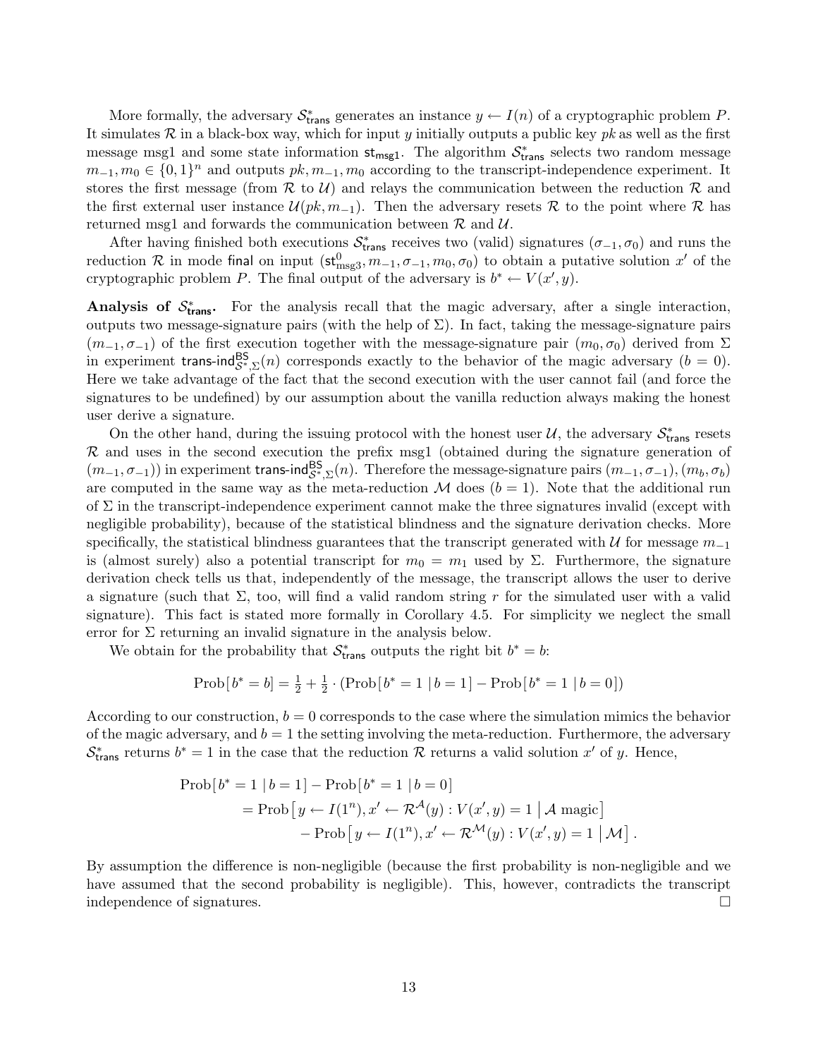More formally, the adversary $\mathcal{S}^*_{\mathsf{trans}}$ generates an instance $y \leftarrow I(n)$ of a cryptographic problem $P$. It simulates $\mathcal{R}$ in a black-box way, which for input $y$ initially outputs a public key $pk$ as well as the first message msg1 and some state information $\mathsf{st}_{\mathsf{msg1}}$. The algorithm $\mathcal{S}^*_{\mathsf{trans}}$ selects two random message $m_{-1}, m_0 \in \{0,1\}^n$ and outputs $pk, m_{-1}, m_0$ according to the transcript-independence experiment. It stores the first message (from $\mathcal{R}$ to $\mathcal{U}$) and relays the communication between the reduction $\mathcal{R}$ and the first external user instance $\mathcal{U}(pk, m_{-1})$. Then the adversary resets $\mathcal{R}$ to the point where $\mathcal{R}$ has returned msg1 and forwards the communication between $\mathcal{R}$ and $\mathcal{U}$.

After having finished both executions $\mathcal{S}^*_{\mathsf{trans}}$ receives two (valid) signatures $(\sigma_{-1}, \sigma_0)$ and runs the reduction $\mathcal{R}$ in mode $\mathsf{final}$ on input $(\mathsf{st}^0_{\mathrm{msg3}}, m_{-1}, \sigma_{-1}, m_0, \sigma_0)$ to obtain a putative solution $x'$ of the cryptographic problem $P$. The final output of the adversary is $b^* \leftarrow V(x', y)$.

**Analysis of $\mathcal{S}^*_{\mathsf{trans}}$.** For the analysis recall that the magic adversary, after a single interaction, outputs two message-signature pairs (with the help of $\Sigma$). In fact, taking the message-signature pairs $(m_{-1}, \sigma_{-1})$ of the first execution together with the message-signature pair $(m_0, \sigma_0)$ derived from $\Sigma$ in experiment $\mathsf{trans\text{-}ind}^{\mathsf{BS}}_{\mathcal{S}^*,\Sigma}(n)$ corresponds exactly to the behavior of the magic adversary ($b = 0$). Here we take advantage of the fact that the second execution with the user cannot fail (and force the signatures to be undefined) by our assumption about the vanilla reduction always making the honest user derive a signature.

On the other hand, during the issuing protocol with the honest user $\mathcal{U}$, the adversary $\mathcal{S}^*_{\mathsf{trans}}$ resets $\mathcal{R}$ and uses in the second execution the prefix msg1 (obtained during the signature generation of $(m_{-1}, \sigma_{-1})$) in experiment $\mathsf{trans\text{-}ind}^{\mathsf{BS}}_{\mathcal{S}^*,\Sigma}(n)$. Therefore the message-signature pairs $(m_{-1}, \sigma_{-1}), (m_b, \sigma_b)$ are computed in the same way as the meta-reduction $\mathcal{M}$ does ($b = 1$). Note that the additional run of $\Sigma$ in the transcript-independence experiment cannot make the three signatures invalid (except with negligible probability), because of the statistical blindness and the signature derivation checks. More specifically, the statistical blindness guarantees that the transcript generated with $\mathcal{U}$ for message $m_{-1}$ is (almost surely) also a potential transcript for $m_0 = m_1$ used by $\Sigma$. Furthermore, the signature derivation check tells us that, independently of the message, the transcript allows the user to derive a signature (such that $\Sigma$, too, will find a valid random string $r$ for the simulated user with a valid signature). This fact is stated more formally in Corollary 4.5. For simplicity we neglect the small error for $\Sigma$ returning an invalid signature in the analysis below.

We obtain for the probability that $\mathcal{S}^*_{\mathsf{trans}}$ outputs the right bit $b^* = b$:

$$\mathrm{Prob}[\, b^* = b] = \tfrac{1}{2} + \tfrac{1}{2} \cdot (\mathrm{Prob}[\, b^* = 1 \mid b = 1] - \mathrm{Prob}[\, b^* = 1 \mid b = 0])$$

According to our construction, $b = 0$ corresponds to the case where the simulation mimics the behavior of the magic adversary, and $b = 1$ the setting involving the meta-reduction. Furthermore, the adversary $\mathcal{S}^*_{\mathsf{trans}}$ returns $b^* = 1$ in the case that the reduction $\mathcal{R}$ returns a valid solution $x'$ of $y$. Hence,

$$\begin{aligned}
\mathrm{Prob}[\, b^* = 1 \mid b = 1] &- \mathrm{Prob}[\, b^* = 1 \mid b = 0] \\
&= \mathrm{Prob}\left[\, y \leftarrow I(1^n), x' \leftarrow \mathcal{R}^{\mathcal{A}}(y) : V(x', y) = 1 \;\middle|\; \mathcal{A} \text{ magic}\right] \\
&\quad - \mathrm{Prob}\left[\, y \leftarrow I(1^n), x' \leftarrow \mathcal{R}^{\mathcal{M}}(y) : V(x', y) = 1 \;\middle|\; \mathcal{M}\right].
\end{aligned}$$

By assumption the difference is non-negligible (because the first probability is non-negligible and we have assumed that the second probability is negligible). This, however, contradicts the transcript independence of signatures. $\square$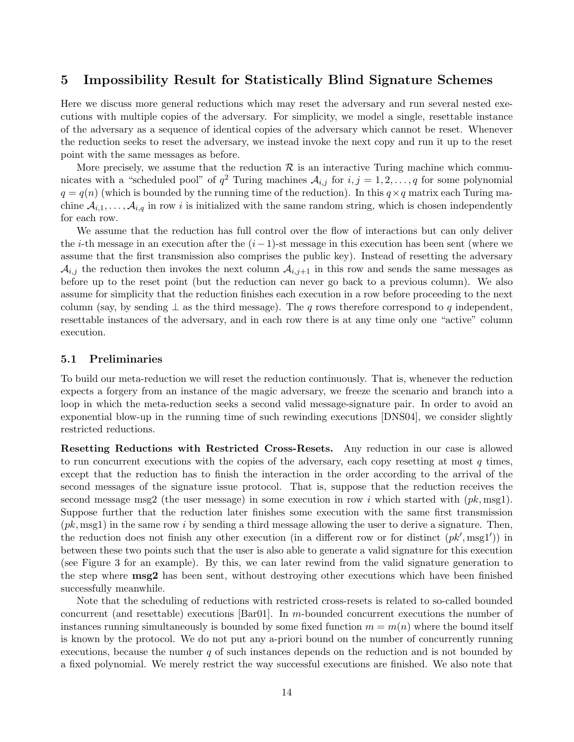## 5 Impossibility Result for Statistically Blind Signature Schemes

Here we discuss more general reductions which may reset the adversary and run several nested executions with multiple copies of the adversary. For simplicity, we model a single, resettable instance of the adversary as a sequence of identical copies of the adversary which cannot be reset. Whenever the reduction seeks to reset the adversary, we instead invoke the next copy and run it up to the reset point with the same messages as before.

More precisely, we assume that the reduction $\mathcal{R}$ is an interactive Turing machine which communicates with a "scheduled pool" of $q^2$ Turing machines $\mathcal{A}_{i,j}$ for $i, j = 1, 2, \ldots, q$ for some polynomial $q = q(n)$ (which is bounded by the running time of the reduction). In this $q \times q$ matrix each Turing machine $\mathcal{A}_{i,1}, \ldots, \mathcal{A}_{i,q}$ in row $i$ is initialized with the same random string, which is chosen independently for each row.

We assume that the reduction has full control over the flow of interactions but can only deliver the $i$-th message in an execution after the $(i-1)$-st message in this execution has been sent (where we assume that the first transmission also comprises the public key). Instead of resetting the adversary $\mathcal{A}_{i,j}$ the reduction then invokes the next column $\mathcal{A}_{i,j+1}$ in this row and sends the same messages as before up to the reset point (but the reduction can never go back to a previous column). We also assume for simplicity that the reduction finishes each execution in a row before proceeding to the next column (say, by sending $\perp$ as the third message). The $q$ rows therefore correspond to $q$ independent, resettable instances of the adversary, and in each row there is at any time only one "active" column execution.

### 5.1 Preliminaries

To build our meta-reduction we will reset the reduction continuously. That is, whenever the reduction expects a forgery from an instance of the magic adversary, we freeze the scenario and branch into a loop in which the meta-reduction seeks a second valid message-signature pair. In order to avoid an exponential blow-up in the running time of such rewinding executions [DNS04], we consider slightly restricted reductions.

**Resetting Reductions with Restricted Cross-Resets.** Any reduction in our case is allowed to run concurrent executions with the copies of the adversary, each copy resetting at most $q$ times, except that the reduction has to finish the interaction in the order according to the arrival of the second messages of the signature issue protocol. That is, suppose that the reduction receives the second message msg2 (the user message) in some execution in row $i$ which started with $(pk, \text{msg1})$. Suppose further that the reduction later finishes some execution with the same first transmission $(pk, \text{msg1})$ in the same row $i$ by sending a third message allowing the user to derive a signature. Then, the reduction does not finish any other execution (in a different row or for distinct $(pk', \text{msg1}'))$ in between these two points such that the user is also able to generate a valid signature for this execution (see Figure 3 for an example). By this, we can later rewind from the valid signature generation to the step where **msg2** has been sent, without destroying other executions which have been finished successfully meanwhile.

Note that the scheduling of reductions with restricted cross-resets is related to so-called bounded concurrent (and resettable) executions [Bar01]. In $m$-bounded concurrent executions the number of instances running simultaneously is bounded by some fixed function $m = m(n)$ where the bound itself is known by the protocol. We do not put any a-priori bound on the number of concurrently running executions, because the number $q$ of such instances depends on the reduction and is not bounded by a fixed polynomial. We merely restrict the way successful executions are finished. We also note that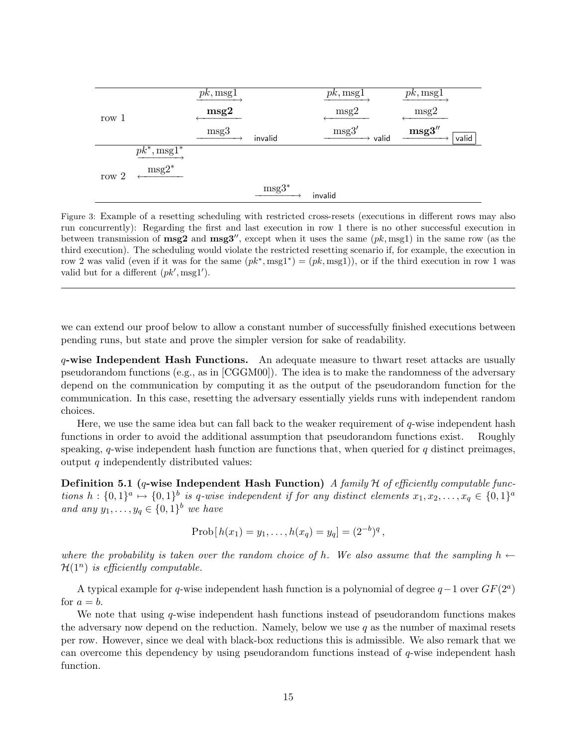| | | | | | |
|---|---|---|---|---|---|
| row 1 | | $\xrightarrow{pk, \text{msg1}}$ | | $\xrightarrow{pk, \text{msg1}}$ | $\xrightarrow{pk, \text{msg1}}$ |
| | | $\xleftarrow{\textbf{msg2}}$ | | $\xleftarrow{\text{msg2}}$ | $\xleftarrow{\text{msg2}}$ |
| | | $\xrightarrow{\text{msg3}}$ invalid | | $\xrightarrow{\text{msg3}'}$ valid | $\xrightarrow{\textbf{msg3}''}$ valid |
| row 2 | $\xrightarrow{pk^*, \text{msg1}^*}$ | | | | |
| | $\xleftarrow{\text{msg2}^*}$ | | | | |
| | | | $\xrightarrow{\text{msg3}^*}$ invalid | | |

Figure 3: Example of a resetting scheduling with restricted cross-resets (executions in different rows may also run concurrently): Regarding the first and last execution in row 1 there is no other successful execution in between transmission of **msg2** and **msg3**$''$, except when it uses the same $(pk, \text{msg1})$ in the same row (as the third execution). The scheduling would violate the restricted resetting scenario if, for example, the execution in row 2 was valid (even if it was for the same $(pk^*, \text{msg1}^*) = (pk, \text{msg1})$), or if the third execution in row 1 was valid but for a different $(pk', \text{msg1}')$.

we can extend our proof below to allow a constant number of successfully finished executions between pending runs, but state and prove the simpler version for sake of readability.

**$q$-wise Independent Hash Functions.** An adequate measure to thwart reset attacks are usually pseudorandom functions (e.g., as in [CGGM00]). The idea is to make the randomness of the adversary depend on the communication by computing it as the output of the pseudorandom function for the communication. In this case, resetting the adversary essentially yields runs with independent random choices.

Here, we use the same idea but can fall back to the weaker requirement of $q$-wise independent hash functions in order to avoid the additional assumption that pseudorandom functions exist. Roughly speaking, $q$-wise independent hash function are functions that, when queried for $q$ distinct preimages, output $q$ independently distributed values:

**Definition 5.1 ($q$-wise Independent Hash Function)** *A family $\mathcal{H}$ of efficiently computable functions $h : \{0,1\}^a \mapsto \{0,1\}^b$ is $q$-wise independent if for any distinct elements $x_1, x_2, \ldots, x_q \in \{0,1\}^a$ and any $y_1, \ldots, y_q \in \{0,1\}^b$ we have*

$$\text{Prob}[\, h(x_1) = y_1, \ldots, h(x_q) = y_q] = (2^{-b})^q \,,$$

*where the probability is taken over the random choice of $h$. We also assume that the sampling $h \leftarrow \mathcal{H}(1^n)$ is efficiently computable.*

A typical example for $q$-wise independent hash function is a polynomial of degree $q-1$ over $GF(2^a)$ for $a = b$.

We note that using $q$-wise independent hash functions instead of pseudorandom functions makes the adversary now depend on the reduction. Namely, below we use $q$ as the number of maximal resets per row. However, since we deal with black-box reductions this is admissible. We also remark that we can overcome this dependency by using pseudorandom functions instead of $q$-wise independent hash function.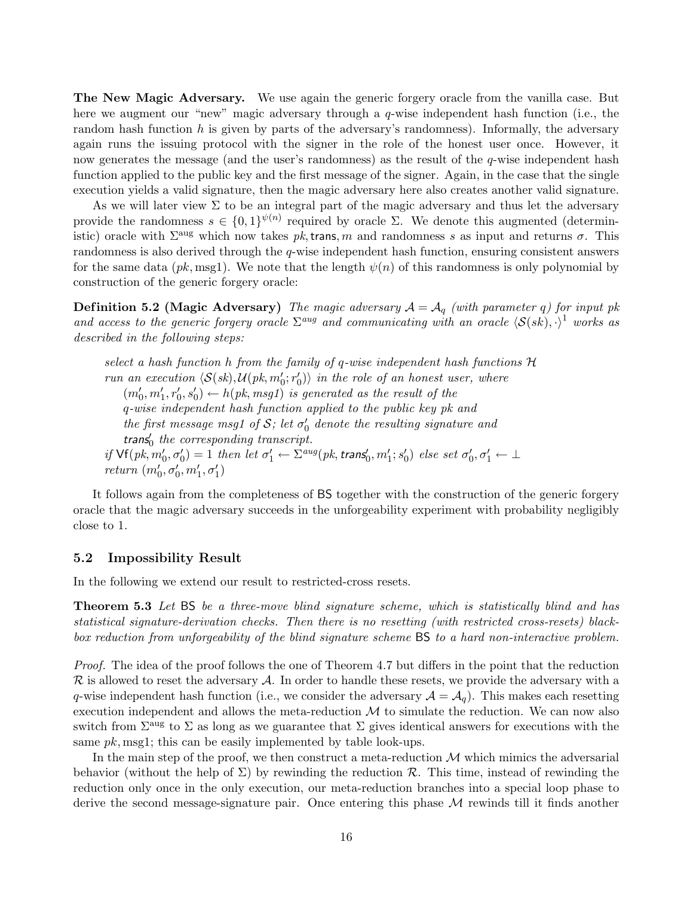**The New Magic Adversary.** We use again the generic forgery oracle from the vanilla case. But here we augment our "new" magic adversary through a $q$-wise independent hash function (i.e., the random hash function $h$ is given by parts of the adversary's randomness). Informally, the adversary again runs the issuing protocol with the signer in the role of the honest user once. However, it now generates the message (and the user's randomness) as the result of the $q$-wise independent hash function applied to the public key and the first message of the signer. Again, in the case that the single execution yields a valid signature, then the magic adversary here also creates another valid signature.

As we will later view $\Sigma$ to be an integral part of the magic adversary and thus let the adversary provide the randomness $s \in \{0,1\}^{\psi(n)}$ required by oracle $\Sigma$. We denote this augmented (deterministic) oracle with $\Sigma^{\text{aug}}$ which now takes $pk, \mathsf{trans}, m$ and randomness $s$ as input and returns $\sigma$. This randomness is also derived through the $q$-wise independent hash function, ensuring consistent answers for the same data $(pk, \text{msg1})$. We note that the length $\psi(n)$ of this randomness is only polynomial by construction of the generic forgery oracle:

**Definition 5.2 (Magic Adversary)** *The magic adversary $\mathcal{A} = \mathcal{A}_q$ (with parameter $q$) for input $pk$ and access to the generic forgery oracle $\Sigma^{aug}$ and communicating with an oracle $\langle \mathcal{S}(sk), \cdot\rangle^1$ works as described in the following steps:*

> *select a hash function $h$ from the family of $q$-wise independent hash functions $\mathcal{H}$*
> *run an execution $\langle \mathcal{S}(sk), \mathcal{U}(pk, m_0'; r_0')\rangle$ in the role of an honest user, where*
> &nbsp;&nbsp;&nbsp;&nbsp;*$(m_0', m_1', r_0', s_0') \leftarrow h(pk, msg1)$ is generated as the result of the*
> &nbsp;&nbsp;&nbsp;&nbsp;*$q$-wise independent hash function applied to the public key $pk$ and*
> &nbsp;&nbsp;&nbsp;&nbsp;*the first message msg1 of $\mathcal{S}$; let $\sigma_0'$ denote the resulting signature and*
> &nbsp;&nbsp;&nbsp;&nbsp;*$\mathsf{trans}_0'$ the corresponding transcript.*
> *if $\mathsf{Vf}(pk, m_0', \sigma_0') = 1$ then let $\sigma_1' \leftarrow \Sigma^{aug}(pk, \mathsf{trans}_0', m_1'; s_0')$ else set $\sigma_0', \sigma_1' \leftarrow \perp$*
> *return $(m_0', \sigma_0', m_1', \sigma_1')$*

It follows again from the completeness of $\mathsf{BS}$ together with the construction of the generic forgery oracle that the magic adversary succeeds in the unforgeability experiment with probability negligibly close to 1.

## 5.2 Impossibility Result

In the following we extend our result to restricted-cross resets.

**Theorem 5.3** *Let $\mathsf{BS}$ be a three-move blind signature scheme, which is statistically blind and has statistical signature-derivation checks. Then there is no resetting (with restricted cross-resets) black-box reduction from unforgeability of the blind signature scheme $\mathsf{BS}$ to a hard non-interactive problem.*

*Proof.* The idea of the proof follows the one of Theorem 4.7 but differs in the point that the reduction $\mathcal{R}$ is allowed to reset the adversary $\mathcal{A}$. In order to handle these resets, we provide the adversary with a $q$-wise independent hash function (i.e., we consider the adversary $\mathcal{A} = \mathcal{A}_q$). This makes each resetting execution independent and allows the meta-reduction $\mathcal{M}$ to simulate the reduction. We can now also switch from $\Sigma^{\text{aug}}$ to $\Sigma$ as long as we guarantee that $\Sigma$ gives identical answers for executions with the same $pk, \text{msg1}$; this can be easily implemented by table look-ups.

In the main step of the proof, we then construct a meta-reduction $\mathcal{M}$ which mimics the adversarial behavior (without the help of $\Sigma$) by rewinding the reduction $\mathcal{R}$. This time, instead of rewinding the reduction only once in the only execution, our meta-reduction branches into a special loop phase to derive the second message-signature pair. Once entering this phase $\mathcal{M}$ rewinds till it finds another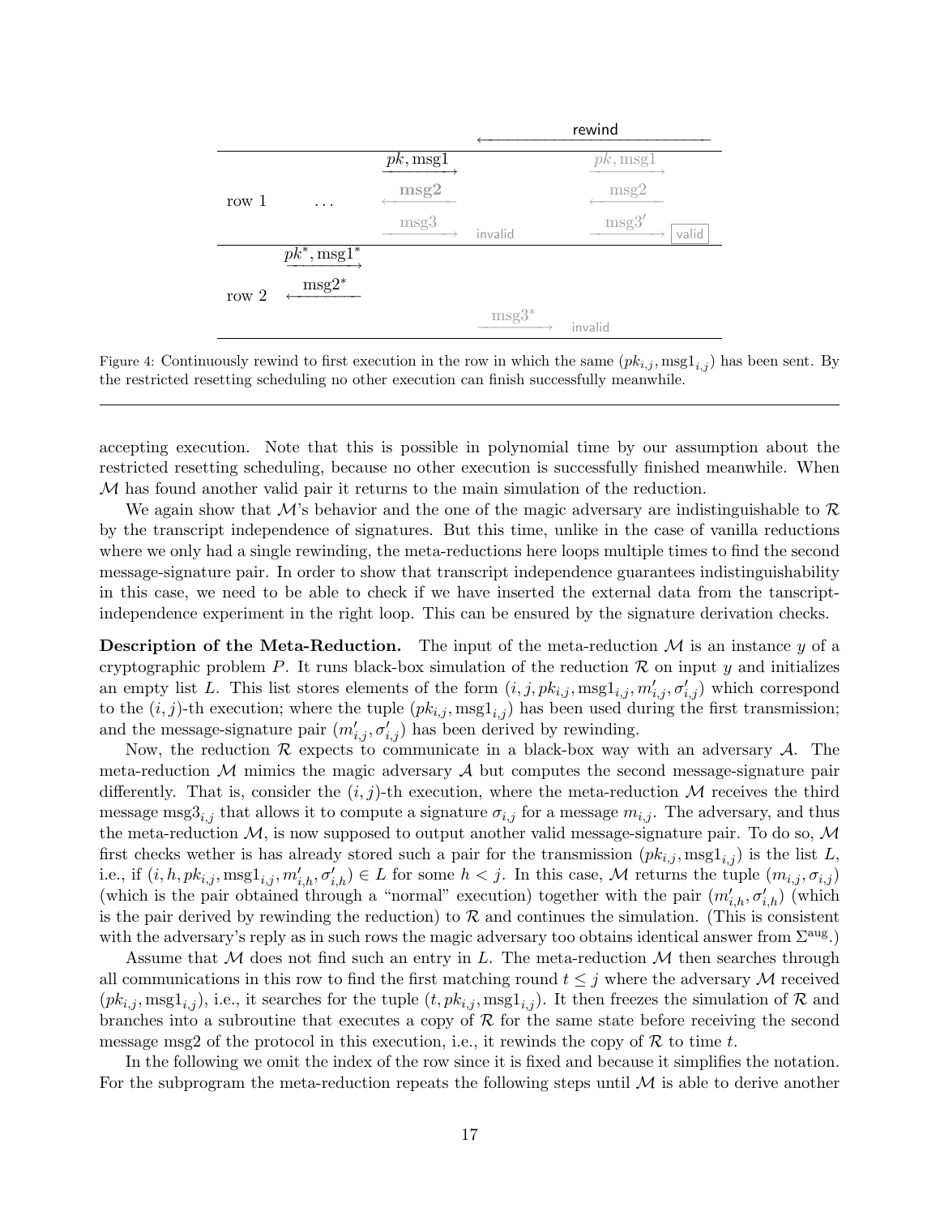Figure 4: Continuously rewind to first execution in the row in which the same $(pk_{i,j}, \text{msg1}_{i,j})$ has been sent. By the restricted resetting scheduling no other execution can finish successfully meanwhile.

---

accepting execution. Note that this is possible in polynomial time by our assumption about the restricted resetting scheduling, because no other execution is successfully finished meanwhile. When $\mathcal{M}$ has found another valid pair it returns to the main simulation of the reduction.

We again show that $\mathcal{M}$'s behavior and the one of the magic adversary are indistinguishable to $\mathcal{R}$ by the transcript independence of signatures. But this time, unlike in the case of vanilla reductions where we only had a single rewinding, the meta-reductions here loops multiple times to find the second message-signature pair. In order to show that transcript independence guarantees indistinguishability in this case, we need to be able to check if we have inserted the external data from the tanscript-independence experiment in the right loop. This can be ensured by the signature derivation checks.

**Description of the Meta-Reduction.** The input of the meta-reduction $\mathcal{M}$ is an instance $y$ of a cryptographic problem $P$. It runs black-box simulation of the reduction $\mathcal{R}$ on input $y$ and initializes an empty list $L$. This list stores elements of the form $(i, j, pk_{i,j}, \text{msg1}_{i,j}, m'_{i,j}, \sigma'_{i,j})$ which correspond to the $(i, j)$-th execution; where the tuple $(pk_{i,j}, \text{msg1}_{i,j})$ has been used during the first transmission; and the message-signature pair $(m'_{i,j}, \sigma'_{i,j})$ has been derived by rewinding.

Now, the reduction $\mathcal{R}$ expects to communicate in a black-box way with an adversary $\mathcal{A}$. The meta-reduction $\mathcal{M}$ mimics the magic adversary $\mathcal{A}$ but computes the second message-signature pair differently. That is, consider the $(i, j)$-th execution, where the meta-reduction $\mathcal{M}$ receives the third message $\text{msg3}_{i,j}$ that allows it to compute a signature $\sigma_{i,j}$ for a message $m_{i,j}$. The adversary, and thus the meta-reduction $\mathcal{M}$, is now supposed to output another valid message-signature pair. To do so, $\mathcal{M}$ first checks wether is has already stored such a pair for the transmission $(pk_{i,j}, \text{msg1}_{i,j})$ is the list $L$, i.e., if $(i, h, pk_{i,j}, \text{msg1}_{i,j}, m'_{i,h}, \sigma'_{i,h}) \in L$ for some $h < j$. In this case, $\mathcal{M}$ returns the tuple $(m_{i,j}, \sigma_{i,j})$ (which is the pair obtained through a "normal" execution) together with the pair $(m'_{i,h}, \sigma'_{i,h})$ (which is the pair derived by rewinding the reduction) to $\mathcal{R}$ and continues the simulation. (This is consistent with the adversary's reply as in such rows the magic adversary too obtains identical answer from $\Sigma^{\text{aug}}$.)

Assume that $\mathcal{M}$ does not find such an entry in $L$. The meta-reduction $\mathcal{M}$ then searches through all communications in this row to find the first matching round $t \leq j$ where the adversary $\mathcal{M}$ received $(pk_{i,j}, \text{msg1}_{i,j})$, i.e., it searches for the tuple $(t, pk_{i,j}, \text{msg1}_{i,j})$. It then freezes the simulation of $\mathcal{R}$ and branches into a subroutine that executes a copy of $\mathcal{R}$ for the same state before receiving the second message msg2 of the protocol in this execution, i.e., it rewinds the copy of $\mathcal{R}$ to time $t$.

In the following we omit the index of the row since it is fixed and because it simplifies the notation. For the subprogram the meta-reduction repeats the following steps until $\mathcal{M}$ is able to derive another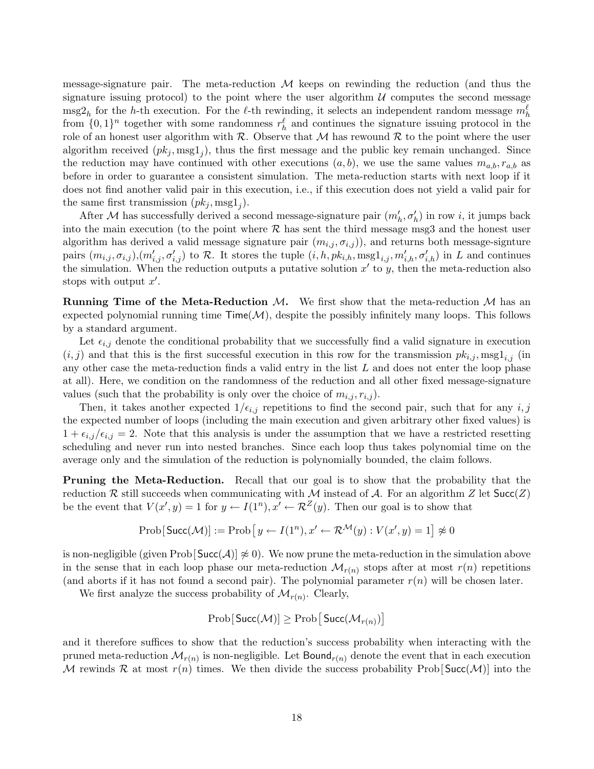message-signature pair. The meta-reduction $\mathcal{M}$ keeps on rewinding the reduction (and thus the signature issuing protocol) to the point where the user algorithm $\mathcal{U}$ computes the second message $\text{msg2}_h$ for the $h$-th execution. For the $\ell$-th rewinding, it selects an independent random message $m_h^\ell$ from $\{0,1\}^n$ together with some randomness $r_h^\ell$ and continues the signature issuing protocol in the role of an honest user algorithm with $\mathcal{R}$. Observe that $\mathcal{M}$ has rewound $\mathcal{R}$ to the point where the user algorithm received $(pk_j, \text{msg1}_j)$, thus the first message and the public key remain unchanged. Since the reduction may have continued with other executions $(a,b)$, we use the same values $m_{a,b}, r_{a,b}$ as before in order to guarantee a consistent simulation. The meta-reduction starts with next loop if it does not find another valid pair in this execution, i.e., if this execution does not yield a valid pair for the same first transmission $(pk_j, \text{msg1}_j)$.

After $\mathcal{M}$ has successfully derived a second message-signature pair $(m'_h, \sigma'_h)$ in row $i$, it jumps back into the main execution (to the point where $\mathcal{R}$ has sent the third message msg3 and the honest user algorithm has derived a valid message signature pair $(m_{i,j}, \sigma_{i,j})$), and returns both message-signture pairs $(m_{i,j}, \sigma_{i,j})$,$(m'_{i,j}, \sigma'_{i,j})$ to $\mathcal{R}$. It stores the tuple $(i, h, pk_{i,h}, \text{msg1}_{i,j}, m'_{i,h}, \sigma'_{i,h})$ in $L$ and continues the simulation. When the reduction outputs a putative solution $x'$ to $y$, then the meta-reduction also stops with output $x'$.

**Running Time of the Meta-Reduction $\mathcal{M}$.** We first show that the meta-reduction $\mathcal{M}$ has an expected polynomial running time $\mathsf{Time}(\mathcal{M})$, despite the possibly infinitely many loops. This follows by a standard argument.

Let $\epsilon_{i,j}$ denote the conditional probability that we successfully find a valid signature in execution $(i,j)$ and that this is the first successful execution in this row for the transmission $pk_{i,j}, \text{msg1}_{i,j}$ (in any other case the meta-reduction finds a valid entry in the list $L$ and does not enter the loop phase at all). Here, we condition on the randomness of the reduction and all other fixed message-signature values (such that the probability is only over the choice of $m_{i,j}, r_{i,j}$).

Then, it takes another expected $1/\epsilon_{i,j}$ repetitions to find the second pair, such that for any $i,j$ the expected number of loops (including the main execution and given arbitrary other fixed values) is $1 + \epsilon_{i,j}/\epsilon_{i,j} = 2$. Note that this analysis is under the assumption that we have a restricted resetting scheduling and never run into nested branches. Since each loop thus takes polynomial time on the average only and the simulation of the reduction is polynomially bounded, the claim follows.

**Pruning the Meta-Reduction.** Recall that our goal is to show that the probability that the reduction $\mathcal{R}$ still succeeds when communicating with $\mathcal{M}$ instead of $\mathcal{A}$. For an algorithm $Z$ let $\mathsf{Succ}(Z)$ be the event that $V(x', y) = 1$ for $y \leftarrow I(1^n), x' \leftarrow \mathcal{R}^Z(y)$. Then our goal is to show that

$$\text{Prob}\left[\mathsf{Succ}(\mathcal{M})\right] := \text{Prob}\left[\, y \leftarrow I(1^n), x' \leftarrow \mathcal{R}^{\mathcal{M}}(y) : V(x', y) = 1\right] \not\approx 0$$

is non-negligible (given $\text{Prob}\left[\mathsf{Succ}(\mathcal{A})\right] \not\approx 0$). We now prune the meta-reduction in the simulation above in the sense that in each loop phase our meta-reduction $\mathcal{M}_{r(n)}$ stops after at most $r(n)$ repetitions (and aborts if it has not found a second pair). The polynomial parameter $r(n)$ will be chosen later.

We first analyze the success probability of $\mathcal{M}_{r(n)}$. Clearly,

$$\text{Prob}\left[\mathsf{Succ}(\mathcal{M})\right] \geq \text{Prob}\left[\mathsf{Succ}(\mathcal{M}_{r(n)})\right]$$

and it therefore suffices to show that the reduction's success probability when interacting with the pruned meta-reduction $\mathcal{M}_{r(n)}$ is non-negligible. Let $\mathsf{Bound}_{r(n)}$ denote the event that in each execution $\mathcal{M}$ rewinds $\mathcal{R}$ at most $r(n)$ times. We then divide the success probability $\text{Prob}\left[\mathsf{Succ}(\mathcal{M})\right]$ into the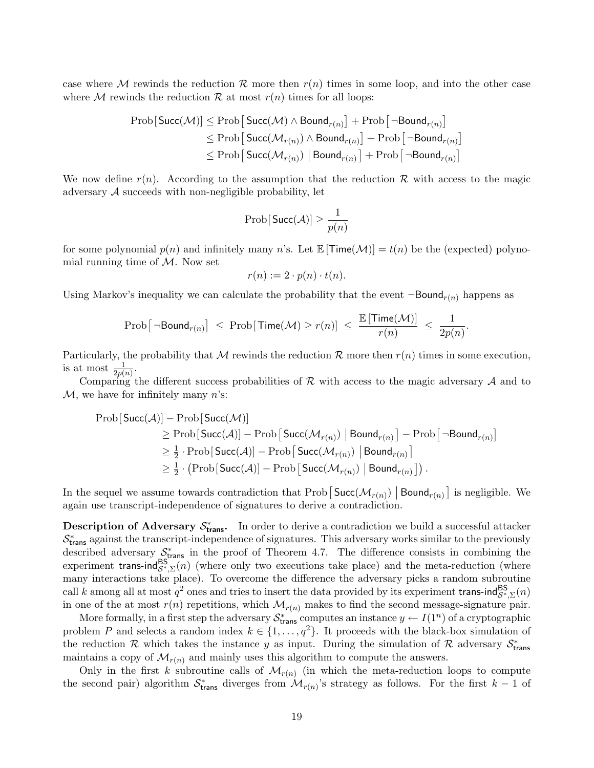case where $\mathcal{M}$ rewinds the reduction $\mathcal{R}$ more then $r(n)$ times in some loop, and into the other case where $\mathcal{M}$ rewinds the reduction $\mathcal{R}$ at most $r(n)$ times for all loops:

$$\begin{aligned}
\text{Prob}[\,\mathsf{Succ}(\mathcal{M})] &\leq \text{Prob}\left[\,\mathsf{Succ}(\mathcal{M}) \wedge \mathsf{Bound}_{r(n)}\right] + \text{Prob}\left[\,\neg\mathsf{Bound}_{r(n)}\right] \\
&\leq \text{Prob}\left[\,\mathsf{Succ}(\mathcal{M}_{r(n)}) \wedge \mathsf{Bound}_{r(n)}\right] + \text{Prob}\left[\,\neg\mathsf{Bound}_{r(n)}\right] \\
&\leq \text{Prob}\left[\,\mathsf{Succ}(\mathcal{M}_{r(n)}) \;\middle|\; \mathsf{Bound}_{r(n)}\right] + \text{Prob}\left[\,\neg\mathsf{Bound}_{r(n)}\right]
\end{aligned}$$

We now define $r(n)$. According to the assumption that the reduction $\mathcal{R}$ with access to the magic adversary $\mathcal{A}$ succeeds with non-negligible probability, let

$$\text{Prob}[\,\mathsf{Succ}(\mathcal{A})] \geq \frac{1}{p(n)}$$

for some polynomial $p(n)$ and infinitely many $n$'s. Let $\mathbb{E}\left[\mathsf{Time}(\mathcal{M})\right] = t(n)$ be the (expected) polynomial running time of $\mathcal{M}$. Now set

$$r(n) := 2 \cdot p(n) \cdot t(n).$$

Using Markov's inequality we can calculate the probability that the event $\neg\mathsf{Bound}_{r(n)}$ happens as

$$\text{Prob}\left[\,\neg\mathsf{Bound}_{r(n)}\right] \;\leq\; \text{Prob}[\,\mathsf{Time}(\mathcal{M}) \geq r(n)] \;\leq\; \frac{\mathbb{E}\left[\mathsf{Time}(\mathcal{M})\right]}{r(n)} \;\leq\; \frac{1}{2p(n)}.$$

Particularly, the probability that $\mathcal{M}$ rewinds the reduction $\mathcal{R}$ more then $r(n)$ times in some execution, is at most $\frac{1}{2p(n)}$.

Comparing the different success probabilities of $\mathcal{R}$ with access to the magic adversary $\mathcal{A}$ and to $\mathcal{M}$, we have for infinitely many $n$'s:

$$\begin{aligned}
&\text{Prob}[\,\mathsf{Succ}(\mathcal{A})] - \text{Prob}[\,\mathsf{Succ}(\mathcal{M})] \\
&\qquad \geq \text{Prob}[\,\mathsf{Succ}(\mathcal{A})] - \text{Prob}\left[\,\mathsf{Succ}(\mathcal{M}_{r(n)}) \;\middle|\; \mathsf{Bound}_{r(n)}\right] - \text{Prob}\left[\,\neg\mathsf{Bound}_{r(n)}\right] \\
&\qquad \geq \tfrac{1}{2} \cdot \text{Prob}[\,\mathsf{Succ}(\mathcal{A})] - \text{Prob}\left[\,\mathsf{Succ}(\mathcal{M}_{r(n)}) \;\middle|\; \mathsf{Bound}_{r(n)}\right] \\
&\qquad \geq \tfrac{1}{2} \cdot \left(\text{Prob}[\,\mathsf{Succ}(\mathcal{A})] - \text{Prob}\left[\,\mathsf{Succ}(\mathcal{M}_{r(n)}) \;\middle|\; \mathsf{Bound}_{r(n)}\right]\right).
\end{aligned}$$

In the sequel we assume towards contradiction that $\text{Prob}\left[\,\mathsf{Succ}(\mathcal{M}_{r(n)}) \;\middle|\; \mathsf{Bound}_{r(n)}\right]$ is negligible. We again use transcript-independence of signatures to derive a contradiction.

**Description of Adversary $\mathcal{S}^*_{\mathsf{trans}}$.** In order to derive a contradiction we build a successful attacker $\mathcal{S}^*_{\mathsf{trans}}$ against the transcript-independence of signatures. This adversary works similar to the previously described adversary $\mathcal{S}^*_{\mathsf{trans}}$ in the proof of Theorem 4.7. The difference consists in combining the experiment $\mathsf{trans\text{-}ind}^{\mathsf{BS}}_{\mathcal{S}^*,\Sigma}(n)$ (where only two executions take place) and the meta-reduction (where many interactions take place). To overcome the difference the adversary picks a random subroutine call $k$ among all at most $q^2$ ones and tries to insert the data provided by its experiment $\mathsf{trans\text{-}ind}^{\mathsf{BS}}_{\mathcal{S}^*,\Sigma}(n)$ in one of the at most $r(n)$ repetitions, which $\mathcal{M}_{r(n)}$ makes to find the second message-signature pair.

More formally, in a first step the adversary $\mathcal{S}^*_{\mathsf{trans}}$ computes an instance $y \leftarrow I(1^n)$ of a cryptographic problem $P$ and selects a random index $k \in \{1, \ldots, q^2\}$. It proceeds with the black-box simulation of the reduction $\mathcal{R}$ which takes the instance $y$ as input. During the simulation of $\mathcal{R}$ adversary $\mathcal{S}^*_{\mathsf{trans}}$ maintains a copy of $\mathcal{M}_{r(n)}$ and mainly uses this algorithm to compute the answers.

Only in the first $k$ subroutine calls of $\mathcal{M}_{r(n)}$ (in which the meta-reduction loops to compute the second pair) algorithm $\mathcal{S}^*_{\mathsf{trans}}$ diverges from $\mathcal{M}_{r(n)}$'s strategy as follows. For the first $k-1$ of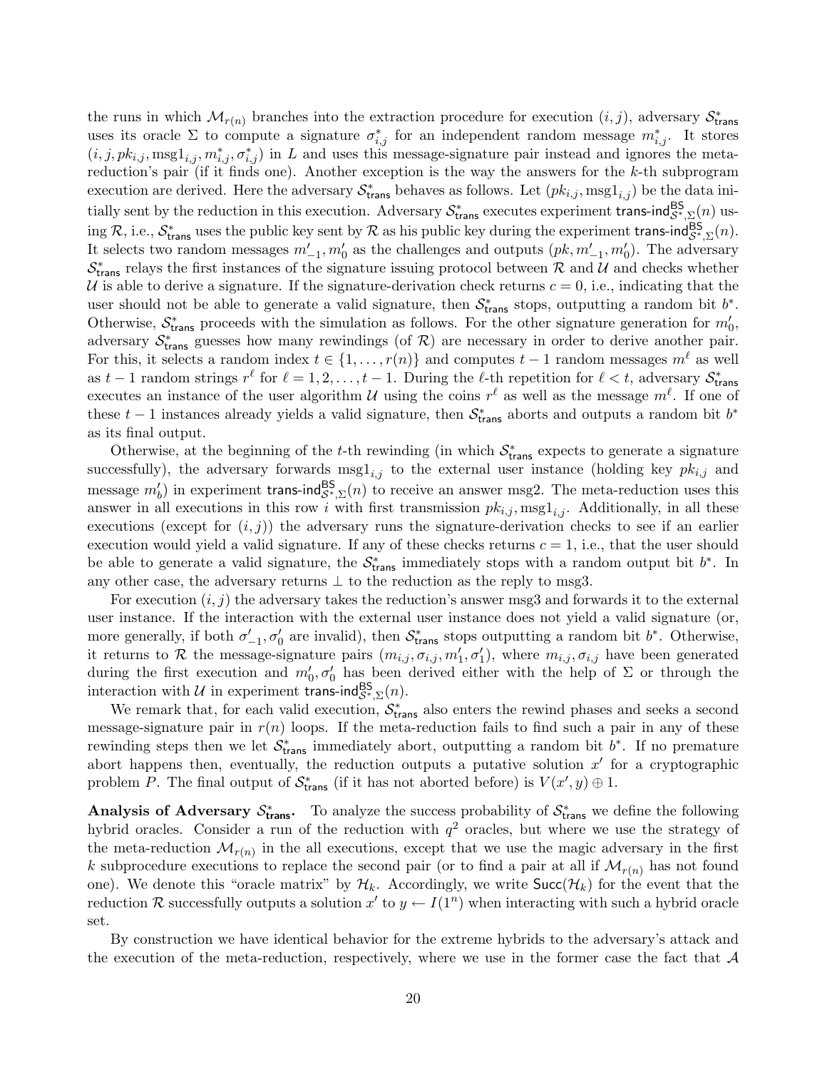the runs in which $\mathcal{M}_{r(n)}$ branches into the extraction procedure for execution $(i,j)$, adversary $\mathcal{S}^*_{\mathsf{trans}}$ uses its oracle $\Sigma$ to compute a signature $\sigma^*_{i,j}$ for an independent random message $m^*_{i,j}$. It stores $(i,j,pk_{i,j},\text{msg1}_{i,j},m^*_{i,j},\sigma^*_{i,j})$ in $L$ and uses this message-signature pair instead and ignores the meta-reduction's pair (if it finds one). Another exception is the way the answers for the $k$-th subprogram execution are derived. Here the adversary $\mathcal{S}^*_{\mathsf{trans}}$ behaves as follows. Let $(pk_{i,j},\text{msg1}_{i,j})$ be the data initially sent by the reduction in this execution. Adversary $\mathcal{S}^*_{\mathsf{trans}}$ executes experiment $\mathsf{trans\text{-}ind}^{\mathsf{BS}}_{\mathcal{S}^*,\Sigma}(n)$ using $\mathcal{R}$, i.e., $\mathcal{S}^*_{\mathsf{trans}}$ uses the public key sent by $\mathcal{R}$ as his public key during the experiment $\mathsf{trans\text{-}ind}^{\mathsf{BS}}_{\mathcal{S}^*,\Sigma}(n)$. It selects two random messages $m'_{-1},m'_0$ as the challenges and outputs $(pk,m'_{-1},m'_0)$. The adversary $\mathcal{S}^*_{\mathsf{trans}}$ relays the first instances of the signature issuing protocol between $\mathcal{R}$ and $\mathcal{U}$ and checks whether $\mathcal{U}$ is able to derive a signature. If the signature-derivation check returns $c=0$, i.e., indicating that the user should not be able to generate a valid signature, then $\mathcal{S}^*_{\mathsf{trans}}$ stops, outputting a random bit $b^*$. Otherwise, $\mathcal{S}^*_{\mathsf{trans}}$ proceeds with the simulation as follows. For the other signature generation for $m'_0$, adversary $\mathcal{S}^*_{\mathsf{trans}}$ guesses how many rewindings (of $\mathcal{R}$) are necessary in order to derive another pair. For this, it selects a random index $t\in\{1,\ldots,r(n)\}$ and computes $t-1$ random messages $m^\ell$ as well as $t-1$ random strings $r^\ell$ for $\ell=1,2,\ldots,t-1$. During the $\ell$-th repetition for $\ell<t$, adversary $\mathcal{S}^*_{\mathsf{trans}}$ executes an instance of the user algorithm $\mathcal{U}$ using the coins $r^\ell$ as well as the message $m^\ell$. If one of these $t-1$ instances already yields a valid signature, then $\mathcal{S}^*_{\mathsf{trans}}$ aborts and outputs a random bit $b^*$ as its final output.

Otherwise, at the beginning of the $t$-th rewinding (in which $\mathcal{S}^*_{\mathsf{trans}}$ expects to generate a signature successfully), the adversary forwards $\text{msg1}_{i,j}$ to the external user instance (holding key $pk_{i,j}$ and message $m'_b$) in experiment $\mathsf{trans\text{-}ind}^{\mathsf{BS}}_{\mathcal{S}^*,\Sigma}(n)$ to receive an answer msg2. The meta-reduction uses this answer in all executions in this row $i$ with first transmission $pk_{i,j},\text{msg1}_{i,j}$. Additionally, in all these executions (except for $(i,j)$) the adversary runs the signature-derivation checks to see if an earlier execution would yield a valid signature. If any of these checks returns $c=1$, i.e., that the user should be able to generate a valid signature, the $\mathcal{S}^*_{\mathsf{trans}}$ immediately stops with a random output bit $b^*$. In any other case, the adversary returns $\perp$ to the reduction as the reply to msg3.

For execution $(i,j)$ the adversary takes the reduction's answer msg3 and forwards it to the external user instance. If the interaction with the external user instance does not yield a valid signature (or, more generally, if both $\sigma'_{-1},\sigma'_0$ are invalid), then $\mathcal{S}^*_{\mathsf{trans}}$ stops outputting a random bit $b^*$. Otherwise, it returns to $\mathcal{R}$ the message-signature pairs $(m_{i,j},\sigma_{i,j},m'_1,\sigma'_1)$, where $m_{i,j},\sigma_{i,j}$ have been generated during the first execution and $m'_0,\sigma'_0$ has been derived either with the help of $\Sigma$ or through the interaction with $\mathcal{U}$ in experiment $\mathsf{trans\text{-}ind}^{\mathsf{BS}}_{\mathcal{S}^*,\Sigma}(n)$.

We remark that, for each valid execution, $\mathcal{S}^*_{\mathsf{trans}}$ also enters the rewind phases and seeks a second message-signature pair in $r(n)$ loops. If the meta-reduction fails to find such a pair in any of these rewinding steps then we let $\mathcal{S}^*_{\mathsf{trans}}$ immediately abort, outputting a random bit $b^*$. If no premature abort happens then, eventually, the reduction outputs a putative solution $x'$ for a cryptographic problem $P$. The final output of $\mathcal{S}^*_{\mathsf{trans}}$ (if it has not aborted before) is $V(x',y)\oplus 1$.

**Analysis of Adversary $\mathcal{S}^*_{\mathsf{trans}}$.** To analyze the success probability of $\mathcal{S}^*_{\mathsf{trans}}$ we define the following hybrid oracles. Consider a run of the reduction with $q^2$ oracles, but where we use the strategy of the meta-reduction $\mathcal{M}_{r(n)}$ in the all executions, except that we use the magic adversary in the first $k$ subprocedure executions to replace the second pair (or to find a pair at all if $\mathcal{M}_{r(n)}$ has not found one). We denote this "oracle matrix" by $\mathcal{H}_k$. Accordingly, we write $\mathsf{Succ}(\mathcal{H}_k)$ for the event that the reduction $\mathcal{R}$ successfully outputs a solution $x'$ to $y\leftarrow I(1^n)$ when interacting with such a hybrid oracle set.

By construction we have identical behavior for the extreme hybrids to the adversary's attack and the execution of the meta-reduction, respectively, where we use in the former case the fact that $\mathcal{A}$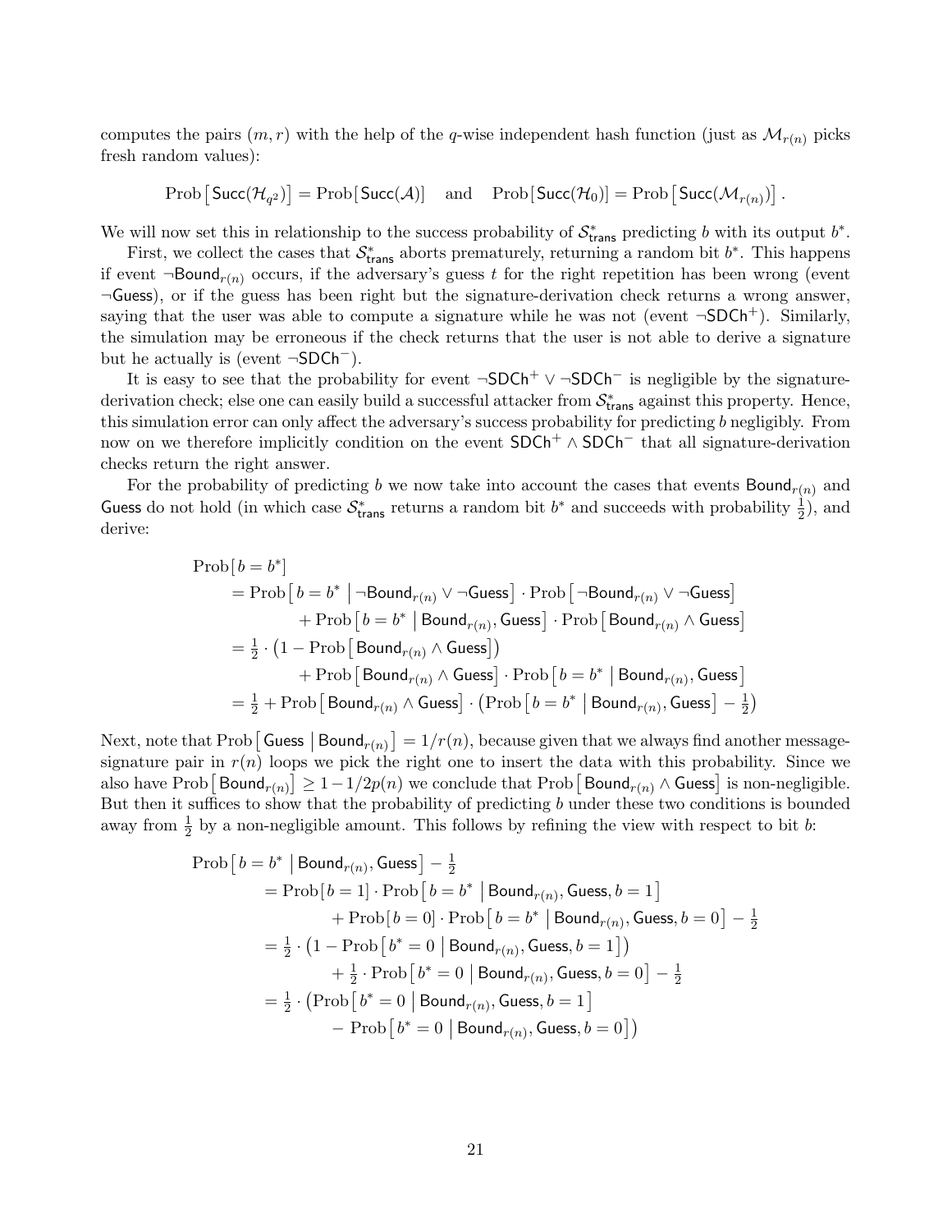computes the pairs $(m, r)$ with the help of the $q$-wise independent hash function (just as $\mathcal{M}_{r(n)}$ picks fresh random values):

$$\mathrm{Prob}\left[\mathsf{Succ}(\mathcal{H}_{q^2})\right] = \mathrm{Prob}[\mathsf{Succ}(\mathcal{A})] \quad \text{and} \quad \mathrm{Prob}[\mathsf{Succ}(\mathcal{H}_0)] = \mathrm{Prob}\left[\mathsf{Succ}(\mathcal{M}_{r(n)})\right].$$

We will now set this in relationship to the success probability of $\mathcal{S}^*_{\mathsf{trans}}$ predicting $b$ with its output $b^*$.

First, we collect the cases that $\mathcal{S}^*_{\mathsf{trans}}$ aborts prematurely, returning a random bit $b^*$. This happens if event $\neg\mathsf{Bound}_{r(n)}$ occurs, if the adversary's guess $t$ for the right repetition has been wrong (event $\neg\mathsf{Guess}$), or if the guess has been right but the signature-derivation check returns a wrong answer, saying that the user was able to compute a signature while he was not (event $\neg\mathsf{SDCh}^+$). Similarly, the simulation may be erroneous if the check returns that the user is not able to derive a signature but he actually is (event $\neg\mathsf{SDCh}^-$).

It is easy to see that the probability for event $\neg\mathsf{SDCh}^+ \vee \neg\mathsf{SDCh}^-$ is negligible by the signature-derivation check; else one can easily build a successful attacker from $\mathcal{S}^*_{\mathsf{trans}}$ against this property. Hence, this simulation error can only affect the adversary's success probability for predicting $b$ negligibly. From now on we therefore implicitly condition on the event $\mathsf{SDCh}^+ \wedge \mathsf{SDCh}^-$ that all signature-derivation checks return the right answer.

For the probability of predicting $b$ we now take into account the cases that events $\mathsf{Bound}_{r(n)}$ and $\mathsf{Guess}$ do not hold (in which case $\mathcal{S}^*_{\mathsf{trans}}$ returns a random bit $b^*$ and succeeds with probability $\frac{1}{2}$), and derive:

$$\begin{aligned}
&\mathrm{Prob}[\, b = b^* ] \\
&\quad = \mathrm{Prob}\left[\, b = b^* \,\middle|\, \neg\mathsf{Bound}_{r(n)} \vee \neg\mathsf{Guess}\right] \cdot \mathrm{Prob}\left[\neg\mathsf{Bound}_{r(n)} \vee \neg\mathsf{Guess}\right] \\
&\qquad\qquad + \mathrm{Prob}\left[\, b = b^* \,\middle|\, \mathsf{Bound}_{r(n)}, \mathsf{Guess}\right] \cdot \mathrm{Prob}\left[\mathsf{Bound}_{r(n)} \wedge \mathsf{Guess}\right] \\
&\quad = \tfrac{1}{2} \cdot \left(1 - \mathrm{Prob}\left[\mathsf{Bound}_{r(n)} \wedge \mathsf{Guess}\right]\right) \\
&\qquad\qquad + \mathrm{Prob}\left[\mathsf{Bound}_{r(n)} \wedge \mathsf{Guess}\right] \cdot \mathrm{Prob}\left[\, b = b^* \,\middle|\, \mathsf{Bound}_{r(n)}, \mathsf{Guess}\right] \\
&\quad = \tfrac{1}{2} + \mathrm{Prob}\left[\mathsf{Bound}_{r(n)} \wedge \mathsf{Guess}\right] \cdot \left(\mathrm{Prob}\left[\, b = b^* \,\middle|\, \mathsf{Bound}_{r(n)}, \mathsf{Guess}\right] - \tfrac{1}{2}\right)
\end{aligned}$$

Next, note that $\mathrm{Prob}\left[\mathsf{Guess} \,\middle|\, \mathsf{Bound}_{r(n)}\right] = 1/r(n)$, because given that we always find another message-signature pair in $r(n)$ loops we pick the right one to insert the data with this probability. Since we also have $\mathrm{Prob}\left[\mathsf{Bound}_{r(n)}\right] \geq 1 - 1/2p(n)$ we conclude that $\mathrm{Prob}\left[\mathsf{Bound}_{r(n)} \wedge \mathsf{Guess}\right]$ is non-negligible. But then it suffices to show that the probability of predicting $b$ under these two conditions is bounded away from $\frac{1}{2}$ by a non-negligible amount. This follows by refining the view with respect to bit $b$:

$$\begin{aligned}
&\mathrm{Prob}\left[\, b = b^* \,\middle|\, \mathsf{Bound}_{r(n)}, \mathsf{Guess}\right] - \tfrac{1}{2} \\
&\quad = \mathrm{Prob}[\, b = 1] \cdot \mathrm{Prob}\left[\, b = b^* \,\middle|\, \mathsf{Bound}_{r(n)}, \mathsf{Guess}, b = 1\right] \\
&\qquad\qquad + \mathrm{Prob}[\, b = 0] \cdot \mathrm{Prob}\left[\, b = b^* \,\middle|\, \mathsf{Bound}_{r(n)}, \mathsf{Guess}, b = 0\right] - \tfrac{1}{2} \\
&\quad = \tfrac{1}{2} \cdot \left(1 - \mathrm{Prob}\left[\, b^* = 0 \,\middle|\, \mathsf{Bound}_{r(n)}, \mathsf{Guess}, b = 1\right]\right) \\
&\qquad\qquad + \tfrac{1}{2} \cdot \mathrm{Prob}\left[\, b^* = 0 \,\middle|\, \mathsf{Bound}_{r(n)}, \mathsf{Guess}, b = 0\right] - \tfrac{1}{2} \\
&\quad = \tfrac{1}{2} \cdot \left(\mathrm{Prob}\left[\, b^* = 0 \,\middle|\, \mathsf{Bound}_{r(n)}, \mathsf{Guess}, b = 1\right]\right. \\
&\qquad\qquad \left. - \,\mathrm{Prob}\left[\, b^* = 0 \,\middle|\, \mathsf{Bound}_{r(n)}, \mathsf{Guess}, b = 0\right]\right)
\end{aligned}$$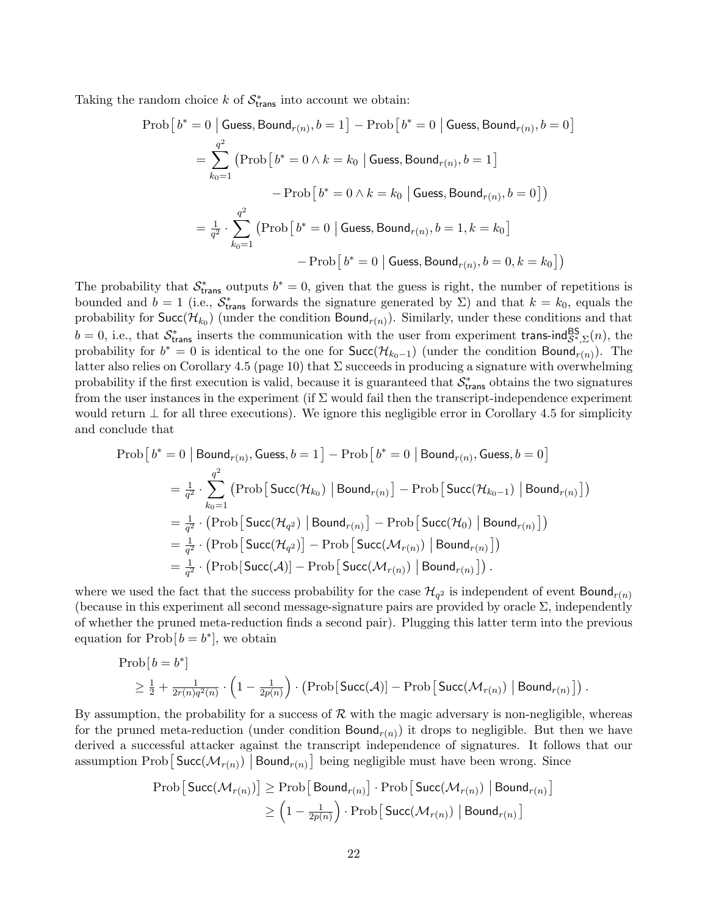Taking the random choice $k$ of $\mathcal{S}^*_{\mathsf{trans}}$ into account we obtain:

$$
\begin{aligned}
&\mathrm{Prob}\left[\, b^* = 0 \;\middle|\; \mathsf{Guess}, \mathsf{Bound}_{r(n)}, b = 1 \right] - \mathrm{Prob}\left[\, b^* = 0 \;\middle|\; \mathsf{Guess}, \mathsf{Bound}_{r(n)}, b = 0 \right] \\
&\quad = \sum_{k_0=1}^{q^2} \Big( \mathrm{Prob}\left[\, b^* = 0 \wedge k = k_0 \;\middle|\; \mathsf{Guess}, \mathsf{Bound}_{r(n)}, b = 1 \right] \\
&\qquad\qquad - \mathrm{Prob}\left[\, b^* = 0 \wedge k = k_0 \;\middle|\; \mathsf{Guess}, \mathsf{Bound}_{r(n)}, b = 0 \right] \Big) \\
&\quad = \tfrac{1}{q^2} \cdot \sum_{k_0=1}^{q^2} \Big( \mathrm{Prob}\left[\, b^* = 0 \;\middle|\; \mathsf{Guess}, \mathsf{Bound}_{r(n)}, b = 1, k = k_0 \right] \\
&\qquad\qquad - \mathrm{Prob}\left[\, b^* = 0 \;\middle|\; \mathsf{Guess}, \mathsf{Bound}_{r(n)}, b = 0, k = k_0 \right] \Big)
\end{aligned}
$$

The probability that $\mathcal{S}^*_{\mathsf{trans}}$ outputs $b^* = 0$, given that the guess is right, the number of repetitions is bounded and $b = 1$ (i.e., $\mathcal{S}^*_{\mathsf{trans}}$ forwards the signature generated by $\Sigma$) and that $k = k_0$, equals the probability for $\mathsf{Succ}(\mathcal{H}_{k_0})$ (under the condition $\mathsf{Bound}_{r(n)}$). Similarly, under these conditions and that $b = 0$, i.e., that $\mathcal{S}^*_{\mathsf{trans}}$ inserts the communication with the user from experiment $\mathsf{trans\text{-}ind}^{\mathsf{BS}}_{\mathcal{S}^*,\Sigma}(n)$, the probability for $b^* = 0$ is identical to the one for $\mathsf{Succ}(\mathcal{H}_{k_0-1})$ (under the condition $\mathsf{Bound}_{r(n)}$). The latter also relies on Corollary 4.5 (page 10) that $\Sigma$ succeeds in producing a signature with overwhelming probability if the first execution is valid, because it is guaranteed that $\mathcal{S}^*_{\mathsf{trans}}$ obtains the two signatures from the user instances in the experiment (if $\Sigma$ would fail then the transcript-independence experiment would return $\perp$ for all three executions). We ignore this negligible error in Corollary 4.5 for simplicity and conclude that

$$
\begin{aligned}
&\mathrm{Prob}\left[\, b^* = 0 \;\middle|\; \mathsf{Bound}_{r(n)}, \mathsf{Guess}, b = 1 \right] - \mathrm{Prob}\left[\, b^* = 0 \;\middle|\; \mathsf{Bound}_{r(n)}, \mathsf{Guess}, b = 0 \right] \\
&\quad = \tfrac{1}{q^2} \cdot \sum_{k_0=1}^{q^2} \Big( \mathrm{Prob}\left[\, \mathsf{Succ}(\mathcal{H}_{k_0}) \;\middle|\; \mathsf{Bound}_{r(n)} \right] - \mathrm{Prob}\left[\, \mathsf{Succ}(\mathcal{H}_{k_0-1}) \;\middle|\; \mathsf{Bound}_{r(n)} \right] \Big) \\
&\quad = \tfrac{1}{q^2} \cdot \Big( \mathrm{Prob}\left[\, \mathsf{Succ}(\mathcal{H}_{q^2}) \;\middle|\; \mathsf{Bound}_{r(n)} \right] - \mathrm{Prob}\left[\, \mathsf{Succ}(\mathcal{H}_{0}) \;\middle|\; \mathsf{Bound}_{r(n)} \right] \Big) \\
&\quad = \tfrac{1}{q^2} \cdot \Big( \mathrm{Prob}\left[\, \mathsf{Succ}(\mathcal{H}_{q^2}) \right] - \mathrm{Prob}\left[\, \mathsf{Succ}(\mathcal{M}_{r(n)}) \;\middle|\; \mathsf{Bound}_{r(n)} \right] \Big) \\
&\quad = \tfrac{1}{q^2} \cdot \Big( \mathrm{Prob}\left[\, \mathsf{Succ}(\mathcal{A}) \right] - \mathrm{Prob}\left[\, \mathsf{Succ}(\mathcal{M}_{r(n)}) \;\middle|\; \mathsf{Bound}_{r(n)} \right] \Big).
\end{aligned}
$$

where we used the fact that the success probability for the case $\mathcal{H}_{q^2}$ is independent of event $\mathsf{Bound}_{r(n)}$ (because in this experiment all second message-signature pairs are provided by oracle $\Sigma$, independently of whether the pruned meta-reduction finds a second pair). Plugging this latter term into the previous equation for $\mathrm{Prob}[\, b = b^*]$, we obtain

$$
\begin{aligned}
&\mathrm{Prob}[\, b = b^*] \\
&\quad \geq \tfrac{1}{2} + \tfrac{1}{2r(n)q^2(n)} \cdot \left(1 - \tfrac{1}{2p(n)}\right) \cdot \Big( \mathrm{Prob}[\, \mathsf{Succ}(\mathcal{A})] - \mathrm{Prob}\left[\, \mathsf{Succ}(\mathcal{M}_{r(n)}) \;\middle|\; \mathsf{Bound}_{r(n)} \right] \Big).
\end{aligned}
$$

By assumption, the probability for a success of $\mathcal{R}$ with the magic adversary is non-negligible, whereas for the pruned meta-reduction (under condition $\mathsf{Bound}_{r(n)}$) it drops to negligible. But then we have derived a successful attacker against the transcript independence of signatures. It follows that our assumption $\mathrm{Prob}\left[\, \mathsf{Succ}(\mathcal{M}_{r(n)}) \;\middle|\; \mathsf{Bound}_{r(n)} \right]$ being negligible must have been wrong. Since

$$
\begin{aligned}
\mathrm{Prob}\left[\, \mathsf{Succ}(\mathcal{M}_{r(n)}) \right] &\geq \mathrm{Prob}\left[\, \mathsf{Bound}_{r(n)} \right] \cdot \mathrm{Prob}\left[\, \mathsf{Succ}(\mathcal{M}_{r(n)}) \;\middle|\; \mathsf{Bound}_{r(n)} \right] \\
&\geq \left(1 - \tfrac{1}{2p(n)}\right) \cdot \mathrm{Prob}\left[\, \mathsf{Succ}(\mathcal{M}_{r(n)}) \;\middle|\; \mathsf{Bound}_{r(n)} \right]
\end{aligned}
$$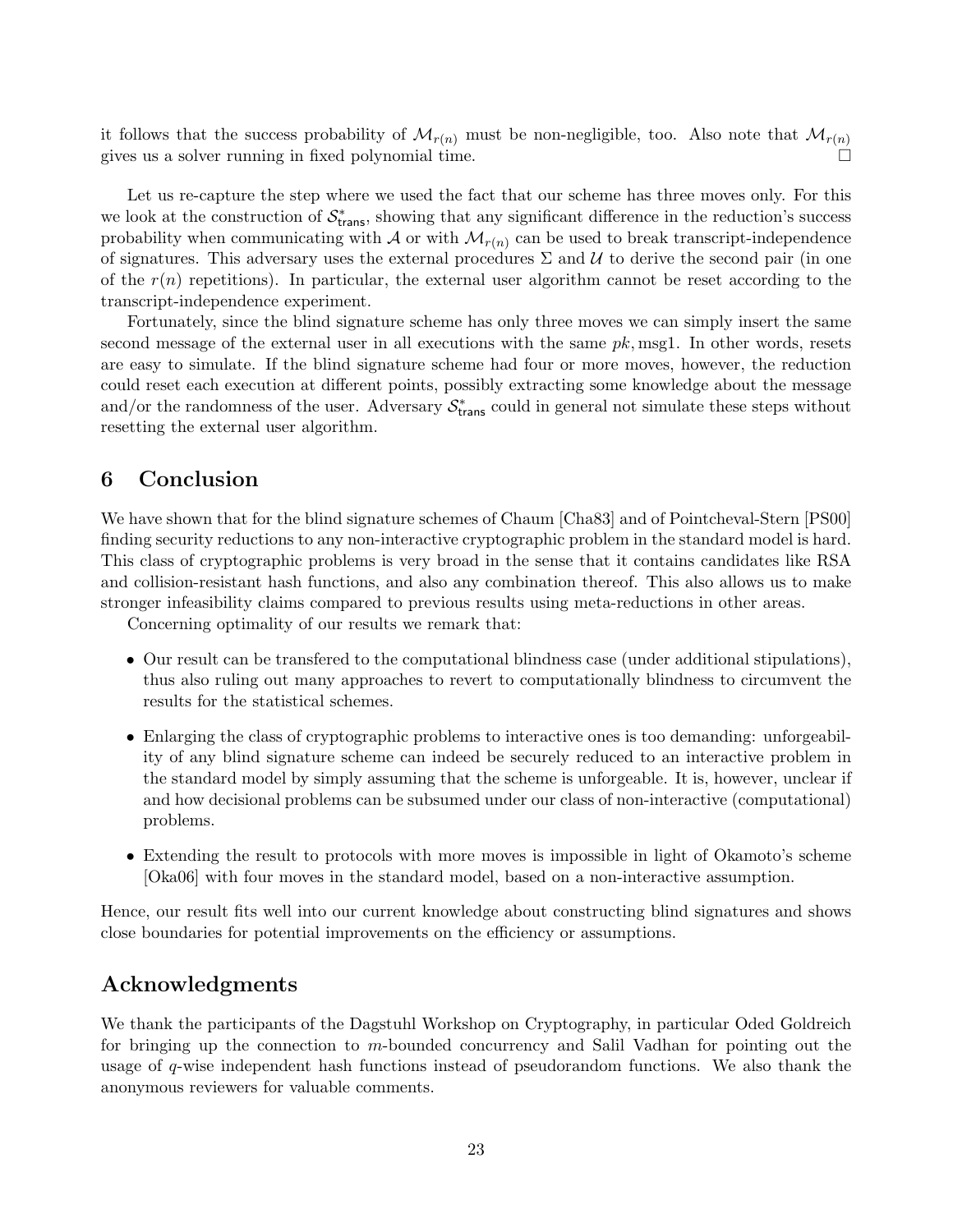it follows that the success probability of $\mathcal{M}_{r(n)}$ must be non-negligible, too. Also note that $\mathcal{M}_{r(n)}$ gives us a solver running in fixed polynomial time. □

Let us re-capture the step where we used the fact that our scheme has three moves only. For this we look at the construction of $\mathcal{S}^*_{\mathsf{trans}}$, showing that any significant difference in the reduction's success probability when communicating with $\mathcal{A}$ or with $\mathcal{M}_{r(n)}$ can be used to break transcript-independence of signatures. This adversary uses the external procedures $\Sigma$ and $\mathcal{U}$ to derive the second pair (in one of the $r(n)$ repetitions). In particular, the external user algorithm cannot be reset according to the transcript-independence experiment.

Fortunately, since the blind signature scheme has only three moves we can simply insert the same second message of the external user in all executions with the same $pk$, msg1. In other words, resets are easy to simulate. If the blind signature scheme had four or more moves, however, the reduction could reset each execution at different points, possibly extracting some knowledge about the message and/or the randomness of the user. Adversary $\mathcal{S}^*_{\mathsf{trans}}$ could in general not simulate these steps without resetting the external user algorithm.

## 6 Conclusion

We have shown that for the blind signature schemes of Chaum [Cha83] and of Pointcheval-Stern [PS00] finding security reductions to any non-interactive cryptographic problem in the standard model is hard. This class of cryptographic problems is very broad in the sense that it contains candidates like RSA and collision-resistant hash functions, and also any combination thereof. This also allows us to make stronger infeasibility claims compared to previous results using meta-reductions in other areas.

Concerning optimality of our results we remark that:

- Our result can be transfered to the computational blindness case (under additional stipulations), thus also ruling out many approaches to revert to computationally blindness to circumvent the results for the statistical schemes.
- Enlarging the class of cryptographic problems to interactive ones is too demanding: unforgeability of any blind signature scheme can indeed be securely reduced to an interactive problem in the standard model by simply assuming that the scheme is unforgeable. It is, however, unclear if and how decisional problems can be subsumed under our class of non-interactive (computational) problems.
- Extending the result to protocols with more moves is impossible in light of Okamoto's scheme [Oka06] with four moves in the standard model, based on a non-interactive assumption.

Hence, our result fits well into our current knowledge about constructing blind signatures and shows close boundaries for potential improvements on the efficiency or assumptions.

## Acknowledgments

We thank the participants of the Dagstuhl Workshop on Cryptography, in particular Oded Goldreich for bringing up the connection to $m$-bounded concurrency and Salil Vadhan for pointing out the usage of $q$-wise independent hash functions instead of pseudorandom functions. We also thank the anonymous reviewers for valuable comments.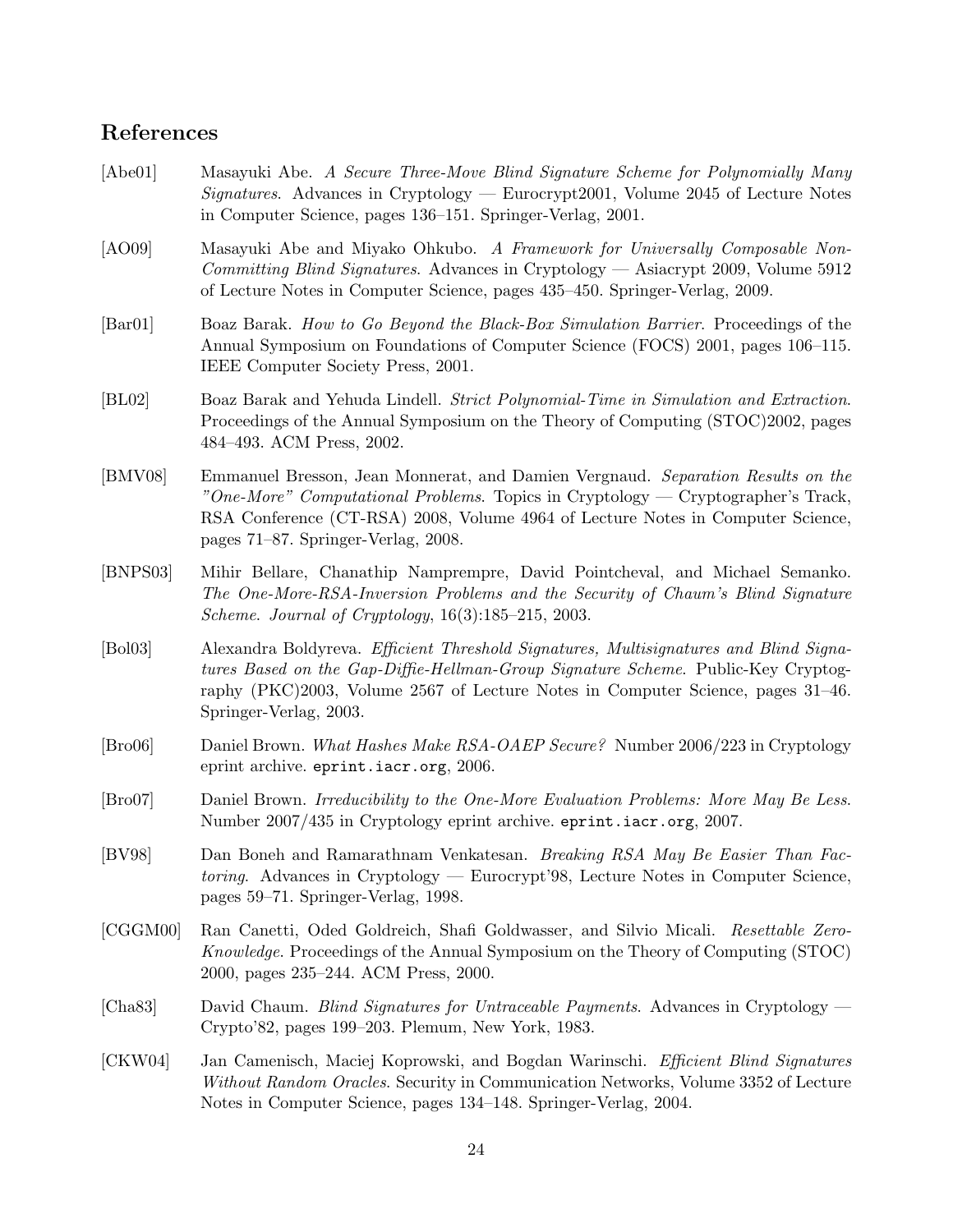## References

[Abe01] Masayuki Abe. *A Secure Three-Move Blind Signature Scheme for Polynomially Many Signatures*. Advances in Cryptology — Eurocrypt2001, Volume 2045 of Lecture Notes in Computer Science, pages 136–151. Springer-Verlag, 2001.

[AO09] Masayuki Abe and Miyako Ohkubo. *A Framework for Universally Composable Non-Committing Blind Signatures*. Advances in Cryptology — Asiacrypt 2009, Volume 5912 of Lecture Notes in Computer Science, pages 435–450. Springer-Verlag, 2009.

[Bar01] Boaz Barak. *How to Go Beyond the Black-Box Simulation Barrier*. Proceedings of the Annual Symposium on Foundations of Computer Science (FOCS) 2001, pages 106–115. IEEE Computer Society Press, 2001.

[BL02] Boaz Barak and Yehuda Lindell. *Strict Polynomial-Time in Simulation and Extraction*. Proceedings of the Annual Symposium on the Theory of Computing (STOC)2002, pages 484–493. ACM Press, 2002.

[BMV08] Emmanuel Bresson, Jean Monnerat, and Damien Vergnaud. *Separation Results on the "One-More" Computational Problems*. Topics in Cryptology — Cryptographer's Track, RSA Conference (CT-RSA) 2008, Volume 4964 of Lecture Notes in Computer Science, pages 71–87. Springer-Verlag, 2008.

[BNPS03] Mihir Bellare, Chanathip Namprempre, David Pointcheval, and Michael Semanko. *The One-More-RSA-Inversion Problems and the Security of Chaum's Blind Signature Scheme*. *Journal of Cryptology*, 16(3):185–215, 2003.

[Bol03] Alexandra Boldyreva. *Efficient Threshold Signatures, Multisignatures and Blind Signatures Based on the Gap-Diffie-Hellman-Group Signature Scheme*. Public-Key Cryptography (PKC)2003, Volume 2567 of Lecture Notes in Computer Science, pages 31–46. Springer-Verlag, 2003.

[Bro06] Daniel Brown. *What Hashes Make RSA-OAEP Secure?* Number 2006/223 in Cryptology eprint archive. `eprint.iacr.org`, 2006.

[Bro07] Daniel Brown. *Irreducibility to the One-More Evaluation Problems: More May Be Less*. Number 2007/435 in Cryptology eprint archive. `eprint.iacr.org`, 2007.

[BV98] Dan Boneh and Ramarathnam Venkatesan. *Breaking RSA May Be Easier Than Factoring*. Advances in Cryptology — Eurocrypt'98, Lecture Notes in Computer Science, pages 59–71. Springer-Verlag, 1998.

[CGGM00] Ran Canetti, Oded Goldreich, Shafi Goldwasser, and Silvio Micali. *Resettable Zero-Knowledge*. Proceedings of the Annual Symposium on the Theory of Computing (STOC) 2000, pages 235–244. ACM Press, 2000.

[Cha83] David Chaum. *Blind Signatures for Untraceable Payments*. Advances in Cryptology — Crypto'82, pages 199–203. Plemum, New York, 1983.

[CKW04] Jan Camenisch, Maciej Koprowski, and Bogdan Warinschi. *Efficient Blind Signatures Without Random Oracles*. Security in Communication Networks, Volume 3352 of Lecture Notes in Computer Science, pages 134–148. Springer-Verlag, 2004.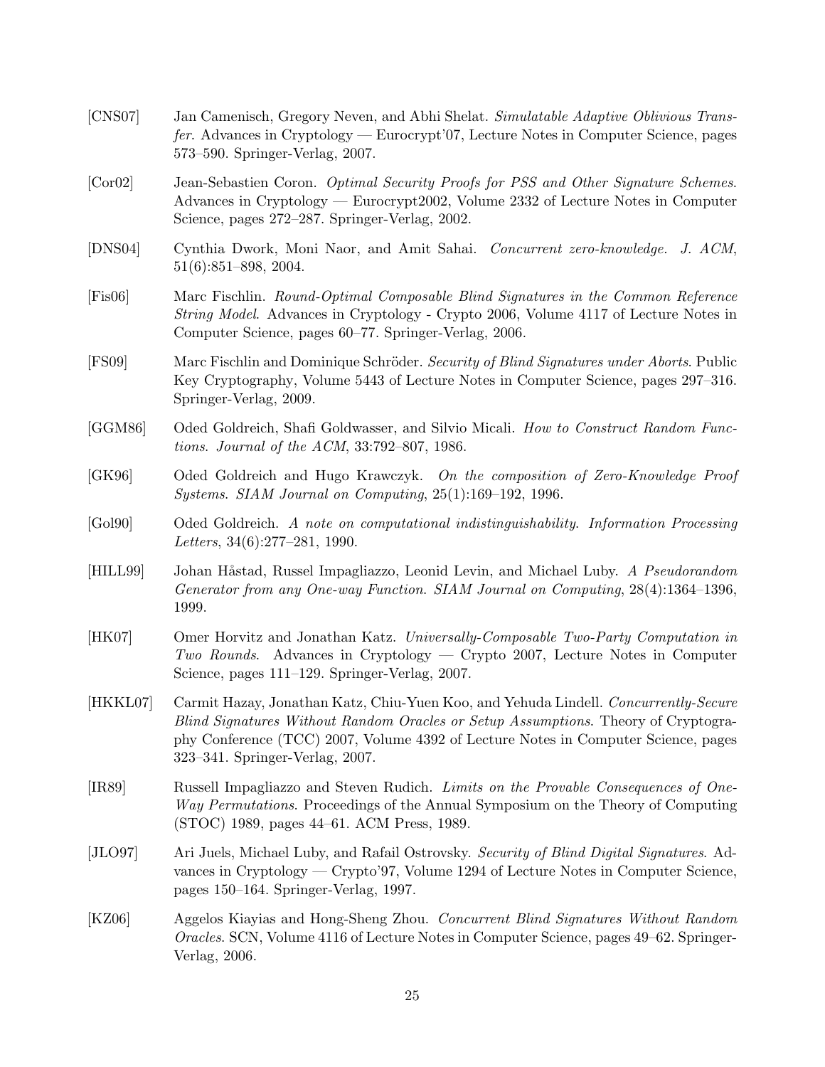[CNS07] Jan Camenisch, Gregory Neven, and Abhi Shelat. *Simulatable Adaptive Oblivious Transfer*. Advances in Cryptology — Eurocrypt'07, Lecture Notes in Computer Science, pages 573–590. Springer-Verlag, 2007.

[Cor02] Jean-Sebastien Coron. *Optimal Security Proofs for PSS and Other Signature Schemes*. Advances in Cryptology — Eurocrypt2002, Volume 2332 of Lecture Notes in Computer Science, pages 272–287. Springer-Verlag, 2002.

[DNS04] Cynthia Dwork, Moni Naor, and Amit Sahai. *Concurrent zero-knowledge. J. ACM*, 51(6):851–898, 2004.

[Fis06] Marc Fischlin. *Round-Optimal Composable Blind Signatures in the Common Reference String Model*. Advances in Cryptology - Crypto 2006, Volume 4117 of Lecture Notes in Computer Science, pages 60–77. Springer-Verlag, 2006.

[FS09] Marc Fischlin and Dominique Schröder. *Security of Blind Signatures under Aborts*. Public Key Cryptography, Volume 5443 of Lecture Notes in Computer Science, pages 297–316. Springer-Verlag, 2009.

[GGM86] Oded Goldreich, Shafi Goldwasser, and Silvio Micali. *How to Construct Random Functions. Journal of the ACM*, 33:792–807, 1986.

[GK96] Oded Goldreich and Hugo Krawczyk. *On the composition of Zero-Knowledge Proof Systems. SIAM Journal on Computing*, 25(1):169–192, 1996.

[Gol90] Oded Goldreich. *A note on computational indistinguishability. Information Processing Letters*, 34(6):277–281, 1990.

[HILL99] Johan Håstad, Russel Impagliazzo, Leonid Levin, and Michael Luby. *A Pseudorandom Generator from any One-way Function. SIAM Journal on Computing*, 28(4):1364–1396, 1999.

[HK07] Omer Horvitz and Jonathan Katz. *Universally-Composable Two-Party Computation in Two Rounds*. Advances in Cryptology — Crypto 2007, Lecture Notes in Computer Science, pages 111–129. Springer-Verlag, 2007.

[HKKL07] Carmit Hazay, Jonathan Katz, Chiu-Yuen Koo, and Yehuda Lindell. *Concurrently-Secure Blind Signatures Without Random Oracles or Setup Assumptions*. Theory of Cryptography Conference (TCC) 2007, Volume 4392 of Lecture Notes in Computer Science, pages 323–341. Springer-Verlag, 2007.

[IR89] Russell Impagliazzo and Steven Rudich. *Limits on the Provable Consequences of One-Way Permutations*. Proceedings of the Annual Symposium on the Theory of Computing (STOC) 1989, pages 44–61. ACM Press, 1989.

[JLO97] Ari Juels, Michael Luby, and Rafail Ostrovsky. *Security of Blind Digital Signatures*. Advances in Cryptology — Crypto'97, Volume 1294 of Lecture Notes in Computer Science, pages 150–164. Springer-Verlag, 1997.

[KZ06] Aggelos Kiayias and Hong-Sheng Zhou. *Concurrent Blind Signatures Without Random Oracles*. SCN, Volume 4116 of Lecture Notes in Computer Science, pages 49–62. Springer-Verlag, 2006.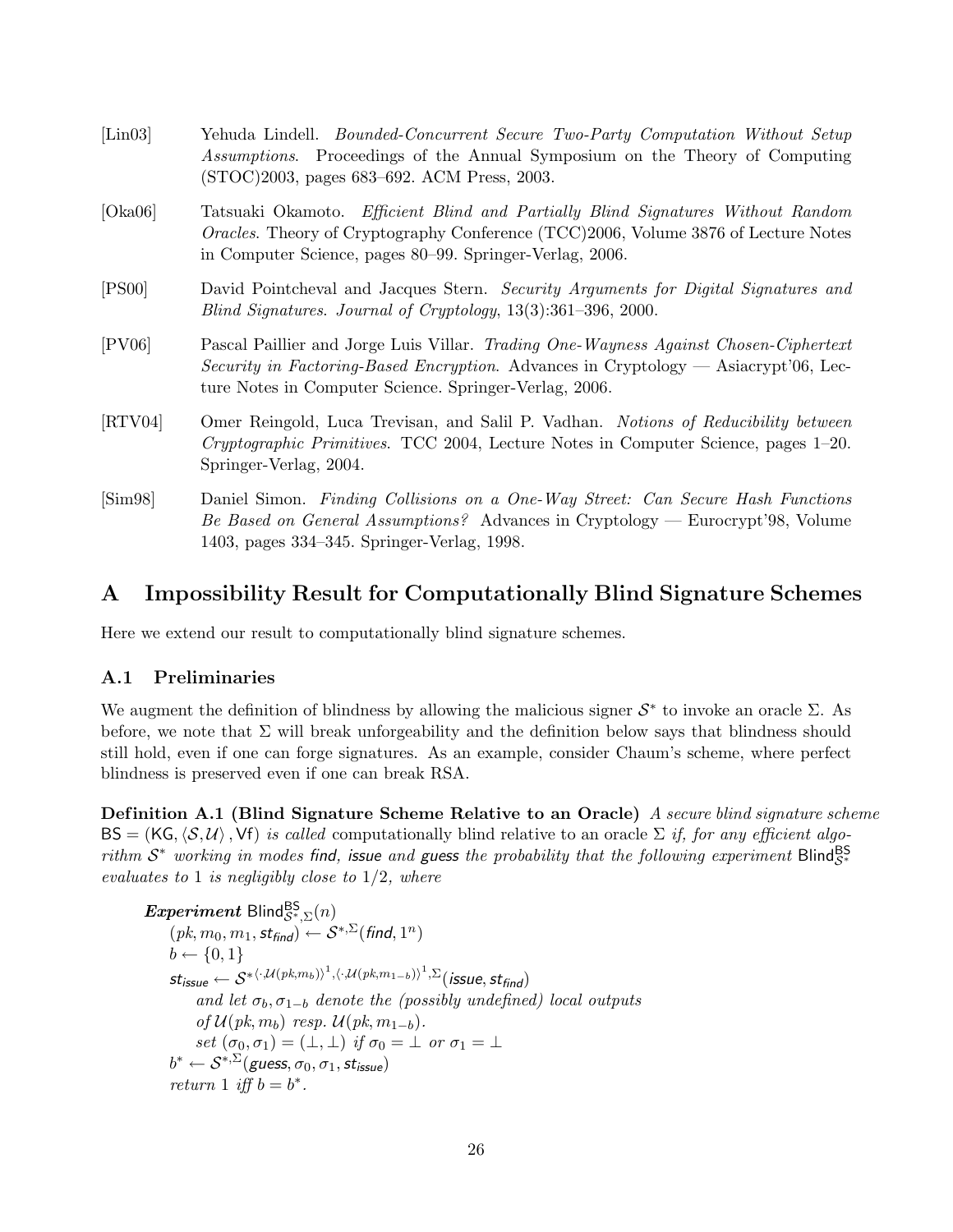[Lin03] Yehuda Lindell. *Bounded-Concurrent Secure Two-Party Computation Without Setup Assumptions*. Proceedings of the Annual Symposium on the Theory of Computing (STOC)2003, pages 683–692. ACM Press, 2003.

[Oka06] Tatsuaki Okamoto. *Efficient Blind and Partially Blind Signatures Without Random Oracles*. Theory of Cryptography Conference (TCC)2006, Volume 3876 of Lecture Notes in Computer Science, pages 80–99. Springer-Verlag, 2006.

[PS00] David Pointcheval and Jacques Stern. *Security Arguments for Digital Signatures and Blind Signatures. Journal of Cryptology*, 13(3):361–396, 2000.

[PV06] Pascal Paillier and Jorge Luis Villar. *Trading One-Wayness Against Chosen-Ciphertext Security in Factoring-Based Encryption*. Advances in Cryptology — Asiacrypt'06, Lecture Notes in Computer Science. Springer-Verlag, 2006.

[RTV04] Omer Reingold, Luca Trevisan, and Salil P. Vadhan. *Notions of Reducibility between Cryptographic Primitives*. TCC 2004, Lecture Notes in Computer Science, pages 1–20. Springer-Verlag, 2004.

[Sim98] Daniel Simon. *Finding Collisions on a One-Way Street: Can Secure Hash Functions Be Based on General Assumptions?* Advances in Cryptology — Eurocrypt'98, Volume 1403, pages 334–345. Springer-Verlag, 1998.

# A Impossibility Result for Computationally Blind Signature Schemes

Here we extend our result to computationally blind signature schemes.

## A.1 Preliminaries

We augment the definition of blindness by allowing the malicious signer $\mathcal{S}^*$ to invoke an oracle $\Sigma$. As before, we note that $\Sigma$ will break unforgeability and the definition below says that blindness should still hold, even if one can forge signatures. As an example, consider Chaum's scheme, where perfect blindness is preserved even if one can break RSA.

**Definition A.1 (Blind Signature Scheme Relative to an Oracle)** *A secure blind signature scheme* $\mathsf{BS} = (\mathsf{KG}, \langle \mathcal{S}, \mathcal{U} \rangle, \mathsf{Vf})$ *is called* computationally blind relative to an oracle $\Sigma$ *if, for any efficient algorithm* $\mathcal{S}^*$ *working in modes* find, issue *and* guess *the probability that the following experiment* $\mathsf{Blind}^{\mathsf{BS}}_{\mathcal{S}^*}$ *evaluates to* 1 *is negligibly close to* 1/2*, where*

> ***Experiment*** $\mathsf{Blind}^{\mathsf{BS}}_{\mathcal{S}^*,\Sigma}(n)$
> $(pk, m_0, m_1, st_{find}) \leftarrow \mathcal{S}^{*,\Sigma}(\mathit{find}, 1^n)$
> $b \leftarrow \{0,1\}$
> $st_{issue} \leftarrow \mathcal{S}^{*\langle \cdot, \mathcal{U}(pk, m_b)\rangle^1, \langle \cdot, \mathcal{U}(pk, m_{1-b})\rangle^1, \Sigma}(\mathit{issue}, st_{find})$
> *and let* $\sigma_b, \sigma_{1-b}$ *denote the (possibly undefined) local outputs of* $\mathcal{U}(pk, m_b)$ *resp.* $\mathcal{U}(pk, m_{1-b})$.
> *set* $(\sigma_0, \sigma_1) = (\perp, \perp)$ *if* $\sigma_0 = \perp$ *or* $\sigma_1 = \perp$
> $b^* \leftarrow \mathcal{S}^{*,\Sigma}(\mathit{guess}, \sigma_0, \sigma_1, st_{issue})$
> *return* 1 *iff* $b = b^*$.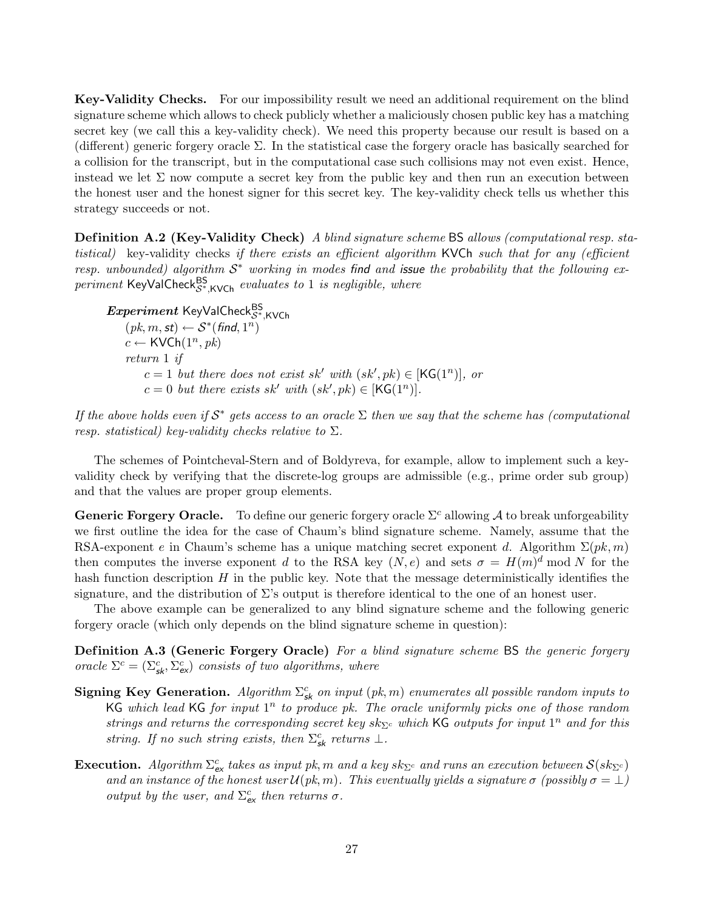**Key-Validity Checks.** For our impossibility result we need an additional requirement on the blind signature scheme which allows to check publicly whether a maliciously chosen public key has a matching secret key (we call this a key-validity check). We need this property because our result is based on a (different) generic forgery oracle $\Sigma$. In the statistical case the forgery oracle has basically searched for a collision for the transcript, but in the computational case such collisions may not even exist. Hence, instead we let $\Sigma$ now compute a secret key from the public key and then run an execution between the honest user and the honest signer for this secret key. The key-validity check tells us whether this strategy succeeds or not.

**Definition A.2 (Key-Validity Check)** *A blind signature scheme* $\mathsf{BS}$ *allows (computational resp. statistical)* key-validity checks *if there exists an efficient algorithm* $\mathsf{KVCh}$ *such that for any (efficient resp. unbounded) algorithm* $\mathcal{S}^*$ *working in modes* $\mathit{find}$ *and* $\mathit{issue}$ *the probability that the following experiment* $\mathsf{KeyValCheck}^{\mathsf{BS}}_{\mathcal{S}^*,\mathsf{KVCh}}$ *evaluates to* 1 *is negligible, where*

> ***Experiment*** $\mathsf{KeyValCheck}^{\mathsf{BS}}_{\mathcal{S}^*,\mathsf{KVCh}}$
> $(pk, m, st) \leftarrow \mathcal{S}^*(\mathit{find}, 1^n)$
> $c \leftarrow \mathsf{KVCh}(1^n, pk)$
> *return* 1 *if*
> $c = 1$ *but there does not exist* $sk'$ *with* $(sk', pk) \in [\mathsf{KG}(1^n)]$*, or*
> $c = 0$ *but there exists* $sk'$ *with* $(sk', pk) \in [\mathsf{KG}(1^n)]$.

*If the above holds even if* $\mathcal{S}^*$ *gets access to an oracle* $\Sigma$ *then we say that the scheme has (computational resp. statistical) key-validity checks relative to* $\Sigma$.

The schemes of Pointcheval-Stern and of Boldyreva, for example, allow to implement such a key-validity check by verifying that the discrete-log groups are admissible (e.g., prime order sub group) and that the values are proper group elements.

**Generic Forgery Oracle.** To define our generic forgery oracle $\Sigma^c$ allowing $\mathcal{A}$ to break unforgeability we first outline the idea for the case of Chaum's blind signature scheme. Namely, assume that the RSA-exponent $e$ in Chaum's scheme has a unique matching secret exponent $d$. Algorithm $\Sigma(pk, m)$ then computes the inverse exponent $d$ to the RSA key $(N, e)$ and sets $\sigma = H(m)^d \bmod N$ for the hash function description $H$ in the public key. Note that the message deterministically identifies the signature, and the distribution of $\Sigma$'s output is therefore identical to the one of an honest user.

The above example can be generalized to any blind signature scheme and the following generic forgery oracle (which only depends on the blind signature scheme in question):

**Definition A.3 (Generic Forgery Oracle)** *For a blind signature scheme* $\mathsf{BS}$ *the generic forgery oracle* $\Sigma^c = (\Sigma^c_{\mathsf{sk}}, \Sigma^c_{\mathsf{ex}})$ *consists of two algorithms, where*

- **Signing Key Generation.** *Algorithm* $\Sigma^c_{\mathsf{sk}}$ *on input* $(pk, m)$ *enumerates all possible random inputs to* $\mathsf{KG}$ *which lead* $\mathsf{KG}$ *for input* $1^n$ *to produce* $pk$*. The oracle uniformly picks one of those random strings and returns the corresponding secret key* $sk_{\Sigma^c}$ *which* $\mathsf{KG}$ *outputs for input* $1^n$ *and for this string. If no such string exists, then* $\Sigma^c_{\mathsf{sk}}$ *returns* $\perp$.
- **Execution.** *Algorithm* $\Sigma^c_{\mathsf{ex}}$ *takes as input* $pk, m$ *and a key* $sk_{\Sigma^c}$ *and runs an execution between* $\mathcal{S}(sk_{\Sigma^c})$ *and an instance of the honest user* $\mathcal{U}(pk, m)$*. This eventually yields a signature* $\sigma$ *(possibly* $\sigma = \perp$*) output by the user, and* $\Sigma^c_{\mathsf{ex}}$ *then returns* $\sigma$.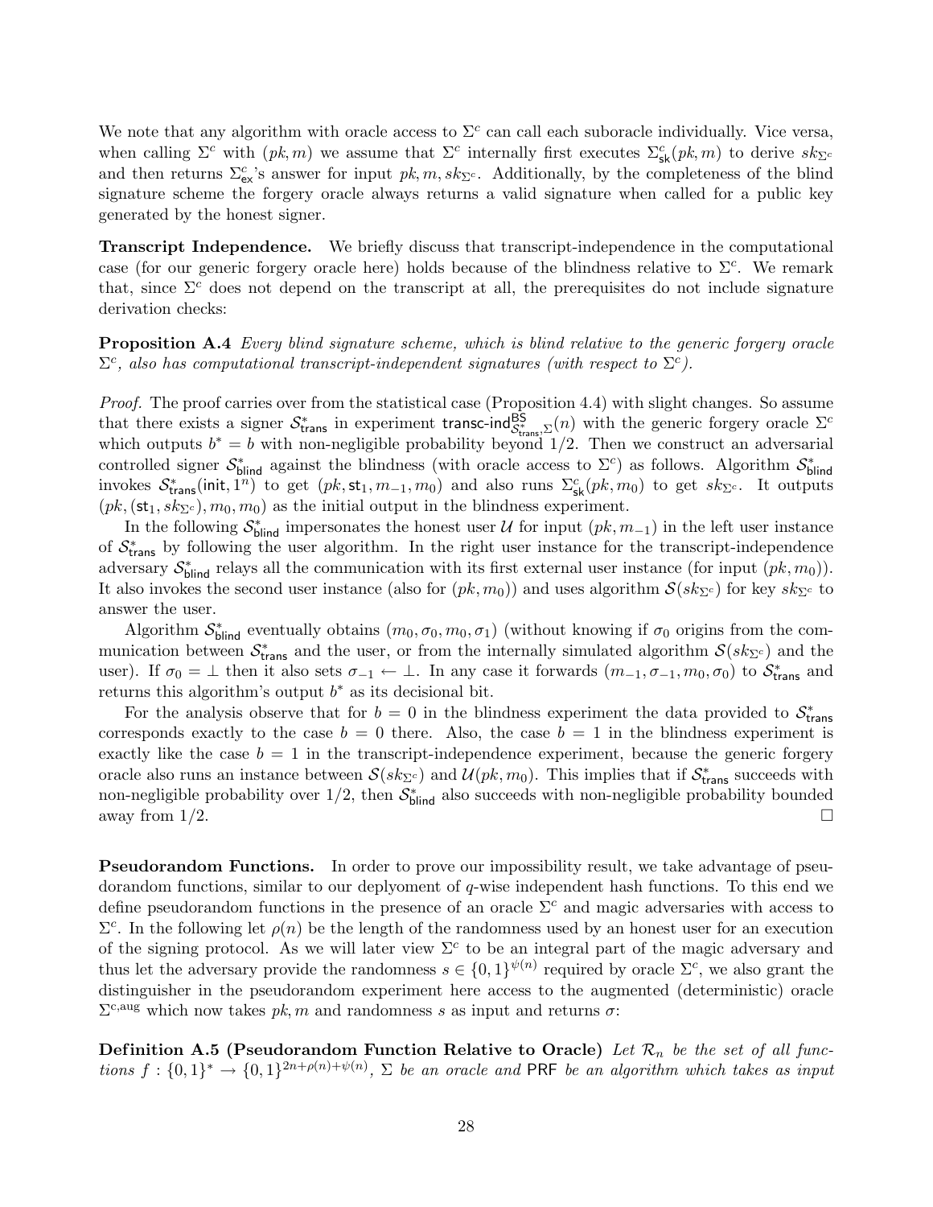We note that any algorithm with oracle access to $\Sigma^c$ can call each suboracle individually. Vice versa, when calling $\Sigma^c$ with $(pk, m)$ we assume that $\Sigma^c$ internally first executes $\Sigma^c_{\mathsf{sk}}(pk, m)$ to derive $sk_{\Sigma^c}$ and then returns $\Sigma^c_{\mathsf{ex}}$'s answer for input $pk, m, sk_{\Sigma^c}$. Additionally, by the completeness of the blind signature scheme the forgery oracle always returns a valid signature when called for a public key generated by the honest signer.

**Transcript Independence.** We briefly discuss that transcript-independence in the computational case (for our generic forgery oracle here) holds because of the blindness relative to $\Sigma^c$. We remark that, since $\Sigma^c$ does not depend on the transcript at all, the prerequisites do not include signature derivation checks:

**Proposition A.4** *Every blind signature scheme, which is blind relative to the generic forgery oracle $\Sigma^c$, also has computational transcript-independent signatures (with respect to $\Sigma^c$).*

*Proof.* The proof carries over from the statistical case (Proposition 4.4) with slight changes. So assume that there exists a signer $\mathcal{S}^*_{\mathsf{trans}}$ in experiment $\mathsf{transc\text{-}ind}^{\mathsf{BS}}_{\mathcal{S}^*_{\mathsf{trans}},\Sigma}(n)$ with the generic forgery oracle $\Sigma^c$ which outputs $b^* = b$ with non-negligible probability beyond $1/2$. Then we construct an adversarial controlled signer $\mathcal{S}^*_{\mathsf{blind}}$ against the blindness (with oracle access to $\Sigma^c$) as follows. Algorithm $\mathcal{S}^*_{\mathsf{blind}}$ invokes $\mathcal{S}^*_{\mathsf{trans}}(\mathsf{init}, 1^n)$ to get $(pk, \mathsf{st}_1, m_{-1}, m_0)$ and also runs $\Sigma^c_{\mathsf{sk}}(pk, m_0)$ to get $sk_{\Sigma^c}$. It outputs $(pk, (\mathsf{st}_1, sk_{\Sigma^c}), m_0, m_0)$ as the initial output in the blindness experiment.

In the following $\mathcal{S}^*_{\mathsf{blind}}$ impersonates the honest user $\mathcal{U}$ for input $(pk, m_{-1})$ in the left user instance of $\mathcal{S}^*_{\mathsf{trans}}$ by following the user algorithm. In the right user instance for the transcript-independence adversary $\mathcal{S}^*_{\mathsf{blind}}$ relays all the communication with its first external user instance (for input $(pk, m_0)$). It also invokes the second user instance (also for $(pk, m_0)$) and uses algorithm $\mathcal{S}(sk_{\Sigma^c})$ for key $sk_{\Sigma^c}$ to answer the user.

Algorithm $\mathcal{S}^*_{\mathsf{blind}}$ eventually obtains $(m_0, \sigma_0, m_0, \sigma_1)$ (without knowing if $\sigma_0$ origins from the communication between $\mathcal{S}^*_{\mathsf{trans}}$ and the user, or from the internally simulated algorithm $\mathcal{S}(sk_{\Sigma^c})$ and the user). If $\sigma_0 = \bot$ then it also sets $\sigma_{-1} \leftarrow \bot$. In any case it forwards $(m_{-1}, \sigma_{-1}, m_0, \sigma_0)$ to $\mathcal{S}^*_{\mathsf{trans}}$ and returns this algorithm's output $b^*$ as its decisional bit.

For the analysis observe that for $b = 0$ in the blindness experiment the data provided to $\mathcal{S}^*_{\mathsf{trans}}$ corresponds exactly to the case $b = 0$ there. Also, the case $b = 1$ in the blindness experiment is exactly like the case $b = 1$ in the transcript-independence experiment, because the generic forgery oracle also runs an instance between $\mathcal{S}(sk_{\Sigma^c})$ and $\mathcal{U}(pk, m_0)$. This implies that if $\mathcal{S}^*_{\mathsf{trans}}$ succeeds with non-negligible probability over $1/2$, then $\mathcal{S}^*_{\mathsf{blind}}$ also succeeds with non-negligible probability bounded away from $1/2$. □

**Pseudorandom Functions.** In order to prove our impossibility result, we take advantage of pseudorandom functions, similar to our deplyoment of $q$-wise independent hash functions. To this end we define pseudorandom functions in the presence of an oracle $\Sigma^c$ and magic adversaries with access to $\Sigma^c$. In the following let $\rho(n)$ be the length of the randomness used by an honest user for an execution of the signing protocol. As we will later view $\Sigma^c$ to be an integral part of the magic adversary and thus let the adversary provide the randomness $s \in \{0,1\}^{\psi(n)}$ required by oracle $\Sigma^c$, we also grant the distinguisher in the pseudorandom experiment here access to the augmented (deterministic) oracle $\Sigma^{c,\mathrm{aug}}$ which now takes $pk, m$ and randomness $s$ as input and returns $\sigma$:

**Definition A.5 (Pseudorandom Function Relative to Oracle)** *Let $\mathcal{R}_n$ be the set of all functions $f : \{0,1\}^* \to \{0,1\}^{2n+\rho(n)+\psi(n)}$, $\Sigma$ be an oracle and* $\mathsf{PRF}$ *be an algorithm which takes as input*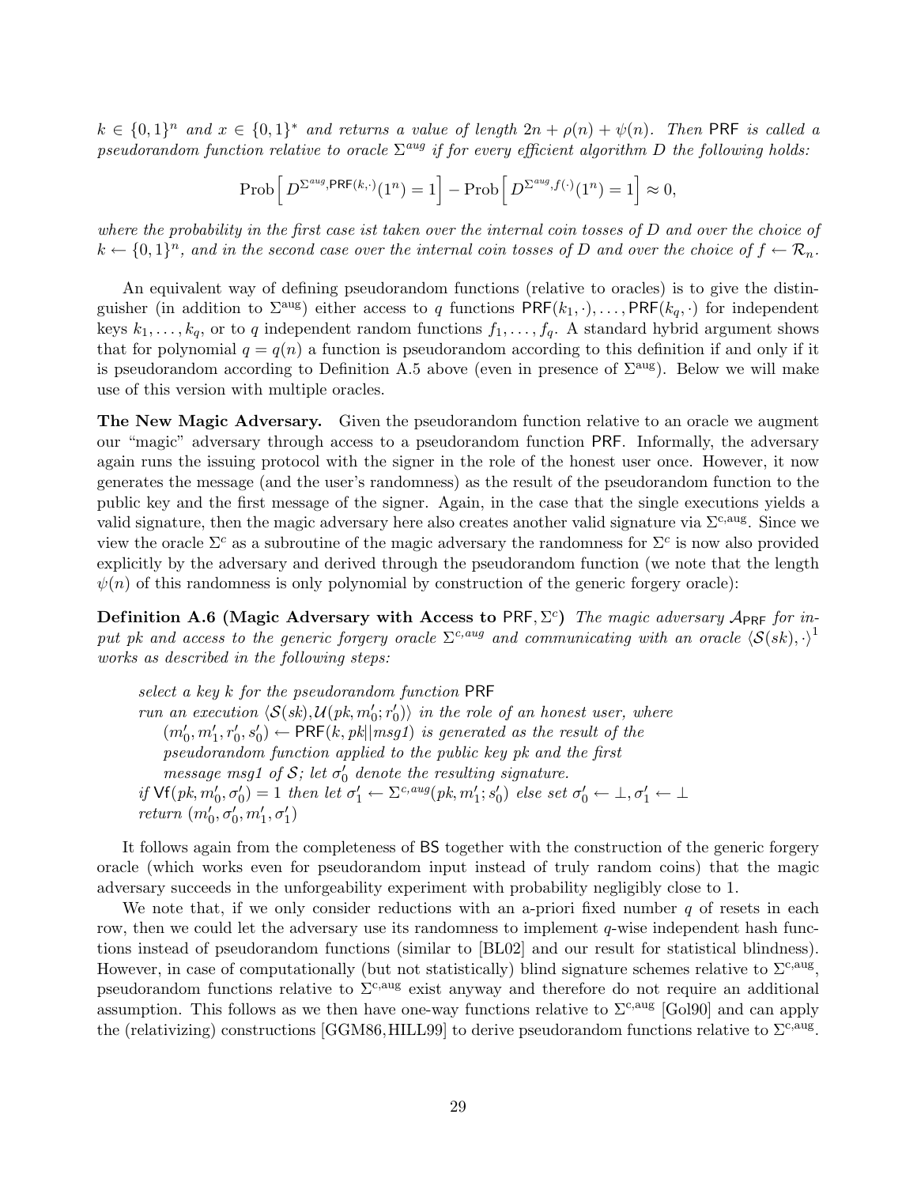*$k \in \{0,1\}^n$ and $x \in \{0,1\}^*$ and returns a value of length $2n + \rho(n) + \psi(n)$. Then* PRF *is called a pseudorandom function relative to oracle $\Sigma^{aug}$ if for every efficient algorithm $D$ the following holds:*

$$\text{Prob}\left[\, D^{\Sigma^{aug},\mathsf{PRF}(k,\cdot)}(1^n) = 1 \right] - \text{Prob}\left[\, D^{\Sigma^{aug},f(\cdot)}(1^n) = 1 \right] \approx 0,$$

*where the probability in the first case ist taken over the internal coin tosses of $D$ and over the choice of $k \leftarrow \{0,1\}^n$, and in the second case over the internal coin tosses of $D$ and over the choice of $f \leftarrow \mathcal{R}_n$.*

An equivalent way of defining pseudorandom functions (relative to oracles) is to give the distinguisher (in addition to $\Sigma^{\text{aug}}$) either access to $q$ functions $\mathsf{PRF}(k_1,\cdot),\ldots,\mathsf{PRF}(k_q,\cdot)$ for independent keys $k_1,\ldots,k_q$, or to $q$ independent random functions $f_1,\ldots,f_q$. A standard hybrid argument shows that for polynomial $q = q(n)$ a function is pseudorandom according to this definition if and only if it is pseudorandom according to Definition A.5 above (even in presence of $\Sigma^{\text{aug}}$). Below we will make use of this version with multiple oracles.

**The New Magic Adversary.** Given the pseudorandom function relative to an oracle we augment our "magic" adversary through access to a pseudorandom function PRF. Informally, the adversary again runs the issuing protocol with the signer in the role of the honest user once. However, it now generates the message (and the user's randomness) as the result of the pseudorandom function to the public key and the first message of the signer. Again, in the case that the single executions yields a valid signature, then the magic adversary here also creates another valid signature via $\Sigma^{\text{c,aug}}$. Since we view the oracle $\Sigma^c$ as a subroutine of the magic adversary the randomness for $\Sigma^c$ is now also provided explicitly by the adversary and derived through the pseudorandom function (we note that the length $\psi(n)$ of this randomness is only polynomial by construction of the generic forgery oracle):

**Definition A.6 (Magic Adversary with Access to $\mathsf{PRF}, \Sigma^c$)** *The magic adversary $\mathcal{A}_{\mathsf{PRF}}$ for input pk and access to the generic forgery oracle $\Sigma^{c,aug}$ and communicating with an oracle $\langle \mathcal{S}(sk),\cdot\rangle$[1] works as described in the following steps:*

> *select a key $k$ for the pseudorandom function* PRF
> *run an execution $\langle \mathcal{S}(sk), \mathcal{U}(pk, m_0'; r_0')\rangle$ in the role of an honest user, where*
> *$(m_0', m_1', r_0', s_0') \leftarrow \mathsf{PRF}(k, pk\|msg1)$ is generated as the result of the*
> *pseudorandom function applied to the public key pk and the first*
> *message msg1 of $\mathcal{S}$; let $\sigma_0'$ denote the resulting signature.*
> *if $\mathsf{Vf}(pk, m_0', \sigma_0') = 1$ then let $\sigma_1' \leftarrow \Sigma^{c,aug}(pk, m_1'; s_0')$ else set $\sigma_0' \leftarrow \perp, \sigma_1' \leftarrow \perp$*
> *return $(m_0', \sigma_0', m_1', \sigma_1')$*

It follows again from the completeness of BS together with the construction of the generic forgery oracle (which works even for pseudorandom input instead of truly random coins) that the magic adversary succeeds in the unforgeability experiment with probability negligibly close to 1.

We note that, if we only consider reductions with an a-priori fixed number $q$ of resets in each row, then we could let the adversary use its randomness to implement $q$-wise independent hash functions instead of pseudorandom functions (similar to [BL02] and our result for statistical blindness). However, in case of computationally (but not statistically) blind signature schemes relative to $\Sigma^{\text{c,aug}}$, pseudorandom functions relative to $\Sigma^{\text{c,aug}}$ exist anyway and therefore do not require an additional assumption. This follows as we then have one-way functions relative to $\Sigma^{\text{c,aug}}$ [Gol90] and can apply the (relativizing) constructions [GGM86,HILL99] to derive pseudorandom functions relative to $\Sigma^{\text{c,aug}}$.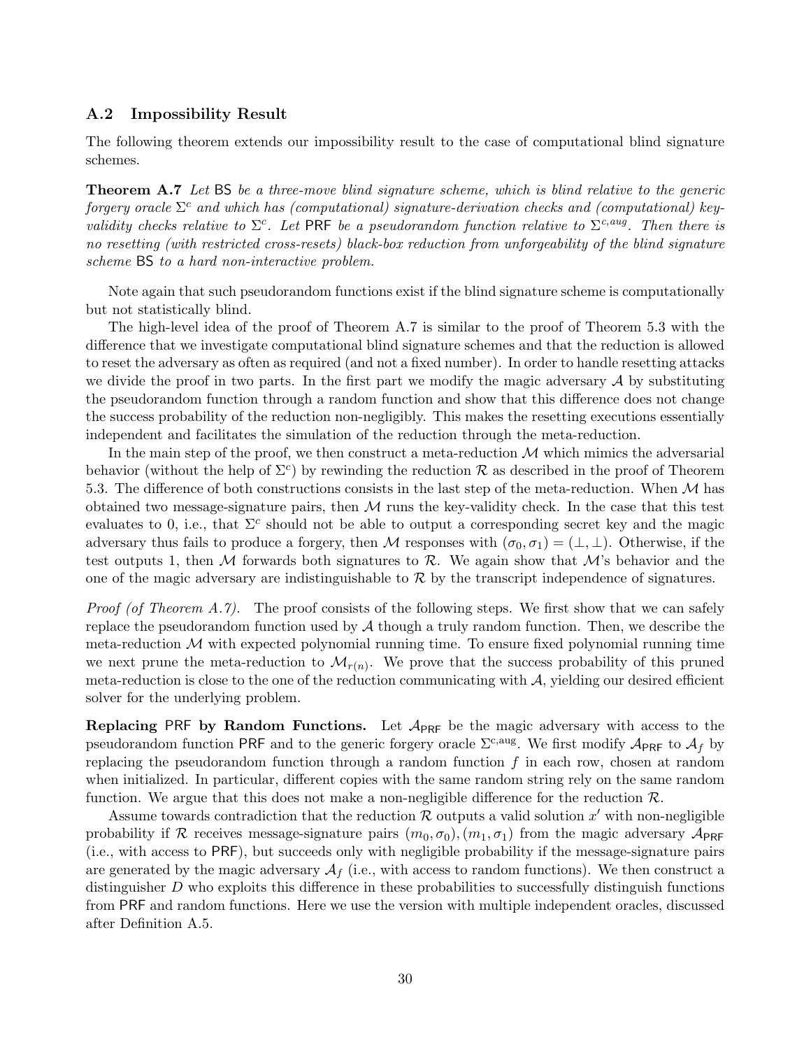### A.2 Impossibility Result

The following theorem extends our impossibility result to the case of computational blind signature schemes.

**Theorem A.7** *Let* BS *be a three-move blind signature scheme, which is blind relative to the generic forgery oracle* $\Sigma^c$ *and which has (computational) signature-derivation checks and (computational) key-validity checks relative to* $\Sigma^c$*. Let* PRF *be a pseudorandom function relative to* $\Sigma^{c,aug}$*. Then there is no resetting (with restricted cross-resets) black-box reduction from unforgeability of the blind signature scheme* BS *to a hard non-interactive problem.*

Note again that such pseudorandom functions exist if the blind signature scheme is computationally but not statistically blind.

The high-level idea of the proof of Theorem A.7 is similar to the proof of Theorem 5.3 with the difference that we investigate computational blind signature schemes and that the reduction is allowed to reset the adversary as often as required (and not a fixed number). In order to handle resetting attacks we divide the proof in two parts. In the first part we modify the magic adversary $\mathcal{A}$ by substituting the pseudorandom function through a random function and show that this difference does not change the success probability of the reduction non-negligibly. This makes the resetting executions essentially independent and facilitates the simulation of the reduction through the meta-reduction.

In the main step of the proof, we then construct a meta-reduction $\mathcal{M}$ which mimics the adversarial behavior (without the help of $\Sigma^c$) by rewinding the reduction $\mathcal{R}$ as described in the proof of Theorem 5.3. The difference of both constructions consists in the last step of the meta-reduction. When $\mathcal{M}$ has obtained two message-signature pairs, then $\mathcal{M}$ runs the key-validity check. In the case that this test evaluates to 0, i.e., that $\Sigma^c$ should not be able to output a corresponding secret key and the magic adversary thus fails to produce a forgery, then $\mathcal{M}$ responses with $(\sigma_0, \sigma_1) = (\perp, \perp)$. Otherwise, if the test outputs 1, then $\mathcal{M}$ forwards both signatures to $\mathcal{R}$. We again show that $\mathcal{M}$'s behavior and the one of the magic adversary are indistinguishable to $\mathcal{R}$ by the transcript independence of signatures.

*Proof (of Theorem A.7).* The proof consists of the following steps. We first show that we can safely replace the pseudorandom function used by $\mathcal{A}$ though a truly random function. Then, we describe the meta-reduction $\mathcal{M}$ with expected polynomial running time. To ensure fixed polynomial running time we next prune the meta-reduction to $\mathcal{M}_{r(n)}$. We prove that the success probability of this pruned meta-reduction is close to the one of the reduction communicating with $\mathcal{A}$, yielding our desired efficient solver for the underlying problem.

**Replacing PRF by Random Functions.** Let $\mathcal{A}_{\mathsf{PRF}}$ be the magic adversary with access to the pseudorandom function PRF and to the generic forgery oracle $\Sigma^{c,\text{aug}}$. We first modify $\mathcal{A}_{\mathsf{PRF}}$ to $\mathcal{A}_f$ by replacing the pseudorandom function through a random function $f$ in each row, chosen at random when initialized. In particular, different copies with the same random string rely on the same random function. We argue that this does not make a non-negligible difference for the reduction $\mathcal{R}$.

Assume towards contradiction that the reduction $\mathcal{R}$ outputs a valid solution $x'$ with non-negligible probability if $\mathcal{R}$ receives message-signature pairs $(m_0, \sigma_0), (m_1, \sigma_1)$ from the magic adversary $\mathcal{A}_{\mathsf{PRF}}$ (i.e., with access to PRF), but succeeds only with negligible probability if the message-signature pairs are generated by the magic adversary $\mathcal{A}_f$ (i.e., with access to random functions). We then construct a distinguisher $D$ who exploits this difference in these probabilities to successfully distinguish functions from PRF and random functions. Here we use the version with multiple independent oracles, discussed after Definition A.5.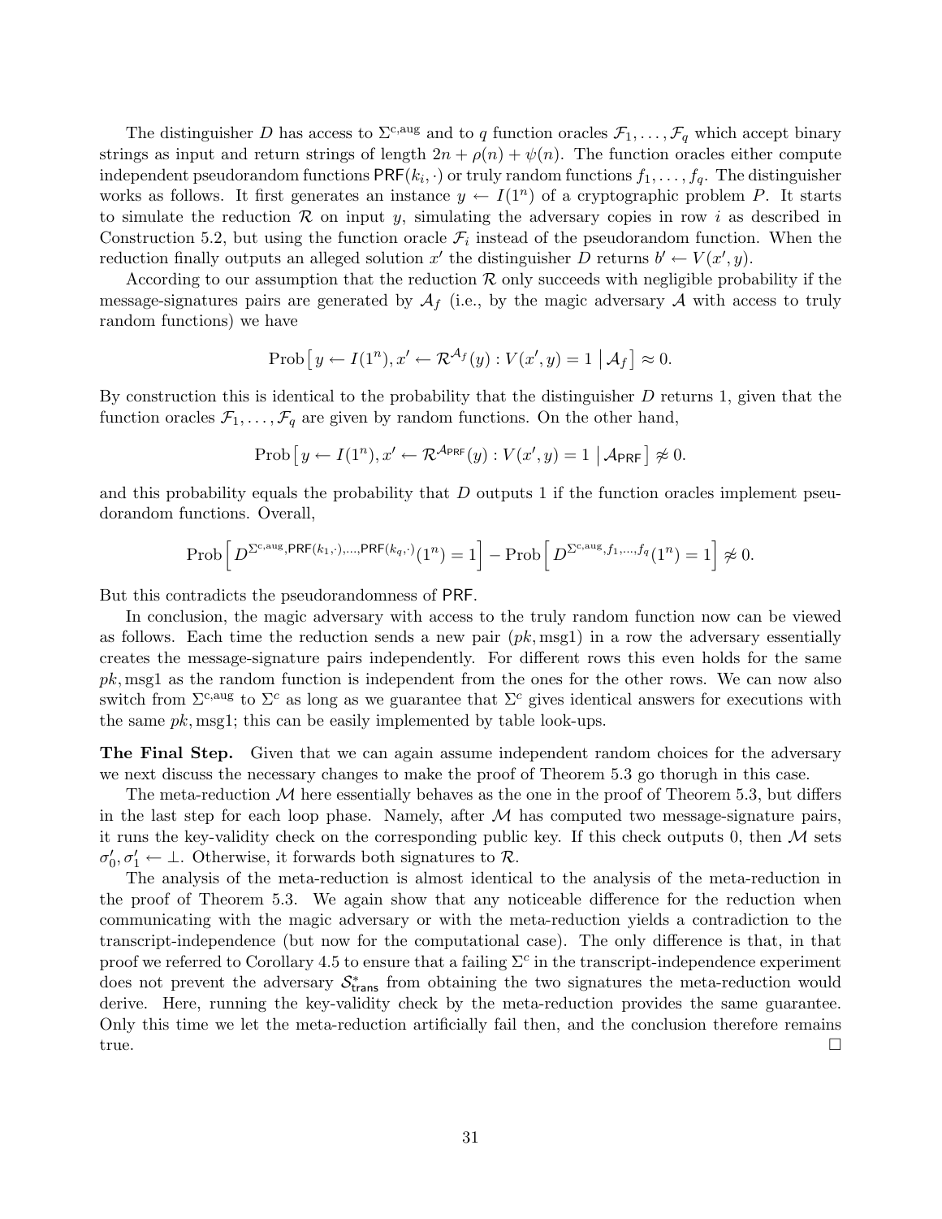The distinguisher $D$ has access to $\Sigma^{\text{c,aug}}$ and to $q$ function oracles $\mathcal{F}_1, \ldots, \mathcal{F}_q$ which accept binary strings as input and return strings of length $2n + \rho(n) + \psi(n)$. The function oracles either compute independent pseudorandom functions $\mathsf{PRF}(k_i, \cdot)$ or truly random functions $f_1, \ldots, f_q$. The distinguisher works as follows. It first generates an instance $y \leftarrow I(1^n)$ of a cryptographic problem $P$. It starts to simulate the reduction $\mathcal{R}$ on input $y$, simulating the adversary copies in row $i$ as described in Construction 5.2, but using the function oracle $\mathcal{F}_i$ instead of the pseudorandom function. When the reduction finally outputs an alleged solution $x'$ the distinguisher $D$ returns $b' \leftarrow V(x', y)$.

According to our assumption that the reduction $\mathcal{R}$ only succeeds with negligible probability if the message-signatures pairs are generated by $\mathcal{A}_f$ (i.e., by the magic adversary $\mathcal{A}$ with access to truly random functions) we have

$$\text{Prob}\left[\, y \leftarrow I(1^n), x' \leftarrow \mathcal{R}^{\mathcal{A}_f}(y) : V(x', y) = 1 \,\middle|\, \mathcal{A}_f \right] \approx 0.$$

By construction this is identical to the probability that the distinguisher $D$ returns 1, given that the function oracles $\mathcal{F}_1, \ldots, \mathcal{F}_q$ are given by random functions. On the other hand,

$$\text{Prob}\left[\, y \leftarrow I(1^n), x' \leftarrow \mathcal{R}^{\mathcal{A}_{\mathsf{PRF}}}(y) : V(x', y) = 1 \,\middle|\, \mathcal{A}_{\mathsf{PRF}} \right] \not\approx 0.$$

and this probability equals the probability that $D$ outputs 1 if the function oracles implement pseudorandom functions. Overall,

$$\text{Prob}\left[\, D^{\Sigma^{\text{c,aug}}, \mathsf{PRF}(k_1, \cdot), \ldots, \mathsf{PRF}(k_q, \cdot)}(1^n) = 1 \right] - \text{Prob}\left[\, D^{\Sigma^{\text{c,aug}}, f_1, \ldots, f_q}(1^n) = 1 \right] \not\approx 0.$$

But this contradicts the pseudorandomness of $\mathsf{PRF}$.

In conclusion, the magic adversary with access to the truly random function now can be viewed as follows. Each time the reduction sends a new pair $(pk, \text{msg1})$ in a row the adversary essentially creates the message-signature pairs independently. For different rows this even holds for the same $pk, \text{msg1}$ as the random function is independent from the ones for the other rows. We can now also switch from $\Sigma^{\text{c,aug}}$ to $\Sigma^{c}$ as long as we guarantee that $\Sigma^{c}$ gives identical answers for executions with the same $pk, \text{msg1}$; this can be easily implemented by table look-ups.

**The Final Step.** Given that we can again assume independent random choices for the adversary we next discuss the necessary changes to make the proof of Theorem 5.3 go thorugh in this case.

The meta-reduction $\mathcal{M}$ here essentially behaves as the one in the proof of Theorem 5.3, but differs in the last step for each loop phase. Namely, after $\mathcal{M}$ has computed two message-signature pairs, it runs the key-validity check on the corresponding public key. If this check outputs 0, then $\mathcal{M}$ sets $\sigma_0', \sigma_1' \leftarrow \bot$. Otherwise, it forwards both signatures to $\mathcal{R}$.

The analysis of the meta-reduction is almost identical to the analysis of the meta-reduction in the proof of Theorem 5.3. We again show that any noticeable difference for the reduction when communicating with the magic adversary or with the meta-reduction yields a contradiction to the transcript-independence (but now for the computational case). The only difference is that, in that proof we referred to Corollary 4.5 to ensure that a failing $\Sigma^{c}$ in the transcript-independence experiment does not prevent the adversary $\mathcal{S}^{*}_{\mathsf{trans}}$ from obtaining the two signatures the meta-reduction would derive. Here, running the key-validity check by the meta-reduction provides the same guarantee. Only this time we let the meta-reduction artificially fail then, and the conclusion therefore remains true. $\square$